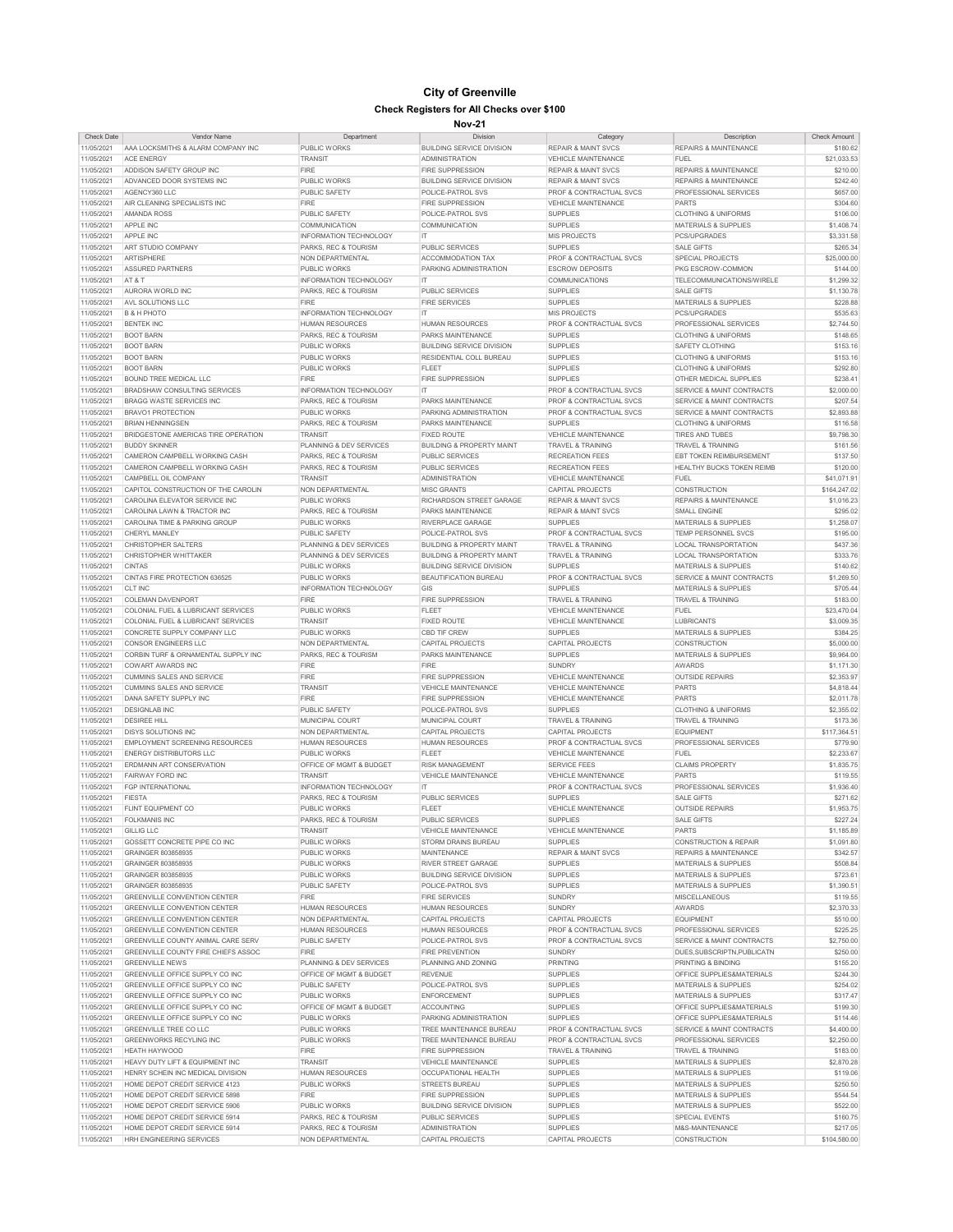# City of Greenville

## Check Registers for All Checks over $100

### Nov-21

| Check Date | Vendor Name | Department | Division | Category | Description | Check Amount |
|---|---|---|---|---|---|---|
| 11/05/2021 | AAA LOCKSMITHS & ALARM COMPANY INC | PUBLIC WORKS | BUILDING SERVICE DIVISION | REPAIR & MAINT SVCS | REPAIRS & MAINTENANCE | $180.62 |
| 11/05/2021 | ACE ENERGY | TRANSIT | ADMINISTRATION | VEHICLE MAINTENANCE | FUEL | $21,033.53 |
| 11/05/2021 | ADDISON SAFETY GROUP INC | FIRE | FIRE SUPPRESSION | REPAIR & MAINT SVCS | REPAIRS & MAINTENANCE | $210.00 |
| 11/05/2021 | ADVANCED DOOR SYSTEMS INC | PUBLIC WORKS | BUILDING SERVICE DIVISION | REPAIR & MAINT SVCS | REPAIRS & MAINTENANCE | $242.40 |
| 11/05/2021 | AGENCY360 LLC | PUBLIC SAFETY | POLICE-PATROL SVS | PROF & CONTRACTUAL SVCS | PROFESSIONAL SERVICES | $657.00 |
| 11/05/2021 | AIR CLEANING SPECIALISTS INC | FIRE | FIRE SUPPRESSION | VEHICLE MAINTENANCE | PARTS | $304.60 |
| 11/05/2021 | AMANDA ROSS | PUBLIC SAFETY | POLICE-PATROL SVS | SUPPLIES | CLOTHING & UNIFORMS | $106.00 |
| 11/05/2021 | APPLE INC | COMMUNICATION | COMMUNICATION | SUPPLIES | MATERIALS & SUPPLIES | $1,408.74 |
| 11/05/2021 | APPLE INC | INFORMATION TECHNOLOGY | IT | MIS PROJECTS | PCS/UPGRADES | $3,331.58 |
| 11/05/2021 | ART STUDIO COMPANY | PARKS, REC & TOURISM | PUBLIC SERVICES | SUPPLIES | SALE GIFTS | $265.34 |
| 11/05/2021 | ARTISPHERE | NON DEPARTMENTAL | ACCOMMODATION TAX | PROF & CONTRACTUAL SVCS | SPECIAL PROJECTS | $25,000.00 |
| 11/05/2021 | ASSURED PARTNERS | PUBLIC WORKS | PARKING ADMINISTRATION | ESCROW DEPOSITS | PKG ESCROW-COMMON | $144.00 |
| 11/05/2021 | AT & T | INFORMATION TECHNOLOGY | IT | COMMUNICATIONS | TELECOMMUNICATIONS/WIRELE | $1,299.32 |
| 11/05/2021 | AURORA WORLD INC | PARKS, REC & TOURISM | PUBLIC SERVICES | SUPPLIES | SALE GIFTS | $1,130.78 |
| 11/05/2021 | AVL SOLUTIONS LLC | FIRE | FIRE SERVICES | SUPPLIES | MATERIALS & SUPPLIES | $228.88 |
| 11/05/2021 | B & H PHOTO | INFORMATION TECHNOLOGY | IT | MIS PROJECTS | PCS/UPGRADES | $535.63 |
| 11/05/2021 | BENTEK INC | HUMAN RESOURCES | HUMAN RESOURCES | PROF & CONTRACTUAL SVCS | PROFESSIONAL SERVICES | $2,744.50 |
| 11/05/2021 | BOOT BARN | PARKS, REC & TOURISM | PARKS MAINTENANCE | SUPPLIES | CLOTHING & UNIFORMS | $148.65 |
| 11/05/2021 | BOOT BARN | PUBLIC WORKS | BUILDING SERVICE DIVISION | SUPPLIES | SAFETY CLOTHING | $153.16 |
| 11/05/2021 | BOOT BARN | PUBLIC WORKS | RESIDENTIAL COLL BUREAU | SUPPLIES | CLOTHING & UNIFORMS | $153.16 |
| 11/05/2021 | BOOT BARN | PUBLIC WORKS | FLEET | SUPPLIES | CLOTHING & UNIFORMS | $292.80 |
| 11/05/2021 | BOUND TREE MEDICAL LLC | FIRE | FIRE SUPPRESSION | SUPPLIES | OTHER MEDICAL SUPPLIES | $238.41 |
| 11/05/2021 | BRADSHAW CONSULTING SERVICES | INFORMATION TECHNOLOGY | IT | PROF & CONTRACTUAL SVCS | SERVICE & MAINT CONTRACTS | $2,000.00 |
| 11/05/2021 | BRAGG WASTE SERVICES INC | PARKS, REC & TOURISM | PARKS MAINTENANCE | PROF & CONTRACTUAL SVCS | SERVICE & MAINT CONTRACTS | $207.54 |
| 11/05/2021 | BRAVO1 PROTECTION | PUBLIC WORKS | PARKING ADMINISTRATION | PROF & CONTRACTUAL SVCS | SERVICE & MAINT CONTRACTS | $2,893.88 |
| 11/05/2021 | BRIAN HENNINGSEN | PARKS, REC & TOURISM | PARKS MAINTENANCE | SUPPLIES | CLOTHING & UNIFORMS | $116.58 |
| 11/05/2021 | BRIDGESTONE AMERICAS TIRE OPERATION | TRANSIT | FIXED ROUTE | VEHICLE MAINTENANCE | TIRES AND TUBES | $9,798.30 |
| 11/05/2021 | BUDDY SKINNER | PLANNING & DEV SERVICES | BUILDING & PROPERTY MAINT | TRAVEL & TRAINING | TRAVEL & TRAINING | $161.56 |
| 11/05/2021 | CAMERON CAMPBELL WORKING CASH | PARKS, REC & TOURISM | PUBLIC SERVICES | RECREATION FEES | EBT TOKEN REIMBURSEMENT | $137.50 |
| 11/05/2021 | CAMERON CAMPBELL WORKING CASH | PARKS, REC & TOURISM | PUBLIC SERVICES | RECREATION FEES | HEALTHY BUCKS TOKEN REIMB | $120.00 |
| 11/05/2021 | CAMPBELL OIL COMPANY | TRANSIT | ADMINISTRATION | VEHICLE MAINTENANCE | FUEL | $41,071.91 |
| 11/05/2021 | CAPITOL CONSTRUCTION OF THE CAROLIN | NON DEPARTMENTAL | MISC GRANTS | CAPITAL PROJECTS | CONSTRUCTION | $164,247.02 |
| 11/05/2021 | CAROLINA ELEVATOR SERVICE INC | PUBLIC WORKS | RICHARDSON STREET GARAGE | REPAIR & MAINT SVCS | REPAIRS & MAINTENANCE | $1,016.23 |
| 11/05/2021 | CAROLINA LAWN & TRACTOR INC | PARKS, REC & TOURISM | PARKS MAINTENANCE | REPAIR & MAINT SVCS | SMALL ENGINE | $295.02 |
| 11/05/2021 | CAROLINA TIME & PARKING GROUP | PUBLIC WORKS | RIVERPLACE GARAGE | SUPPLIES | MATERIALS & SUPPLIES | $1,258.07 |
| 11/05/2021 | CHERYL MANLEY | PUBLIC SAFETY | POLICE-PATROL SVS | PROF & CONTRACTUAL SVCS | TEMP PERSONNEL SVCS | $195.00 |
| 11/05/2021 | CHRISTOPHER SALTERS | PLANNING & DEV SERVICES | BUILDING & PROPERTY MAINT | TRAVEL & TRAINING | LOCAL TRANSPORTATION | $437.36 |
| 11/05/2021 | CHRISTOPHER WHITTAKER | PLANNING & DEV SERVICES | BUILDING & PROPERTY MAINT | TRAVEL & TRAINING | LOCAL TRANSPORTATION | $333.76 |
| 11/05/2021 | CINTAS | PUBLIC WORKS | BUILDING SERVICE DIVISION | SUPPLIES | MATERIALS & SUPPLIES | $140.62 |
| 11/05/2021 | CINTAS FIRE PROTECTION 636525 | PUBLIC WORKS | BEAUTIFICATION BUREAU | PROF & CONTRACTUAL SVCS | SERVICE & MAINT CONTRACTS | $1,269.50 |
| 11/05/2021 | CLT INC | INFORMATION TECHNOLOGY | GIS | SUPPLIES | MATERIALS & SUPPLIES | $705.44 |
| 11/05/2021 | COLEMAN DAVENPORT | FIRE | FIRE SUPPRESSION | TRAVEL & TRAINING | TRAVEL & TRAINING | $183.00 |
| 11/05/2021 | COLONIAL FUEL & LUBRICANT SERVICES | PUBLIC WORKS | FLEET | VEHICLE MAINTENANCE | FUEL | $23,470.04 |
| 11/05/2021 | COLONIAL FUEL & LUBRICANT SERVICES | TRANSIT | FIXED ROUTE | VEHICLE MAINTENANCE | LUBRICANTS | $3,009.35 |
| 11/05/2021 | CONCRETE SUPPLY COMPANY LLC | PUBLIC WORKS | CBD TIF CREW | SUPPLIES | MATERIALS & SUPPLIES | $384.25 |
| 11/05/2021 | CONSOR ENGINEERS LLC | NON DEPARTMENTAL | CAPITAL PROJECTS | CAPITAL PROJECTS | CONSTRUCTION | $5,000.00 |
| 11/05/2021 | CORBIN TURF & ORNAMENTAL SUPPLY INC | PARKS, REC & TOURISM | PARKS MAINTENANCE | SUPPLIES | MATERIALS & SUPPLIES | $9,964.00 |
| 11/05/2021 | COWART AWARDS INC | FIRE | FIRE | SUNDRY | AWARDS | $1,171.30 |
| 11/05/2021 | CUMMINS SALES AND SERVICE | FIRE | FIRE SUPPRESSION | VEHICLE MAINTENANCE | OUTSIDE REPAIRS | $2,353.97 |
| 11/05/2021 | CUMMINS SALES AND SERVICE | TRANSIT | VEHICLE MAINTENANCE | VEHICLE MAINTENANCE | PARTS | $4,818.44 |
| 11/05/2021 | DANA SAFETY SUPPLY INC | FIRE | FIRE SUPPRESSION | VEHICLE MAINTENANCE | PARTS | $2,011.78 |
| 11/05/2021 | DESIGNLAB INC | PUBLIC SAFETY | POLICE-PATROL SVS | SUPPLIES | CLOTHING & UNIFORMS | $2,355.02 |
| 11/05/2021 | DESIREE HILL | MUNICIPAL COURT | MUNICIPAL COURT | TRAVEL & TRAINING | TRAVEL & TRAINING | $173.36 |
| 11/05/2021 | DISYS SOLUTIONS INC | NON DEPARTMENTAL | CAPITAL PROJECTS | CAPITAL PROJECTS | EQUIPMENT | $117,364.51 |
| 11/05/2021 | EMPLOYMENT SCREENING RESOURCES | HUMAN RESOURCES | HUMAN RESOURCES | PROF & CONTRACTUAL SVCS | PROFESSIONAL SERVICES | $779.90 |
| 11/05/2021 | ENERGY DISTRIBUTORS LLC | PUBLIC WORKS | FLEET | VEHICLE MAINTENANCE | FUEL | $2,233.67 |
| 11/05/2021 | ERDMANN ART CONSERVATION | OFFICE OF MGMT & BUDGET | RISK MANAGEMENT | SERVICE FEES | CLAIMS PROPERTY | $1,835.75 |
| 11/05/2021 | FAIRWAY FORD INC | TRANSIT | VEHICLE MAINTENANCE | VEHICLE MAINTENANCE | PARTS | $119.55 |
| 11/05/2021 | FGP INTERNATIONAL | INFORMATION TECHNOLOGY | IT | PROF & CONTRACTUAL SVCS | PROFESSIONAL SERVICES | $1,936.40 |
| 11/05/2021 | FIESTA | PARKS, REC & TOURISM | PUBLIC SERVICES | SUPPLIES | SALE GIFTS | $271.62 |
| 11/05/2021 | FLINT EQUIPMENT CO | PUBLIC WORKS | FLEET | VEHICLE MAINTENANCE | OUTSIDE REPAIRS | $1,953.75 |
| 11/05/2021 | FOLKMANIS INC | PARKS, REC & TOURISM | PUBLIC SERVICES | SUPPLIES | SALE GIFTS | $227.24 |
| 11/05/2021 | GILLIG LLC | TRANSIT | VEHICLE MAINTENANCE | VEHICLE MAINTENANCE | PARTS | $1,185.89 |
| 11/05/2021 | GOSSETT CONCRETE PIPE CO INC | PUBLIC WORKS | STORM DRAINS BUREAU | SUPPLIES | CONSTRUCTION & REPAIR | $1,091.80 |
| 11/05/2021 | GRAINGER 803858935 | PUBLIC WORKS | MAINTENANCE | REPAIR & MAINT SVCS | REPAIRS & MAINTENANCE | $342.57 |
| 11/05/2021 | GRAINGER 803858935 | PUBLIC WORKS | RIVER STREET GARAGE | SUPPLIES | MATERIALS & SUPPLIES | $508.84 |
| 11/05/2021 | GRAINGER 803858935 | PUBLIC WORKS | BUILDING SERVICE DIVISION | SUPPLIES | MATERIALS & SUPPLIES | $723.61 |
| 11/05/2021 | GRAINGER 803858935 | PUBLIC SAFETY | POLICE-PATROL SVS | SUPPLIES | MATERIALS & SUPPLIES | $1,390.51 |
| 11/05/2021 | GREENVILLE CONVENTION CENTER | FIRE | FIRE SERVICES | SUNDRY | MISCELLANEOUS | $119.55 |
| 11/05/2021 | GREENVILLE CONVENTION CENTER | HUMAN RESOURCES | HUMAN RESOURCES | SUNDRY | AWARDS | $2,370.33 |
| 11/05/2021 | GREENVILLE CONVENTION CENTER | NON DEPARTMENTAL | CAPITAL PROJECTS | CAPITAL PROJECTS | EQUIPMENT | $510.00 |
| 11/05/2021 | GREENVILLE CONVENTION CENTER | HUMAN RESOURCES | HUMAN RESOURCES | PROF & CONTRACTUAL SVCS | PROFESSIONAL SERVICES | $225.25 |
| 11/05/2021 | GREENVILLE COUNTY ANIMAL CARE SERV | PUBLIC SAFETY | POLICE-PATROL SVS | PROF & CONTRACTUAL SVCS | SERVICE & MAINT CONTRACTS | $2,750.00 |
| 11/05/2021 | GREENVILLE COUNTY FIRE CHIEFS ASSOC | FIRE | FIRE PREVENTION | SUNDRY | DUES,SUBSCRIPTN,PUBLICATN | $250.00 |
| 11/05/2021 | GREENVILLE NEWS | PLANNING & DEV SERVICES | PLANNING AND ZONING | PRINTING | PRINTING & BINDING | $155.20 |
| 11/05/2021 | GREENVILLE OFFICE SUPPLY CO INC | OFFICE OF MGMT & BUDGET | REVENUE | SUPPLIES | OFFICE SUPPLIES&MATERIALS | $244.30 |
| 11/05/2021 | GREENVILLE OFFICE SUPPLY CO INC | PUBLIC SAFETY | POLICE-PATROL SVS | SUPPLIES | MATERIALS & SUPPLIES | $254.02 |
| 11/05/2021 | GREENVILLE OFFICE SUPPLY CO INC | PUBLIC WORKS | ENFORCEMENT | SUPPLIES | MATERIALS & SUPPLIES | $317.47 |
| 11/05/2021 | GREENVILLE OFFICE SUPPLY CO INC | OFFICE OF MGMT & BUDGET | ACCOUNTING | SUPPLIES | OFFICE SUPPLIES&MATERIALS | $199.30 |
| 11/05/2021 | GREENVILLE OFFICE SUPPLY CO INC | PUBLIC WORKS | PARKING ADMINISTRATION | SUPPLIES | OFFICE SUPPLIES&MATERIALS | $114.46 |
| 11/05/2021 | GREENVILLE TREE CO LLC | PUBLIC WORKS | TREE MAINTENANCE BUREAU | PROF & CONTRACTUAL SVCS | SERVICE & MAINT CONTRACTS | $4,400.00 |
| 11/05/2021 | GREENWORKS RECYLING INC | PUBLIC WORKS | TREE MAINTENANCE BUREAU | PROF & CONTRACTUAL SVCS | PROFESSIONAL SERVICES | $2,250.00 |
| 11/05/2021 | HEATH HAYWOOD | FIRE | FIRE SUPPRESSION | TRAVEL & TRAINING | TRAVEL & TRAINING | $183.00 |
| 11/05/2021 | HEAVY DUTY LIFT & EQUIPMENT INC | TRANSIT | VEHICLE MAINTENANCE | SUPPLIES | MATERIALS & SUPPLIES | $2,870.28 |
| 11/05/2021 | HENRY SCHEIN INC MEDICAL DIVISION | HUMAN RESOURCES | OCCUPATIONAL HEALTH | SUPPLIES | MATERIALS & SUPPLIES | $119.06 |
| 11/05/2021 | HOME DEPOT CREDIT SERVICE 4123 | PUBLIC WORKS | STREETS BUREAU | SUPPLIES | MATERIALS & SUPPLIES | $250.50 |
| 11/05/2021 | HOME DEPOT CREDIT SERVICE 5898 | FIRE | FIRE SUPPRESSION | SUPPLIES | MATERIALS & SUPPLIES | $544.54 |
| 11/05/2021 | HOME DEPOT CREDIT SERVICE 5906 | PUBLIC WORKS | BUILDING SERVICE DIVISION | SUPPLIES | MATERIALS & SUPPLIES | $522.00 |
| 11/05/2021 | HOME DEPOT CREDIT SERVICE 5914 | PARKS, REC & TOURISM | PUBLIC SERVICES | SUPPLIES | SPECIAL EVENTS | $160.75 |
| 11/05/2021 | HOME DEPOT CREDIT SERVICE 5914 | PARKS, REC & TOURISM | ADMINISTRATION | SUPPLIES | M&S-MAINTENANCE | $217.05 |
| 11/05/2021 | HRH ENGINEERING SERVICES | NON DEPARTMENTAL | CAPITAL PROJECTS | CAPITAL PROJECTS | CONSTRUCTION | $104,580.00 |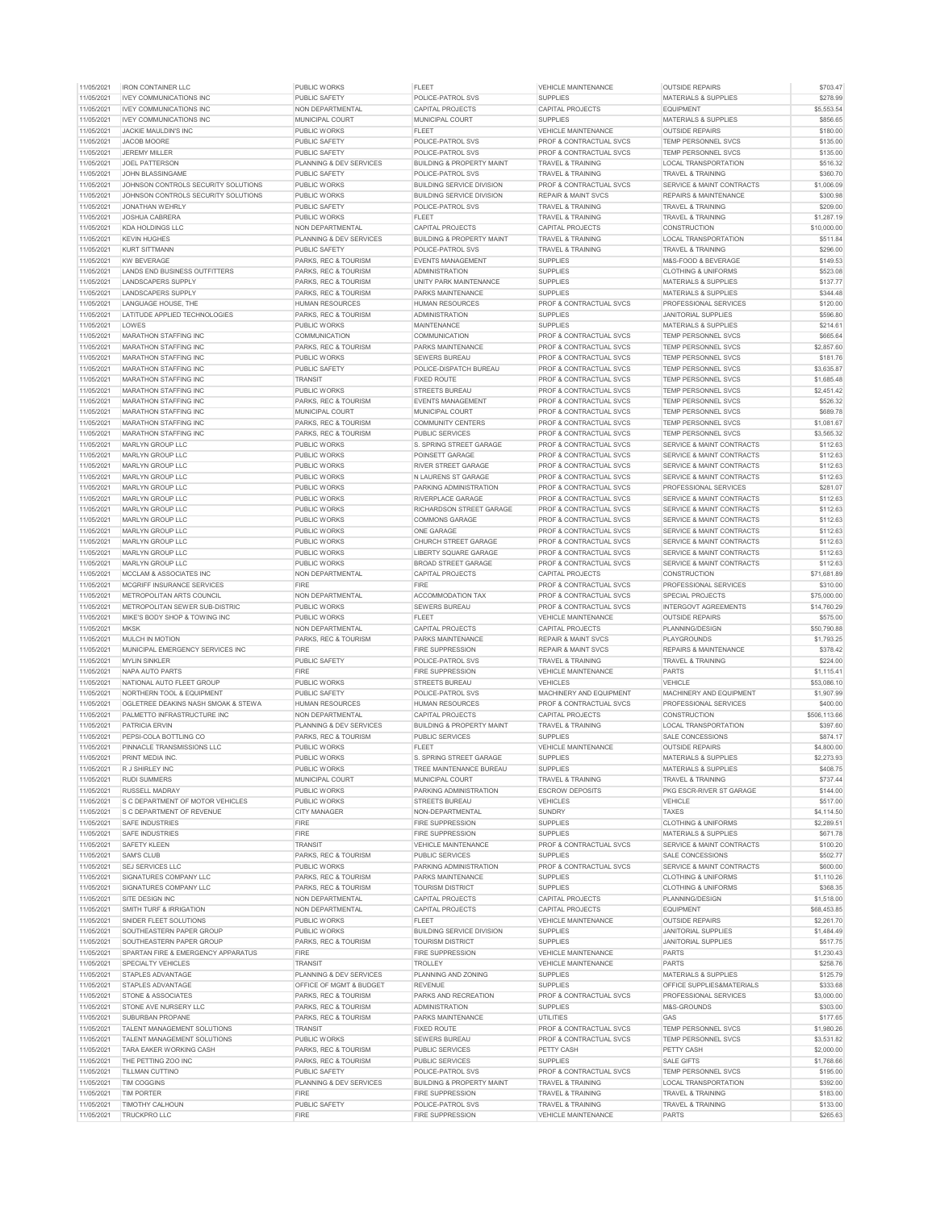| 11/05/2021 | IRON CONTAINER LLC | PUBLIC WORKS | FLEET | VEHICLE MAINTENANCE | OUTSIDE REPAIRS | $703.47 |
|---|---|---|---|---|---|---|
| 11/05/2021 | IVEY COMMUNICATIONS INC | PUBLIC SAFETY | POLICE-PATROL SVS | SUPPLIES | MATERIALS & SUPPLIES | $278.99 |
| 11/05/2021 | IVEY COMMUNICATIONS INC | NON DEPARTMENTAL | CAPITAL PROJECTS | CAPITAL PROJECTS | EQUIPMENT | $5,553.54 |
| 11/05/2021 | IVEY COMMUNICATIONS INC | MUNICIPAL COURT | MUNICIPAL COURT | SUPPLIES | MATERIALS & SUPPLIES | $856.65 |
| 11/05/2021 | JACKIE MAULDIN'S INC | PUBLIC WORKS | FLEET | VEHICLE MAINTENANCE | OUTSIDE REPAIRS | $180.00 |
| 11/05/2021 | JACOB MOORE | PUBLIC SAFETY | POLICE-PATROL SVS | PROF & CONTRACTUAL SVCS | TEMP PERSONNEL SVCS | $135.00 |
| 11/05/2021 | JEREMY MILLER | PUBLIC SAFETY | POLICE-PATROL SVS | PROF & CONTRACTUAL SVCS | TEMP PERSONNEL SVCS | $135.00 |
| 11/05/2021 | JOEL PATTERSON | PLANNING & DEV SERVICES | BUILDING & PROPERTY MAINT | TRAVEL & TRAINING | LOCAL TRANSPORTATION | $516.32 |
| 11/05/2021 | JOHN BLASSINGAME | PUBLIC SAFETY | POLICE-PATROL SVS | TRAVEL & TRAINING | TRAVEL & TRAINING | $360.70 |
| 11/05/2021 | JOHNSON CONTROLS SECURITY SOLUTIONS | PUBLIC WORKS | BUILDING SERVICE DIVISION | PROF & CONTRACTUAL SVCS | SERVICE & MAINT CONTRACTS | $1,006.09 |
| 11/05/2021 | JOHNSON CONTROLS SECURITY SOLUTIONS | PUBLIC WORKS | BUILDING SERVICE DIVISION | REPAIR & MAINT SVCS | REPAIRS & MAINTENANCE | $300.98 |
| 11/05/2021 | JONATHAN WEHRLY | PUBLIC SAFETY | POLICE-PATROL SVS | TRAVEL & TRAINING | TRAVEL & TRAINING | $209.00 |
| 11/05/2021 | JOSHUA CABRERA | PUBLIC WORKS | FLEET | TRAVEL & TRAINING | TRAVEL & TRAINING | $1,287.19 |
| 11/05/2021 | KDA HOLDINGS LLC | NON DEPARTMENTAL | CAPITAL PROJECTS | CAPITAL PROJECTS | CONSTRUCTION | $10,000.00 |
| 11/05/2021 | KEVIN HUGHES | PLANNING & DEV SERVICES | BUILDING & PROPERTY MAINT | TRAVEL & TRAINING | LOCAL TRANSPORTATION | $511.84 |
| 11/05/2021 | KURT SITTMANN | PUBLIC SAFETY | POLICE-PATROL SVS | TRAVEL & TRAINING | TRAVEL & TRAINING | $296.00 |
| 11/05/2021 | KW BEVERAGE | PARKS, REC & TOURISM | EVENTS MANAGEMENT | SUPPLIES | M&S-FOOD & BEVERAGE | $149.53 |
| 11/05/2021 | LANDS END BUSINESS OUTFITTERS | PARKS, REC & TOURISM | ADMINISTRATION | SUPPLIES | CLOTHING & UNIFORMS | $523.08 |
| 11/05/2021 | LANDSCAPERS SUPPLY | PARKS, REC & TOURISM | UNITY PARK MAINTENANCE | SUPPLIES | MATERIALS & SUPPLIES | $137.77 |
| 11/05/2021 | LANDSCAPERS SUPPLY | PARKS, REC & TOURISM | PARKS MAINTENANCE | SUPPLIES | MATERIALS & SUPPLIES | $344.48 |
| 11/05/2021 | LANGUAGE HOUSE, THE | HUMAN RESOURCES | HUMAN RESOURCES | PROF & CONTRACTUAL SVCS | PROFESSIONAL SERVICES | $120.00 |
| 11/05/2021 | LATITUDE APPLIED TECHNOLOGIES | PARKS, REC & TOURISM | ADMINISTRATION | SUPPLIES | JANITORIAL SUPPLIES | $596.80 |
| 11/05/2021 | LOWES | PUBLIC WORKS | MAINTENANCE | SUPPLIES | MATERIALS & SUPPLIES | $214.61 |
| 11/05/2021 | MARATHON STAFFING INC | COMMUNICATION | COMMUNICATION | PROF & CONTRACTUAL SVCS | TEMP PERSONNEL SVCS | $665.64 |
| 11/05/2021 | MARATHON STAFFING INC | PARKS, REC & TOURISM | PARKS MAINTENANCE | PROF & CONTRACTUAL SVCS | TEMP PERSONNEL SVCS | $2,857.60 |
| 11/05/2021 | MARATHON STAFFING INC | PUBLIC WORKS | SEWERS BUREAU | PROF & CONTRACTUAL SVCS | TEMP PERSONNEL SVCS | $181.76 |
| 11/05/2021 | MARATHON STAFFING INC | PUBLIC SAFETY | POLICE-DISPATCH BUREAU | PROF & CONTRACTUAL SVCS | TEMP PERSONNEL SVCS | $3,635.87 |
| 11/05/2021 | MARATHON STAFFING INC | TRANSIT | FIXED ROUTE | PROF & CONTRACTUAL SVCS | TEMP PERSONNEL SVCS | $1,685.48 |
| 11/05/2021 | MARATHON STAFFING INC | PUBLIC WORKS | STREETS BUREAU | PROF & CONTRACTUAL SVCS | TEMP PERSONNEL SVCS | $2,451.42 |
| 11/05/2021 | MARATHON STAFFING INC | PARKS, REC & TOURISM | EVENTS MANAGEMENT | PROF & CONTRACTUAL SVCS | TEMP PERSONNEL SVCS | $526.32 |
| 11/05/2021 | MARATHON STAFFING INC | MUNICIPAL COURT | MUNICIPAL COURT | PROF & CONTRACTUAL SVCS | TEMP PERSONNEL SVCS | $689.78 |
| 11/05/2021 | MARATHON STAFFING INC | PARKS, REC & TOURISM | COMMUNITY CENTERS | PROF & CONTRACTUAL SVCS | TEMP PERSONNEL SVCS | $1,081.67 |
| 11/05/2021 | MARATHON STAFFING INC | PARKS, REC & TOURISM | PUBLIC SERVICES | PROF & CONTRACTUAL SVCS | TEMP PERSONNEL SVCS | $3,565.32 |
| 11/05/2021 | MARLYN GROUP LLC | PUBLIC WORKS | S. SPRING STREET GARAGE | PROF & CONTRACTUAL SVCS | SERVICE & MAINT CONTRACTS | $112.63 |
| 11/05/2021 | MARLYN GROUP LLC | PUBLIC WORKS | POINSETT GARAGE | PROF & CONTRACTUAL SVCS | SERVICE & MAINT CONTRACTS | $112.63 |
| 11/05/2021 | MARLYN GROUP LLC | PUBLIC WORKS | RIVER STREET GARAGE | PROF & CONTRACTUAL SVCS | SERVICE & MAINT CONTRACTS | $112.63 |
| 11/05/2021 | MARLYN GROUP LLC | PUBLIC WORKS | N LAURENS ST GARAGE | PROF & CONTRACTUAL SVCS | SERVICE & MAINT CONTRACTS | $112.63 |
| 11/05/2021 | MARLYN GROUP LLC | PUBLIC WORKS | PARKING ADMINISTRATION | PROF & CONTRACTUAL SVCS | PROFESSIONAL SERVICES | $281.07 |
| 11/05/2021 | MARLYN GROUP LLC | PUBLIC WORKS | RIVERPLACE GARAGE | PROF & CONTRACTUAL SVCS | SERVICE & MAINT CONTRACTS | $112.63 |
| 11/05/2021 | MARLYN GROUP LLC | PUBLIC WORKS | RICHARDSON STREET GARAGE | PROF & CONTRACTUAL SVCS | SERVICE & MAINT CONTRACTS | $112.63 |
| 11/05/2021 | MARLYN GROUP LLC | PUBLIC WORKS | COMMONS GARAGE | PROF & CONTRACTUAL SVCS | SERVICE & MAINT CONTRACTS | $112.63 |
| 11/05/2021 | MARLYN GROUP LLC | PUBLIC WORKS | ONE GARAGE | PROF & CONTRACTUAL SVCS | SERVICE & MAINT CONTRACTS | $112.63 |
| 11/05/2021 | MARLYN GROUP LLC | PUBLIC WORKS | CHURCH STREET GARAGE | PROF & CONTRACTUAL SVCS | SERVICE & MAINT CONTRACTS | $112.63 |
| 11/05/2021 | MARLYN GROUP LLC | PUBLIC WORKS | LIBERTY SQUARE GARAGE | PROF & CONTRACTUAL SVCS | SERVICE & MAINT CONTRACTS | $112.63 |
| 11/05/2021 | MARLYN GROUP LLC | PUBLIC WORKS | BROAD STREET GARAGE | PROF & CONTRACTUAL SVCS | SERVICE & MAINT CONTRACTS | $112.63 |
| 11/05/2021 | MCCLAM & ASSOCIATES INC | NON DEPARTMENTAL | CAPITAL PROJECTS | CAPITAL PROJECTS | CONSTRUCTION | $71,681.89 |
| 11/05/2021 | MCGRIFF INSURANCE SERVICES | FIRE | FIRE | PROF & CONTRACTUAL SVCS | PROFESSIONAL SERVICES | $310.00 |
| 11/05/2021 | METROPOLITAN ARTS COUNCIL | NON DEPARTMENTAL | ACCOMMODATION TAX | PROF & CONTRACTUAL SVCS | SPECIAL PROJECTS | $75,000.00 |
| 11/05/2021 | METROPOLITAN SEWER SUB-DISTRIC | PUBLIC WORKS | SEWERS BUREAU | PROF & CONTRACTUAL SVCS | INTERGOVT AGREEMENTS | $14,760.29 |
| 11/05/2021 | MIKE'S BODY SHOP & TOWING INC | PUBLIC WORKS | FLEET | VEHICLE MAINTENANCE | OUTSIDE REPAIRS | $575.00 |
| 11/05/2021 | MKSK | NON DEPARTMENTAL | CAPITAL PROJECTS | CAPITAL PROJECTS | PLANNING/DESIGN | $50,790.88 |
| 11/05/2021 | MULCH IN MOTION | PARKS, REC & TOURISM | PARKS MAINTENANCE | REPAIR & MAINT SVCS | PLAYGROUNDS | $1,793.25 |
| 11/05/2021 | MUNICIPAL EMERGENCY SERVICES INC | FIRE | FIRE SUPPRESSION | REPAIR & MAINT SVCS | REPAIRS & MAINTENANCE | $378.42 |
| 11/05/2021 | MYLIN SINKLER | PUBLIC SAFETY | POLICE-PATROL SVS | TRAVEL & TRAINING | TRAVEL & TRAINING | $224.00 |
| 11/05/2021 | NAPA AUTO PARTS | FIRE | FIRE SUPPRESSION | VEHICLE MAINTENANCE | PARTS | $1,115.41 |
| 11/05/2021 | NATIONAL AUTO FLEET GROUP | PUBLIC WORKS | STREETS BUREAU | VEHICLES | VEHICLE | $53,086.10 |
| 11/05/2021 | NORTHERN TOOL & EQUIPMENT | PUBLIC SAFETY | POLICE-PATROL SVS | MACHINERY AND EQUIPMENT | MACHINERY AND EQUIPMENT | $1,907.99 |
| 11/05/2021 | OGLETREE DEAKINS NASH SMOAK & STEWA | HUMAN RESOURCES | HUMAN RESOURCES | PROF & CONTRACTUAL SVCS | PROFESSIONAL SERVICES | $400.00 |
| 11/05/2021 | PALMETTO INFRASTRUCTURE INC | NON DEPARTMENTAL | CAPITAL PROJECTS | CAPITAL PROJECTS | CONSTRUCTION | $506,113.66 |
| 11/05/2021 | PATRICIA ERVIN | PLANNING & DEV SERVICES | BUILDING & PROPERTY MAINT | TRAVEL & TRAINING | LOCAL TRANSPORTATION | $397.60 |
| 11/05/2021 | PEPSI-COLA BOTTLING CO | PARKS, REC & TOURISM | PUBLIC SERVICES | SUPPLIES | SALE CONCESSIONS | $874.17 |
| 11/05/2021 | PINNACLE TRANSMISSIONS LLC | PUBLIC WORKS | FLEET | VEHICLE MAINTENANCE | OUTSIDE REPAIRS | $4,800.00 |
| 11/05/2021 | PRINT MEDIA INC. | PUBLIC WORKS | S. SPRING STREET GARAGE | SUPPLIES | MATERIALS & SUPPLIES | $2,273.93 |
| 11/05/2021 | R J SHIRLEY INC | PUBLIC WORKS | TREE MAINTENANCE BUREAU | SUPPLIES | MATERIALS & SUPPLIES | $408.75 |
| 11/05/2021 | RUDI SUMMERS | MUNICIPAL COURT | MUNICIPAL COURT | TRAVEL & TRAINING | TRAVEL & TRAINING | $737.44 |
| 11/05/2021 | RUSSELL MADRAY | PUBLIC WORKS | PARKING ADMINISTRATION | ESCROW DEPOSITS | PKG ESCR-RIVER ST GARAGE | $144.00 |
| 11/05/2021 | S C DEPARTMENT OF MOTOR VEHICLES | PUBLIC WORKS | STREETS BUREAU | VEHICLES | VEHICLE | $517.00 |
| 11/05/2021 | S C DEPARTMENT OF REVENUE | CITY MANAGER | NON-DEPARTMENTAL | SUNDRY | TAXES | $4,114.50 |
| 11/05/2021 | SAFE INDUSTRIES | FIRE | FIRE SUPPRESSION | SUPPLIES | CLOTHING & UNIFORMS | $2,289.51 |
| 11/05/2021 | SAFE INDUSTRIES | FIRE | FIRE SUPPRESSION | SUPPLIES | MATERIALS & SUPPLIES | $671.78 |
| 11/05/2021 | SAFETY KLEEN | TRANSIT | VEHICLE MAINTENANCE | PROF & CONTRACTUAL SVCS | SERVICE & MAINT CONTRACTS | $100.20 |
| 11/05/2021 | SAM'S CLUB | PARKS, REC & TOURISM | PUBLIC SERVICES | SUPPLIES | SALE CONCESSIONS | $502.77 |
| 11/05/2021 | SEJ SERVICES LLC | PUBLIC WORKS | PARKING ADMINISTRATION | PROF & CONTRACTUAL SVCS | SERVICE & MAINT CONTRACTS | $600.00 |
| 11/05/2021 | SIGNATURES COMPANY LLC | PARKS, REC & TOURISM | PARKS MAINTENANCE | SUPPLIES | CLOTHING & UNIFORMS | $1,110.26 |
| 11/05/2021 | SIGNATURES COMPANY LLC | PARKS, REC & TOURISM | TOURISM DISTRICT | SUPPLIES | CLOTHING & UNIFORMS | $368.35 |
| 11/05/2021 | SITE DESIGN INC | NON DEPARTMENTAL | CAPITAL PROJECTS | CAPITAL PROJECTS | PLANNING/DESIGN | $1,518.00 |
| 11/05/2021 | SMITH TURF & IRRIGATION | NON DEPARTMENTAL | CAPITAL PROJECTS | CAPITAL PROJECTS | EQUIPMENT | $68,453.85 |
| 11/05/2021 | SNIDER FLEET SOLUTIONS | PUBLIC WORKS | FLEET | VEHICLE MAINTENANCE | OUTSIDE REPAIRS | $2,261.70 |
| 11/05/2021 | SOUTHEASTERN PAPER GROUP | PUBLIC WORKS | BUILDING SERVICE DIVISION | SUPPLIES | JANITORIAL SUPPLIES | $1,484.49 |
| 11/05/2021 | SOUTHEASTERN PAPER GROUP | PARKS, REC & TOURISM | TOURISM DISTRICT | SUPPLIES | JANITORIAL SUPPLIES | $517.75 |
| 11/05/2021 | SPARTAN FIRE & EMERGENCY APPARATUS | FIRE | FIRE SUPPRESSION | VEHICLE MAINTENANCE | PARTS | $1,230.43 |
| 11/05/2021 | SPECIALTY VEHICLES | TRANSIT | TROLLEY | VEHICLE MAINTENANCE | PARTS | $258.76 |
| 11/05/2021 | STAPLES ADVANTAGE | PLANNING & DEV SERVICES | PLANNING AND ZONING | SUPPLIES | MATERIALS & SUPPLIES | $125.79 |
| 11/05/2021 | STAPLES ADVANTAGE | OFFICE OF MGMT & BUDGET | REVENUE | SUPPLIES | OFFICE SUPPLIES&MATERIALS | $333.68 |
| 11/05/2021 | STONE & ASSOCIATES | PARKS, REC & TOURISM | PARKS AND RECREATION | PROF & CONTRACTUAL SVCS | PROFESSIONAL SERVICES | $3,000.00 |
| 11/05/2021 | STONE AVE NURSERY LLC | PARKS, REC & TOURISM | ADMINISTRATION | SUPPLIES | M&S-GROUNDS | $303.00 |
| 11/05/2021 | SUBURBAN PROPANE | PARKS, REC & TOURISM | PARKS MAINTENANCE | UTILITIES | GAS | $177.65 |
| 11/05/2021 | TALENT MANAGEMENT SOLUTIONS | TRANSIT | FIXED ROUTE | PROF & CONTRACTUAL SVCS | TEMP PERSONNEL SVCS | $1,980.26 |
| 11/05/2021 | TALENT MANAGEMENT SOLUTIONS | PUBLIC WORKS | SEWERS BUREAU | PROF & CONTRACTUAL SVCS | TEMP PERSONNEL SVCS | $3,531.82 |
| 11/05/2021 | TARA EAKER WORKING CASH | PARKS, REC & TOURISM | PUBLIC SERVICES | PETTY CASH | PETTY CASH | $2,000.00 |
| 11/05/2021 | THE PETTING ZOO INC | PARKS, REC & TOURISM | PUBLIC SERVICES | SUPPLIES | SALE GIFTS | $1,768.66 |
| 11/05/2021 | TILLMAN CUTTINO | PUBLIC SAFETY | POLICE-PATROL SVS | PROF & CONTRACTUAL SVCS | TEMP PERSONNEL SVCS | $195.00 |
| 11/05/2021 | TIM COGGINS | PLANNING & DEV SERVICES | BUILDING & PROPERTY MAINT | TRAVEL & TRAINING | LOCAL TRANSPORTATION | $392.00 |
| 11/05/2021 | TIM PORTER | FIRE | FIRE SUPPRESSION | TRAVEL & TRAINING | TRAVEL & TRAINING | $183.00 |
| 11/05/2021 | TIMOTHY CALHOUN | PUBLIC SAFETY | POLICE-PATROL SVS | TRAVEL & TRAINING | TRAVEL & TRAINING | $133.00 |
| 11/05/2021 | TRUCKPRO LLC | FIRE | FIRE SUPPRESSION | VEHICLE MAINTENANCE | PARTS | $265.63 |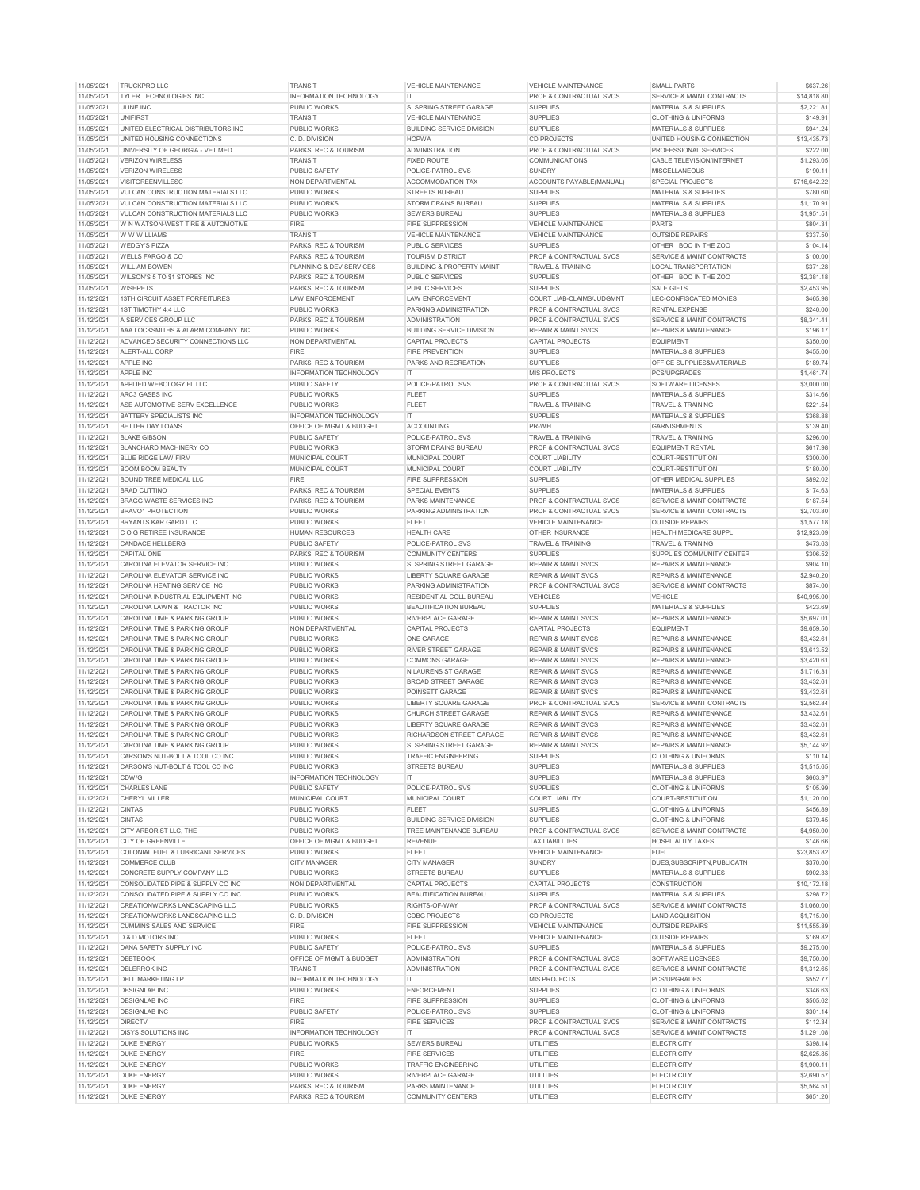| | | | | | | |
|---|---|---|---|---|---|---|
| 11/05/2021 | TRUCKPRO LLC | TRANSIT | VEHICLE MAINTENANCE | VEHICLE MAINTENANCE | SMALL PARTS | $637.26 |
| 11/05/2021 | TYLER TECHNOLOGIES INC | INFORMATION TECHNOLOGY | IT | PROF & CONTRACTUAL SVCS | SERVICE & MAINT CONTRACTS | $14,818.80 |
| 11/05/2021 | ULINE INC | PUBLIC WORKS | S. SPRING STREET GARAGE | SUPPLIES | MATERIALS & SUPPLIES | $2,221.81 |
| 11/05/2021 | UNIFIRST | TRANSIT | VEHICLE MAINTENANCE | SUPPLIES | CLOTHING & UNIFORMS | $149.91 |
| 11/05/2021 | UNITED ELECTRICAL DISTRIBUTORS INC | PUBLIC WORKS | BUILDING SERVICE DIVISION | SUPPLIES | MATERIALS & SUPPLIES | $941.24 |
| 11/05/2021 | UNITED HOUSING CONNECTIONS | C. D. DIVISION | HOPWA | CD PROJECTS | UNITED HOUSING CONNECTION | $13,435.73 |
| 11/05/2021 | UNIVERSITY OF GEORGIA - VET MED | PARKS, REC & TOURISM | ADMINISTRATION | PROF & CONTRACTUAL SVCS | PROFESSIONAL SERVICES | $222.00 |
| 11/05/2021 | VERIZON WIRELESS | TRANSIT | FIXED ROUTE | COMMUNICATIONS | CABLE TELEVISION/INTERNET | $1,293.05 |
| 11/05/2021 | VERIZON WIRELESS | PUBLIC SAFETY | POLICE-PATROL SVS | SUNDRY | MISCELLANEOUS | $190.11 |
| 11/05/2021 | VISITGREENVILLESC | NON DEPARTMENTAL | ACCOMMODATION TAX | ACCOUNTS PAYABLE(MANUAL) | SPECIAL PROJECTS | $716,642.22 |
| 11/05/2021 | VULCAN CONSTRUCTION MATERIALS LLC | PUBLIC WORKS | STREETS BUREAU | SUPPLIES | MATERIALS & SUPPLIES | $780.60 |
| 11/05/2021 | VULCAN CONSTRUCTION MATERIALS LLC | PUBLIC WORKS | STORM DRAINS BUREAU | SUPPLIES | MATERIALS & SUPPLIES | $1,170.91 |
| 11/05/2021 | VULCAN CONSTRUCTION MATERIALS LLC | PUBLIC WORKS | SEWERS BUREAU | SUPPLIES | MATERIALS & SUPPLIES | $1,951.51 |
| 11/05/2021 | W N WATSON-WEST TIRE & AUTOMOTIVE | FIRE | FIRE SUPPRESSION | VEHICLE MAINTENANCE | PARTS | $804.31 |
| 11/05/2021 | W W WILLIAMS | TRANSIT | VEHICLE MAINTENANCE | VEHICLE MAINTENANCE | OUTSIDE REPAIRS | $337.50 |
| 11/05/2021 | WEDGY'S PIZZA | PARKS, REC & TOURISM | PUBLIC SERVICES | SUPPLIES | OTHER BOO IN THE ZOO | $104.14 |
| 11/05/2021 | WELLS FARGO & CO | PARKS, REC & TOURISM | TOURISM DISTRICT | PROF & CONTRACTUAL SVCS | SERVICE & MAINT CONTRACTS | $100.00 |
| 11/05/2021 | WILLIAM BOWEN | PLANNING & DEV SERVICES | BUILDING & PROPERTY MAINT | TRAVEL & TRAINING | LOCAL TRANSPORTATION | $371.28 |
| 11/05/2021 | WILSON'S 5 TO $1 STORES INC | PARKS, REC & TOURISM | PUBLIC SERVICES | SUPPLIES | OTHER BOO IN THE ZOO | $2,381.18 |
| 11/05/2021 | WISHPETS | PARKS, REC & TOURISM | PUBLIC SERVICES | SUPPLIES | SALE GIFTS | $2,453.95 |
| 11/12/2021 | 13TH CIRCUIT ASSET FORFEITURES | LAW ENFORCEMENT | LAW ENFORCEMENT | COURT LIAB-CLAIMS/JUDGMNT | LEC-CONFISCATED MONIES | $465.98 |
| 11/12/2021 | 1ST TIMOTHY 4:4 LLC | PUBLIC WORKS | PARKING ADMINISTRATION | PROF & CONTRACTUAL SVCS | RENTAL EXPENSE | $240.00 |
| 11/12/2021 | A SERVICES GROUP LLC | PARKS, REC & TOURISM | ADMINISTRATION | PROF & CONTRACTUAL SVCS | SERVICE & MAINT CONTRACTS | $8,341.41 |
| 11/12/2021 | AAA LOCKSMITHS & ALARM COMPANY INC | PUBLIC WORKS | BUILDING SERVICE DIVISION | REPAIR & MAINT SVCS | REPAIRS & MAINTENANCE | $196.17 |
| 11/12/2021 | ADVANCED SECURITY CONNECTIONS LLC | NON DEPARTMENTAL | CAPITAL PROJECTS | CAPITAL PROJECTS | EQUIPMENT | $350.00 |
| 11/12/2021 | ALERT-ALL CORP | FIRE | FIRE PREVENTION | SUPPLIES | MATERIALS & SUPPLIES | $455.00 |
| 11/12/2021 | APPLE INC | PARKS, REC & TOURISM | PARKS AND RECREATION | SUPPLIES | OFFICE SUPPLIES&MATERIALS | $189.74 |
| 11/12/2021 | APPLE INC | INFORMATION TECHNOLOGY | IT | MIS PROJECTS | PCS/UPGRADES | $1,461.74 |
| 11/12/2021 | APPLIED WEBOLOGY FL LLC | PUBLIC SAFETY | POLICE-PATROL SVS | PROF & CONTRACTUAL SVCS | SOFTWARE LICENSES | $3,000.00 |
| 11/12/2021 | ARC3 GASES INC | PUBLIC WORKS | FLEET | SUPPLIES | MATERIALS & SUPPLIES | $314.66 |
| 11/12/2021 | ASE AUTOMOTIVE SERV EXCELLENCE | PUBLIC WORKS | FLEET | TRAVEL & TRAINING | TRAVEL & TRAINING | $221.54 |
| 11/12/2021 | BATTERY SPECIALISTS INC | INFORMATION TECHNOLOGY | IT | SUPPLIES | MATERIALS & SUPPLIES | $368.88 |
| 11/12/2021 | BETTER DAY LOANS | OFFICE OF MGMT & BUDGET | ACCOUNTING | PR-WH | GARNISHMENTS | $139.40 |
| 11/12/2021 | BLAKE GIBSON | PUBLIC SAFETY | POLICE-PATROL SVS | TRAVEL & TRAINING | TRAVEL & TRAINING | $296.00 |
| 11/12/2021 | BLANCHARD MACHINERY CO | PUBLIC WORKS | STORM DRAINS BUREAU | PROF & CONTRACTUAL SVCS | EQUIPMENT RENTAL | $617.98 |
| 11/12/2021 | BLUE RIDGE LAW FIRM | MUNICIPAL COURT | MUNICIPAL COURT | COURT LIABILITY | COURT-RESTITUTION | $300.00 |
| 11/12/2021 | BOOM BOOM BEAUTY | MUNICIPAL COURT | MUNICIPAL COURT | COURT LIABILITY | COURT-RESTITUTION | $180.00 |
| 11/12/2021 | BOUND TREE MEDICAL LLC | FIRE | FIRE SUPPRESSION | SUPPLIES | OTHER MEDICAL SUPPLIES | $892.02 |
| 11/12/2021 | BRAD CUTTINO | PARKS, REC & TOURISM | SPECIAL EVENTS | SUPPLIES | MATERIALS & SUPPLIES | $174.63 |
| 11/12/2021 | BRAGG WASTE SERVICES INC | PARKS, REC & TOURISM | PARKS MAINTENANCE | PROF & CONTRACTUAL SVCS | SERVICE & MAINT CONTRACTS | $187.54 |
| 11/12/2021 | BRAVO1 PROTECTION | PUBLIC WORKS | PARKING ADMINISTRATION | PROF & CONTRACTUAL SVCS | SERVICE & MAINT CONTRACTS | $2,703.80 |
| 11/12/2021 | BRYANTS KAR GARD LLC | PUBLIC WORKS | FLEET | VEHICLE MAINTENANCE | OUTSIDE REPAIRS | $1,577.18 |
| 11/12/2021 | C O G RETIREE INSURANCE | HUMAN RESOURCES | HEALTH CARE | OTHER INSURANCE | HEALTH MEDICARE SUPPL | $12,923.09 |
| 11/12/2021 | CANDACE HELLBERG | PUBLIC SAFETY | POLICE-PATROL SVS | TRAVEL & TRAINING | TRAVEL & TRAINING | $473.63 |
| 11/12/2021 | CAPITAL ONE | PARKS, REC & TOURISM | COMMUNITY CENTERS | SUPPLIES | SUPPLIES COMMUNITY CENTER | $306.52 |
| 11/12/2021 | CAROLINA ELEVATOR SERVICE INC | PUBLIC WORKS | S. SPRING STREET GARAGE | REPAIR & MAINT SVCS | REPAIRS & MAINTENANCE | $904.10 |
| 11/12/2021 | CAROLINA ELEVATOR SERVICE INC | PUBLIC WORKS | LIBERTY SQUARE GARAGE | REPAIR & MAINT SVCS | REPAIRS & MAINTENANCE | $2,940.20 |
| 11/12/2021 | CAROLINA HEATING SERVICE INC | PUBLIC WORKS | PARKING ADMINISTRATION | PROF & CONTRACTUAL SVCS | SERVICE & MAINT CONTRACTS | $874.00 |
| 11/12/2021 | CAROLINA INDUSTRIAL EQUIPMENT INC | PUBLIC WORKS | RESIDENTIAL COLL BUREAU | VEHICLES | VEHICLE | $40,995.00 |
| 11/12/2021 | CAROLINA LAWN & TRACTOR INC | PUBLIC WORKS | BEAUTIFICATION BUREAU | SUPPLIES | MATERIALS & SUPPLIES | $423.69 |
| 11/12/2021 | CAROLINA TIME & PARKING GROUP | PUBLIC WORKS | RIVERPLACE GARAGE | REPAIR & MAINT SVCS | REPAIRS & MAINTENANCE | $5,697.01 |
| 11/12/2021 | CAROLINA TIME & PARKING GROUP | NON DEPARTMENTAL | CAPITAL PROJECTS | CAPITAL PROJECTS | EQUIPMENT | $9,659.50 |
| 11/12/2021 | CAROLINA TIME & PARKING GROUP | PUBLIC WORKS | ONE GARAGE | REPAIR & MAINT SVCS | REPAIRS & MAINTENANCE | $3,432.61 |
| 11/12/2021 | CAROLINA TIME & PARKING GROUP | PUBLIC WORKS | RIVER STREET GARAGE | REPAIR & MAINT SVCS | REPAIRS & MAINTENANCE | $3,613.52 |
| 11/12/2021 | CAROLINA TIME & PARKING GROUP | PUBLIC WORKS | COMMONS GARAGE | REPAIR & MAINT SVCS | REPAIRS & MAINTENANCE | $3,420.61 |
| 11/12/2021 | CAROLINA TIME & PARKING GROUP | PUBLIC WORKS | N LAURENS ST GARAGE | REPAIR & MAINT SVCS | REPAIRS & MAINTENANCE | $1,716.31 |
| 11/12/2021 | CAROLINA TIME & PARKING GROUP | PUBLIC WORKS | BROAD STREET GARAGE | REPAIR & MAINT SVCS | REPAIRS & MAINTENANCE | $3,432.61 |
| 11/12/2021 | CAROLINA TIME & PARKING GROUP | PUBLIC WORKS | POINSETT GARAGE | REPAIR & MAINT SVCS | REPAIRS & MAINTENANCE | $3,432.61 |
| 11/12/2021 | CAROLINA TIME & PARKING GROUP | PUBLIC WORKS | LIBERTY SQUARE GARAGE | PROF & CONTRACTUAL SVCS | SERVICE & MAINT CONTRACTS | $2,562.84 |
| 11/12/2021 | CAROLINA TIME & PARKING GROUP | PUBLIC WORKS | CHURCH STREET GARAGE | REPAIR & MAINT SVCS | REPAIRS & MAINTENANCE | $3,432.61 |
| 11/12/2021 | CAROLINA TIME & PARKING GROUP | PUBLIC WORKS | LIBERTY SQUARE GARAGE | REPAIR & MAINT SVCS | REPAIRS & MAINTENANCE | $3,432.61 |
| 11/12/2021 | CAROLINA TIME & PARKING GROUP | PUBLIC WORKS | RICHARDSON STREET GARAGE | REPAIR & MAINT SVCS | REPAIRS & MAINTENANCE | $3,432.61 |
| 11/12/2021 | CAROLINA TIME & PARKING GROUP | PUBLIC WORKS | S. SPRING STREET GARAGE | REPAIR & MAINT SVCS | REPAIRS & MAINTENANCE | $5,144.92 |
| 11/12/2021 | CARSON'S NUT-BOLT & TOOL CO INC | PUBLIC WORKS | TRAFFIC ENGINEERING | SUPPLIES | CLOTHING & UNIFORMS | $110.14 |
| 11/12/2021 | CARSON'S NUT-BOLT & TOOL CO INC | PUBLIC WORKS | STREETS BUREAU | SUPPLIES | MATERIALS & SUPPLIES | $1,515.65 |
| 11/12/2021 | CDW/G | INFORMATION TECHNOLOGY | IT | SUPPLIES | MATERIALS & SUPPLIES | $663.97 |
| 11/12/2021 | CHARLES LANE | PUBLIC SAFETY | POLICE-PATROL SVS | SUPPLIES | CLOTHING & UNIFORMS | $105.99 |
| 11/12/2021 | CHERYL MILLER | MUNICIPAL COURT | MUNICIPAL COURT | COURT LIABILITY | COURT-RESTITUTION | $1,120.00 |
| 11/12/2021 | CINTAS | PUBLIC WORKS | FLEET | SUPPLIES | CLOTHING & UNIFORMS | $456.89 |
| 11/12/2021 | CINTAS | PUBLIC WORKS | BUILDING SERVICE DIVISION | SUPPLIES | CLOTHING & UNIFORMS | $379.45 |
| 11/12/2021 | CITY ARBORIST LLC, THE | PUBLIC WORKS | TREE MAINTENANCE BUREAU | PROF & CONTRACTUAL SVCS | SERVICE & MAINT CONTRACTS | $4,950.00 |
| 11/12/2021 | CITY OF GREENVILLE | OFFICE OF MGMT & BUDGET | REVENUE | TAX LIABILITIES | HOSPITALITY TAXES | $146.66 |
| 11/12/2021 | COLONIAL FUEL & LUBRICANT SERVICES | PUBLIC WORKS | FLEET | VEHICLE MAINTENANCE | FUEL | $23,853.82 |
| 11/12/2021 | COMMERCE CLUB | CITY MANAGER | CITY MANAGER | SUNDRY | DUES,SUBSCRIPTN,PUBLICATN | $370.00 |
| 11/12/2021 | CONCRETE SUPPLY COMPANY LLC | PUBLIC WORKS | STREETS BUREAU | SUPPLIES | MATERIALS & SUPPLIES | $902.33 |
| 11/12/2021 | CONSOLIDATED PIPE & SUPPLY CO INC | NON DEPARTMENTAL | CAPITAL PROJECTS | CAPITAL PROJECTS | CONSTRUCTION | $10,172.18 |
| 11/12/2021 | CONSOLIDATED PIPE & SUPPLY CO INC | PUBLIC WORKS | BEAUTIFICATION BUREAU | SUPPLIES | MATERIALS & SUPPLIES | $298.72 |
| 11/12/2021 | CREATIONWORKS LANDSCAPING LLC | PUBLIC WORKS | RIGHTS-OF-WAY | PROF & CONTRACTUAL SVCS | SERVICE & MAINT CONTRACTS | $1,080.00 |
| 11/12/2021 | CREATIONWORKS LANDSCAPING LLC | C. D. DIVISION | CDBG PROJECTS | CD PROJECTS | LAND ACQUISITION | $1,715.00 |
| 11/12/2021 | CUMMINS SALES AND SERVICE | FIRE | FIRE SUPPRESSION | VEHICLE MAINTENANCE | OUTSIDE REPAIRS | $11,555.89 |
| 11/12/2021 | D & D MOTORS INC | PUBLIC WORKS | FLEET | VEHICLE MAINTENANCE | OUTSIDE REPAIRS | $169.82 |
| 11/12/2021 | DANA SAFETY SUPPLY INC | PUBLIC SAFETY | POLICE-PATROL SVS | SUPPLIES | MATERIALS & SUPPLIES | $9,275.00 |
| 11/12/2021 | DEBTBOOK | OFFICE OF MGMT & BUDGET | ADMINISTRATION | PROF & CONTRACTUAL SVCS | SOFTWARE LICENSES | $9,750.00 |
| 11/12/2021 | DELERROK INC | TRANSIT | ADMINISTRATION | PROF & CONTRACTUAL SVCS | SERVICE & MAINT CONTRACTS | $1,312.65 |
| 11/12/2021 | DELL MARKETING LP | INFORMATION TECHNOLOGY | IT | MIS PROJECTS | PCS/UPGRADES | $552.77 |
| 11/12/2021 | DESIGNLAB INC | PUBLIC WORKS | ENFORCEMENT | SUPPLIES | CLOTHING & UNIFORMS | $346.63 |
| 11/12/2021 | DESIGNLAB INC | FIRE | FIRE SUPPRESSION | SUPPLIES | CLOTHING & UNIFORMS | $505.62 |
| 11/12/2021 | DESIGNLAB INC | PUBLIC SAFETY | POLICE-PATROL SVS | SUPPLIES | CLOTHING & UNIFORMS | $301.14 |
| 11/12/2021 | DIRECTV | FIRE | FIRE SERVICES | PROF & CONTRACTUAL SVCS | SERVICE & MAINT CONTRACTS | $112.34 |
| 11/12/2021 | DISYS SOLUTIONS INC | INFORMATION TECHNOLOGY | IT | PROF & CONTRACTUAL SVCS | SERVICE & MAINT CONTRACTS | $1,291.08 |
| 11/12/2021 | DUKE ENERGY | PUBLIC WORKS | SEWERS BUREAU | UTILITIES | ELECTRICITY | $398.14 |
| 11/12/2021 | DUKE ENERGY | FIRE | FIRE SERVICES | UTILITIES | ELECTRICITY | $2,625.85 |
| 11/12/2021 | DUKE ENERGY | PUBLIC WORKS | TRAFFIC ENGINEERING | UTILITIES | ELECTRICITY | $1,900.11 |
| 11/12/2021 | DUKE ENERGY | PUBLIC WORKS | RIVERPLACE GARAGE | UTILITIES | ELECTRICITY | $2,690.57 |
| 11/12/2021 | DUKE ENERGY | PARKS, REC & TOURISM | PARKS MAINTENANCE | UTILITIES | ELECTRICITY | $5,564.51 |
| 11/12/2021 | DUKE ENERGY | PARKS, REC & TOURISM | COMMUNITY CENTERS | UTILITIES | ELECTRICITY | $651.20 |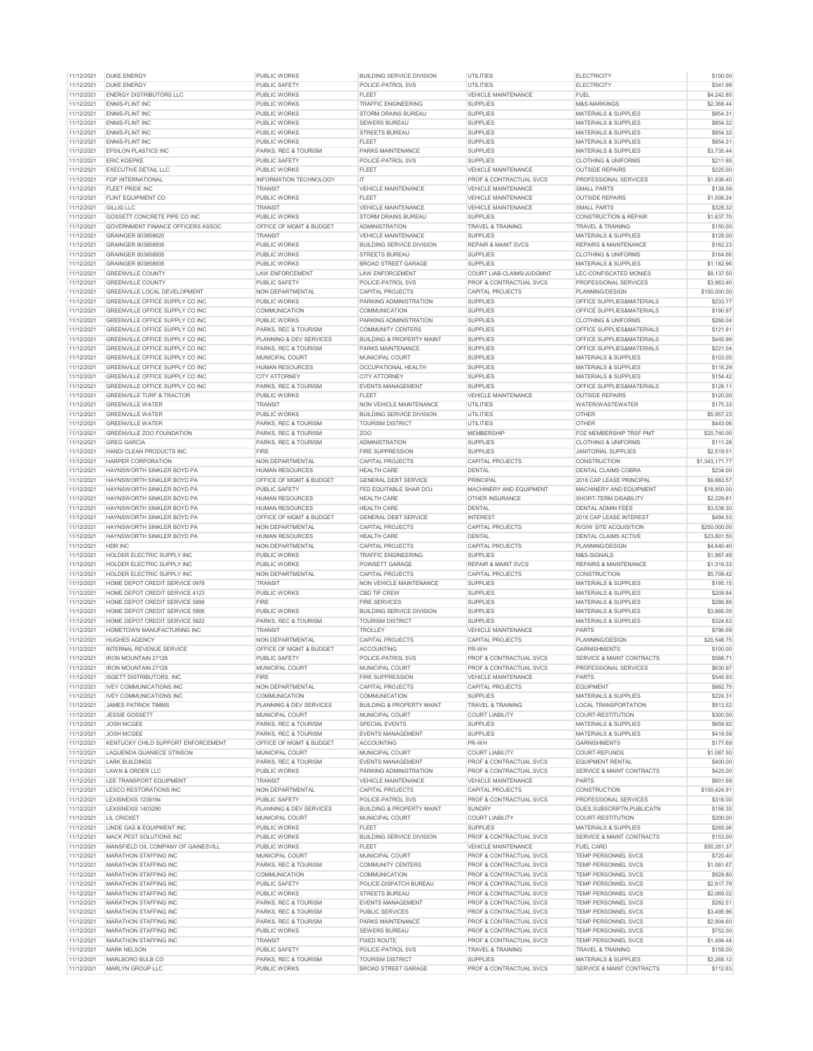| 11/12/2021 | DUKE ENERGY | PUBLIC WORKS | BUILDING SERVICE DIVISION | UTILITIES | ELECTRICITY | $100.00 |
|---|---|---|---|---|---|---|
| 11/12/2021 | DUKE ENERGY | PUBLIC SAFETY | POLICE-PATROL SVS | UTILITIES | ELECTRICITY | $341.98 |
| 11/12/2021 | ENERGY DISTRIBUTORS LLC | PUBLIC WORKS | FLEET | VEHICLE MAINTENANCE | FUEL | $4,242.85 |
| 11/12/2021 | ENNIS-FLINT INC | PUBLIC WORKS | TRAFFIC ENGINEERING | SUPPLIES | M&S-MARKINGS | $2,368.44 |
| 11/12/2021 | ENNIS-FLINT INC | PUBLIC WORKS | STORM DRAINS BUREAU | SUPPLIES | MATERIALS & SUPPLIES | $854.31 |
| 11/12/2021 | ENNIS-FLINT INC | PUBLIC WORKS | SEWERS BUREAU | SUPPLIES | MATERIALS & SUPPLIES | $854.32 |
| 11/12/2021 | ENNIS-FLINT INC | PUBLIC WORKS | STREETS BUREAU | SUPPLIES | MATERIALS & SUPPLIES | $854.32 |
| 11/12/2021 | ENNIS-FLINT INC | PUBLIC WORKS | FLEET | SUPPLIES | MATERIALS & SUPPLIES | $854.31 |
| 11/12/2021 | EPSILON PLASTICS INC | PARKS, REC & TOURISM | PARKS MAINTENANCE | SUPPLIES | MATERIALS & SUPPLIES | $3,735.44 |
| 11/12/2021 | ERIC KOEPKE | PUBLIC SAFETY | POLICE-PATROL SVS | SUPPLIES | CLOTHING & UNIFORMS | $211.95 |
| 11/12/2021 | EXECUTIVE DETAIL LLC | PUBLIC WORKS | FLEET | VEHICLE MAINTENANCE | OUTSIDE REPAIRS | $225.00 |
| 11/12/2021 | FGP INTERNATIONAL | INFORMATION TECHNOLOGY | IT | PROF & CONTRACTUAL SVCS | PROFESSIONAL SERVICES | $1,936.40 |
| 11/12/2021 | FLEET PRIDE INC | TRANSIT | VEHICLE MAINTENANCE | VEHICLE MAINTENANCE | SMALL PARTS | $138.58 |
| 11/12/2021 | FLINT EQUIPMENT CO | PUBLIC WORKS | FLEET | VEHICLE MAINTENANCE | OUTSIDE REPAIRS | $1,506.24 |
| 11/12/2021 | GILLIG LLC | TRANSIT | VEHICLE MAINTENANCE | VEHICLE MAINTENANCE | SMALL PARTS | $328.32 |
| 11/12/2021 | GOSSETT CONCRETE PIPE CO INC | PUBLIC WORKS | STORM DRAINS BUREAU | SUPPLIES | CONSTRUCTION & REPAIR | $1,637.70 |
| 11/12/2021 | GOVERNMENT FINANCE OFFICERS ASSOC | OFFICE OF MGMT & BUDGET | ADMINISTRATION | TRAVEL & TRAINING | TRAVEL & TRAINING | $150.00 |
| 11/12/2021 | GRAINGER 803858620 | TRANSIT | VEHICLE MAINTENANCE | SUPPLIES | MATERIALS & SUPPLIES | $128.00 |
| 11/12/2021 | GRAINGER 803858935 | PUBLIC WORKS | BUILDING SERVICE DIVISION | REPAIR & MAINT SVCS | REPAIRS & MAINTENANCE | $162.23 |
| 11/12/2021 | GRAINGER 803858935 | PUBLIC WORKS | STREETS BUREAU | SUPPLIES | CLOTHING & UNIFORMS | $164.66 |
| 11/12/2021 | GRAINGER 803858935 | PUBLIC WORKS | BROAD STREET GARAGE | SUPPLIES | MATERIALS & SUPPLIES | $1,182.96 |
| 11/12/2021 | GREENVILLE COUNTY | LAW ENFORCEMENT | LAW ENFORCEMENT | COURT LIAB-CLAIMS/JUDGMNT | LEC-CONFISCATED MONIES | $9,137.50 |
| 11/12/2021 | GREENVILLE COUNTY | PUBLIC SAFETY | POLICE-PATROL SVS | PROF & CONTRACTUAL SVCS | PROFESSIONAL SERVICES | $3,963.40 |
| 11/12/2021 | GREENVILLE LOCAL DEVELOPMENT | NON DEPARTMENTAL | CAPITAL PROJECTS | CAPITAL PROJECTS | PLANNING/DESIGN | $150,000.00 |
| 11/12/2021 | GREENVILLE OFFICE SUPPLY CO INC | PUBLIC WORKS | PARKING ADMINISTRATION | SUPPLIES | OFFICE SUPPLIES&MATERIALS | $233.77 |
| 11/12/2021 | GREENVILLE OFFICE SUPPLY CO INC | COMMUNICATION | COMMUNICATION | SUPPLIES | OFFICE SUPPLIES&MATERIALS | $190.97 |
| 11/12/2021 | GREENVILLE OFFICE SUPPLY CO INC | PUBLIC WORKS | PARKING ADMINISTRATION | SUPPLIES | CLOTHING & UNIFORMS | $266.04 |
| 11/12/2021 | GREENVILLE OFFICE SUPPLY CO INC | PARKS, REC & TOURISM | COMMUNITY CENTERS | SUPPLIES | OFFICE SUPPLIES&MATERIALS | $121.91 |
| 11/12/2021 | GREENVILLE OFFICE SUPPLY CO INC | PLANNING & DEV SERVICES | BUILDING & PROPERTY MAINT | SUPPLIES | OFFICE SUPPLIES&MATERIALS | $445.99 |
| 11/12/2021 | GREENVILLE OFFICE SUPPLY CO INC | PARKS, REC & TOURISM | PARKS MAINTENANCE | SUPPLIES | OFFICE SUPPLIES&MATERIALS | $221.04 |
| 11/12/2021 | GREENVILLE OFFICE SUPPLY CO INC | MUNICIPAL COURT | MUNICIPAL COURT | SUPPLIES | MATERIALS & SUPPLIES | $103.05 |
| 11/12/2021 | GREENVILLE OFFICE SUPPLY CO INC | HUMAN RESOURCES | OCCUPATIONAL HEALTH | SUPPLIES | MATERIALS & SUPPLIES | $116.29 |
| 11/12/2021 | GREENVILLE OFFICE SUPPLY CO INC | CITY ATTORNEY | CITY ATTORNEY | SUPPLIES | MATERIALS & SUPPLIES | $154.42 |
| 11/12/2021 | GREENVILLE OFFICE SUPPLY CO INC | PARKS, REC & TOURISM | EVENTS MANAGEMENT | SUPPLIES | OFFICE SUPPLIES&MATERIALS | $126.11 |
| 11/12/2021 | GREENVILLE TURF & TRACTOR | PUBLIC WORKS | FLEET | VEHICLE MAINTENANCE | OUTSIDE REPAIRS | $120.00 |
| 11/12/2021 | GREENVILLE WATER | TRANSIT | NON VEHICLE MAINTENANCE | UTILITIES | WATER/WASTEWATER | $175.33 |
| 11/12/2021 | GREENVILLE WATER | PUBLIC WORKS | BUILDING SERVICE DIVISION | UTILITIES | OTHER | $5,957.23 |
| 11/12/2021 | GREENVILLE WATER | PARKS, REC & TOURISM | TOURISM DISTRICT | UTILITIES | OTHER | $443.06 |
| 11/12/2021 | GREENVILLE ZOO FOUNDATION | PARKS, REC & TOURISM | ZOO | MEMBERSHIP | FOZ MEMBERSHIP TRSF PMT | $20,740.00 |
| 11/12/2021 | GREG GARCIA | PARKS, REC & TOURISM | ADMINISTRATION | SUPPLIES | CLOTHING & UNIFORMS | $111.28 |
| 11/12/2021 | HANDI CLEAN PRODUCTS INC | FIRE | FIRE SUPPRESSION | SUPPLIES | JANITORIAL SUPPLIES | $2,519.51 |
| 11/12/2021 | HARPER CORPORATION | NON DEPARTMENTAL | CAPITAL PROJECTS | CAPITAL PROJECTS | CONSTRUCTION | $1,343,171.77 |
| 11/12/2021 | HAYNSWORTH SINKLER BOYD PA | HUMAN RESOURCES | HEALTH CARE | DENTAL | DENTAL CLAIMS COBRA | $234.00 |
| 11/12/2021 | HAYNSWORTH SINKLER BOYD PA | OFFICE OF MGMT & BUDGET | GENERAL DEBT SERVICE | PRINCIPAL | 2018 CAP LEASE PRINCIPAL | $9,883.57 |
| 11/12/2021 | HAYNSWORTH SINKLER BOYD PA | PUBLIC SAFETY | FED EQUITABLE SHAR DOJ | MACHINERY AND EQUIPMENT | MACHINERY AND EQUIPMENT | $18,850.00 |
| 11/12/2021 | HAYNSWORTH SINKLER BOYD PA | HUMAN RESOURCES | HEALTH CARE | OTHER INSURANCE | SHORT-TERM DISABILITY | $2,229.81 |
| 11/12/2021 | HAYNSWORTH SINKLER BOYD PA | HUMAN RESOURCES | HEALTH CARE | DENTAL | DENTAL ADMIN FEES | $3,538.30 |
| 11/12/2021 | HAYNSWORTH SINKLER BOYD PA | OFFICE OF MGMT & BUDGET | GENERAL DEBT SERVICE | INTEREST | 2018 CAP LEASE INTEREST | $494.53 |
| 11/12/2021 | HAYNSWORTH SINKLER BOYD PA | NON DEPARTMENTAL | CAPITAL PROJECTS | CAPITAL PROJECTS | R/O/W SITE ACQUISITION | $250,000.00 |
| 11/12/2021 | HAYNSWORTH SINKLER BOYD PA | HUMAN RESOURCES | HEALTH CARE | DENTAL | DENTAL CLAIMS ACTIVE | $23,801.50 |
| 11/12/2021 | HDR INC | NON DEPARTMENTAL | CAPITAL PROJECTS | CAPITAL PROJECTS | PLANNING/DESIGN | $4,640.40 |
| 11/12/2021 | HOLDER ELECTRIC SUPPLY INC | PUBLIC WORKS | TRAFFIC ENGINEERING | SUPPLIES | M&S-SIGNALS | $1,887.49 |
| 11/12/2021 | HOLDER ELECTRIC SUPPLY INC | PUBLIC WORKS | POINSETT GARAGE | REPAIR & MAINT SVCS | REPAIRS & MAINTENANCE | $1,319.33 |
| 11/12/2021 | HOLDER ELECTRIC SUPPLY INC | NON DEPARTMENTAL | CAPITAL PROJECTS | CAPITAL PROJECTS | CONSTRUCTION | $5,709.42 |
| 11/12/2021 | HOME DEPOT CREDIT SERVICE 0978 | TRANSIT | NON VEHICLE MAINTENANCE | SUPPLIES | MATERIALS & SUPPLIES | $195.15 |
| 11/12/2021 | HOME DEPOT CREDIT SERVICE 4123 | PUBLIC WORKS | CBD TIF CREW | SUPPLIES | MATERIALS & SUPPLIES | $209.84 |
| 11/12/2021 | HOME DEPOT CREDIT SERVICE 5898 | FIRE | FIRE SERVICES | SUPPLIES | MATERIALS & SUPPLIES | $286.88 |
| 11/12/2021 | HOME DEPOT CREDIT SERVICE 5906 | PUBLIC WORKS | BUILDING SERVICE DIVISION | SUPPLIES | MATERIALS & SUPPLIES | $3,866.05 |
| 11/12/2021 | HOME DEPOT CREDIT SERVICE 5922 | PARKS, REC & TOURISM | TOURISM DISTRICT | SUPPLIES | MATERIALS & SUPPLIES | $324.63 |
| 11/12/2021 | HOMETOWN MANUFACTURING INC | TRANSIT | TROLLEY | VEHICLE MAINTENANCE | PARTS | $796.69 |
| 11/12/2021 | HUGHES AGENCY | NON DEPARTMENTAL | CAPITAL PROJECTS | CAPITAL PROJECTS | PLANNING/DESIGN | $20,548.75 |
| 11/12/2021 | INTERNAL REVENUE SERVICE | OFFICE OF MGMT & BUDGET | ACCOUNTING | PR-WH | GARNISHMENTS | $100.00 |
| 11/12/2021 | IRON MOUNTAIN 27128 | PUBLIC SAFETY | POLICE-PATROL SVS | PROF & CONTRACTUAL SVCS | SERVICE & MAINT CONTRACTS | $588.71 |
| 11/12/2021 | IRON MOUNTAIN 27128 | MUNICIPAL COURT | MUNICIPAL COURT | PROF & CONTRACTUAL SVCS | PROFESSIONAL SERVICES | $630.97 |
| 11/12/2021 | ISGETT DISTRIBUTORS, INC. | FIRE | FIRE SUPPRESSION | VEHICLE MAINTENANCE | PARTS | $546.93 |
| 11/12/2021 | IVEY COMMUNICATIONS INC | NON DEPARTMENTAL | CAPITAL PROJECTS | CAPITAL PROJECTS | EQUIPMENT | $882.75 |
| 11/12/2021 | IVEY COMMUNICATIONS INC | COMMUNICATION | COMMUNICATION | SUPPLIES | MATERIALS & SUPPLIES | $224.31 |
| 11/12/2021 | JAMES PATRICK TIMMS | PLANNING & DEV SERVICES | BUILDING & PROPERTY MAINT | TRAVEL & TRAINING | LOCAL TRANSPORTATION | $513.52 |
| 11/12/2021 | JESSIE GOSSETT | MUNICIPAL COURT | MUNICIPAL COURT | COURT LIABILITY | COURT-RESTITUTION | $300.00 |
| 11/12/2021 | JOSH MCGEE | PARKS, REC & TOURISM | SPECIAL EVENTS | SUPPLIES | MATERIALS & SUPPLIES | $659.92 |
| 11/12/2021 | JOSH MCGEE | PARKS, REC & TOURISM | EVENTS MANAGEMENT | SUPPLIES | MATERIALS & SUPPLIES | $419.59 |
| 11/12/2021 | KENTUCKY CHILD SUPPORT ENFORCEMENT | OFFICE OF MGMT & BUDGET | ACCOUNTING | PR-WH | GARNISHMENTS | $177.69 |
| 11/12/2021 | LAQUENDA QUANIECE STINSON | MUNICIPAL COURT | MUNICIPAL COURT | COURT LIABILITY | COURT-REFUNDS | $1,087.50 |
| 11/12/2021 | LARK BUILDINGS | PARKS, REC & TOURISM | EVENTS MANAGEMENT | PROF & CONTRACTUAL SVCS | EQUIPMENT RENTAL | $400.00 |
| 11/12/2021 | LAWN & ORDER LLC | PUBLIC WORKS | PARKING ADMINISTRATION | PROF & CONTRACTUAL SVCS | SERVICE & MAINT CONTRACTS | $425.00 |
| 11/12/2021 | LEE TRANSPORT EQUIPMENT | TRANSIT | VEHICLE MAINTENANCE | VEHICLE MAINTENANCE | PARTS | $601.69 |
| 11/12/2021 | LESCO RESTORATIONS INC | NON DEPARTMENTAL | CAPITAL PROJECTS | CAPITAL PROJECTS | CONSTRUCTION | $100,424.91 |
| 11/12/2021 | LEXISNEXIS 1239194 | PUBLIC SAFETY | POLICE-PATROL SVS | PROF & CONTRACTUAL SVCS | PROFESSIONAL SERVICES | $318.00 |
| 11/12/2021 | LEXISNEXIS 1403290 | PLANNING & DEV SERVICES | BUILDING & PROPERTY MAINT | SUNDRY | DUES,SUBSCRIPTN,PUBLICATN | $156.35 |
| 11/12/2021 | LIL CRICKET | MUNICIPAL COURT | MUNICIPAL COURT | COURT LIABILITY | COURT-RESTITUTION | $200.00 |
| 11/12/2021 | LINDE GAS & EQUIPMENT INC | PUBLIC WORKS | FLEET | SUPPLIES | MATERIALS & SUPPLIES | $265.06 |
| 11/12/2021 | MACK PEST SOLUTIONS INC | PUBLIC WORKS | BUILDING SERVICE DIVISION | PROF & CONTRACTUAL SVCS | SERVICE & MAINT CONTRACTS | $153.00 |
| 11/12/2021 | MANSFIELD OIL COMPANY OF GAINESVILL | PUBLIC WORKS | FLEET | VEHICLE MAINTENANCE | FUEL CARD | $50,261.37 |
| 11/12/2021 | MARATHON STAFFING INC | MUNICIPAL COURT | MUNICIPAL COURT | PROF & CONTRACTUAL SVCS | TEMP PERSONNEL SVCS | $720.40 |
| 11/12/2021 | MARATHON STAFFING INC | PARKS, REC & TOURISM | COMMUNITY CENTERS | PROF & CONTRACTUAL SVCS | TEMP PERSONNEL SVCS | $1,081.67 |
| 11/12/2021 | MARATHON STAFFING INC | COMMUNICATION | COMMUNICATION | PROF & CONTRACTUAL SVCS | TEMP PERSONNEL SVCS | $928.80 |
| 11/12/2021 | MARATHON STAFFING INC | PUBLIC SAFETY | POLICE-DISPATCH BUREAU | PROF & CONTRACTUAL SVCS | TEMP PERSONNEL SVCS | $2,917.79 |
| 11/12/2021 | MARATHON STAFFING INC | PUBLIC WORKS | STREETS BUREAU | PROF & CONTRACTUAL SVCS | TEMP PERSONNEL SVCS | $2,069.02 |
| 11/12/2021 | MARATHON STAFFING INC | PARKS, REC & TOURISM | EVENTS MANAGEMENT | PROF & CONTRACTUAL SVCS | TEMP PERSONNEL SVCS | $282.51 |
| 11/12/2021 | MARATHON STAFFING INC | PARKS, REC & TOURISM | PUBLIC SERVICES | PROF & CONTRACTUAL SVCS | TEMP PERSONNEL SVCS | $3,495.96 |
| 11/12/2021 | MARATHON STAFFING INC | PARKS, REC & TOURISM | PARKS MAINTENANCE | PROF & CONTRACTUAL SVCS | TEMP PERSONNEL SVCS | $2,904.60 |
| 11/12/2021 | MARATHON STAFFING INC | PUBLIC WORKS | SEWERS BUREAU | PROF & CONTRACTUAL SVCS | TEMP PERSONNEL SVCS | $752.00 |
| 11/12/2021 | MARATHON STAFFING INC | TRANSIT | FIXED ROUTE | PROF & CONTRACTUAL SVCS | TEMP PERSONNEL SVCS | $1,494.44 |
| 11/12/2021 | MARK NELSON | PUBLIC SAFETY | POLICE-PATROL SVS | TRAVEL & TRAINING | TRAVEL & TRAINING | $158.00 |
| 11/12/2021 | MARLBORO BULB CO | PARKS, REC & TOURISM | TOURISM DISTRICT | SUPPLIES | MATERIALS & SUPPLIES | $2,268.12 |
| 11/12/2021 | MARLYN GROUP LLC | PUBLIC WORKS | BROAD STREET GARAGE | PROF & CONTRACTUAL SVCS | SERVICE & MAINT CONTRACTS | $112.63 |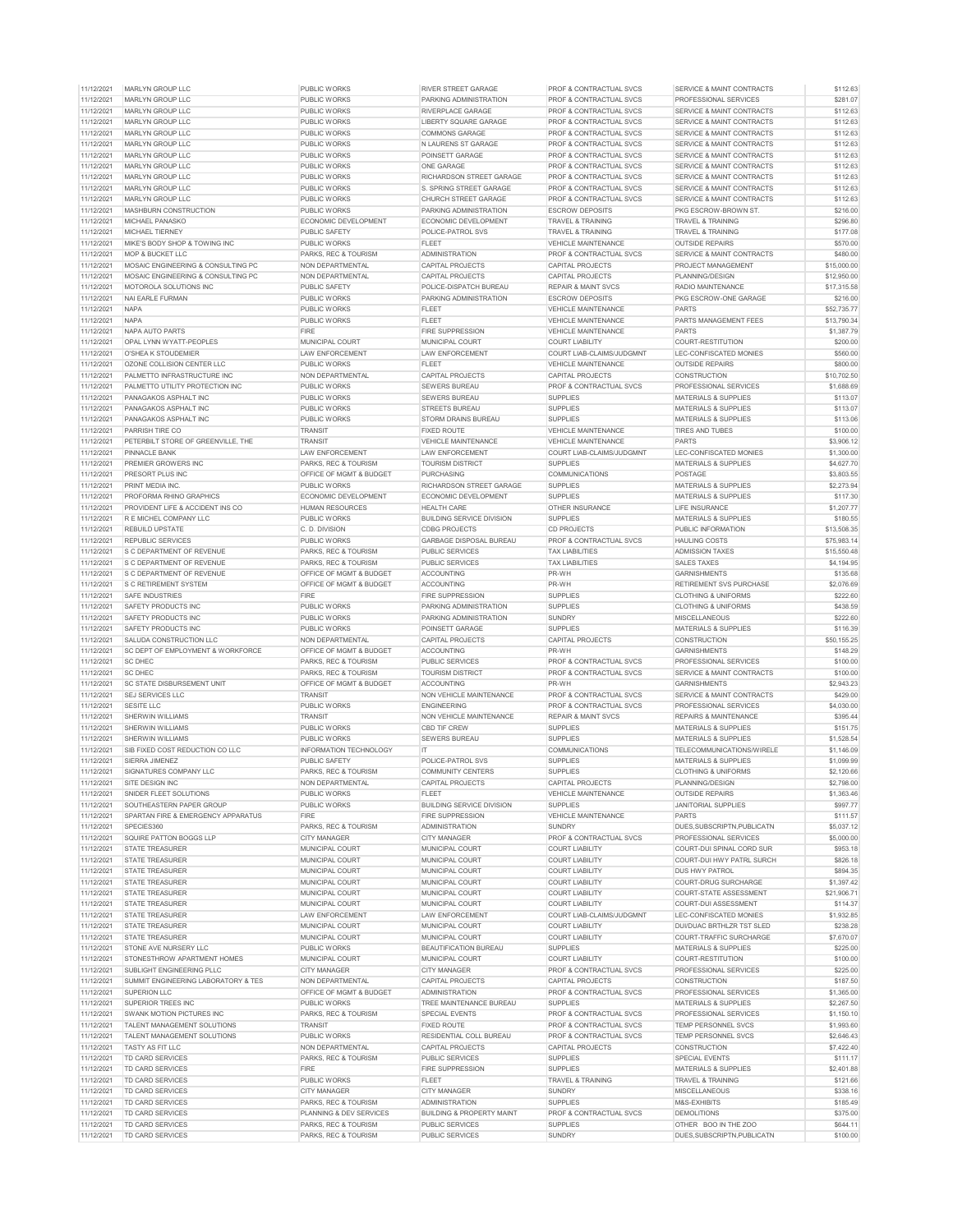| | | | | | | |
|---|---|---|---|---|---|---|
| 11/12/2021 | MARLYN GROUP LLC | PUBLIC WORKS | RIVER STREET GARAGE | PROF & CONTRACTUAL SVCS | SERVICE & MAINT CONTRACTS | $112.63 |
| 11/12/2021 | MARLYN GROUP LLC | PUBLIC WORKS | PARKING ADMINISTRATION | PROF & CONTRACTUAL SVCS | PROFESSIONAL SERVICES | $281.07 |
| 11/12/2021 | MARLYN GROUP LLC | PUBLIC WORKS | RIVERPLACE GARAGE | PROF & CONTRACTUAL SVCS | SERVICE & MAINT CONTRACTS | $112.63 |
| 11/12/2021 | MARLYN GROUP LLC | PUBLIC WORKS | LIBERTY SQUARE GARAGE | PROF & CONTRACTUAL SVCS | SERVICE & MAINT CONTRACTS | $112.63 |
| 11/12/2021 | MARLYN GROUP LLC | PUBLIC WORKS | COMMONS GARAGE | PROF & CONTRACTUAL SVCS | SERVICE & MAINT CONTRACTS | $112.63 |
| 11/12/2021 | MARLYN GROUP LLC | PUBLIC WORKS | N LAURENS ST GARAGE | PROF & CONTRACTUAL SVCS | SERVICE & MAINT CONTRACTS | $112.63 |
| 11/12/2021 | MARLYN GROUP LLC | PUBLIC WORKS | POINSETT GARAGE | PROF & CONTRACTUAL SVCS | SERVICE & MAINT CONTRACTS | $112.63 |
| 11/12/2021 | MARLYN GROUP LLC | PUBLIC WORKS | ONE GARAGE | PROF & CONTRACTUAL SVCS | SERVICE & MAINT CONTRACTS | $112.63 |
| 11/12/2021 | MARLYN GROUP LLC | PUBLIC WORKS | RICHARDSON STREET GARAGE | PROF & CONTRACTUAL SVCS | SERVICE & MAINT CONTRACTS | $112.63 |
| 11/12/2021 | MARLYN GROUP LLC | PUBLIC WORKS | S. SPRING STREET GARAGE | PROF & CONTRACTUAL SVCS | SERVICE & MAINT CONTRACTS | $112.63 |
| 11/12/2021 | MARLYN GROUP LLC | PUBLIC WORKS | CHURCH STREET GARAGE | PROF & CONTRACTUAL SVCS | SERVICE & MAINT CONTRACTS | $112.63 |
| 11/12/2021 | MASHBURN CONSTRUCTION | PUBLIC WORKS | PARKING ADMINISTRATION | ESCROW DEPOSITS | PKG ESCROW-BROWN ST. | $216.00 |
| 11/12/2021 | MICHAEL PANASKO | ECONOMIC DEVELOPMENT | ECONOMIC DEVELOPMENT | TRAVEL & TRAINING | TRAVEL & TRAINING | $296.80 |
| 11/12/2021 | MICHAEL TIERNEY | PUBLIC SAFETY | POLICE-PATROL SVS | TRAVEL & TRAINING | TRAVEL & TRAINING | $177.08 |
| 11/12/2021 | MIKE'S BODY SHOP & TOWING INC | PUBLIC WORKS | FLEET | VEHICLE MAINTENANCE | OUTSIDE REPAIRS | $570.00 |
| 11/12/2021 | MOP & BUCKET LLC | PARKS, REC & TOURISM | ADMINISTRATION | PROF & CONTRACTUAL SVCS | SERVICE & MAINT CONTRACTS | $480.00 |
| 11/12/2021 | MOSAIC ENGINEERING & CONSULTING PC | NON DEPARTMENTAL | CAPITAL PROJECTS | CAPITAL PROJECTS | PROJECT MANAGEMENT | $15,000.00 |
| 11/12/2021 | MOSAIC ENGINEERING & CONSULTING PC | NON DEPARTMENTAL | CAPITAL PROJECTS | CAPITAL PROJECTS | PLANNING/DESIGN | $12,950.00 |
| 11/12/2021 | MOTOROLA SOLUTIONS INC | PUBLIC SAFETY | POLICE-DISPATCH BUREAU | REPAIR & MAINT SVCS | RADIO MAINTENANCE | $17,315.58 |
| 11/12/2021 | NAI EARLE FURMAN | PUBLIC WORKS | PARKING ADMINISTRATION | ESCROW DEPOSITS | PKG ESCROW-ONE GARAGE | $216.00 |
| 11/12/2021 | NAPA | PUBLIC WORKS | FLEET | VEHICLE MAINTENANCE | PARTS | $52,735.77 |
| 11/12/2021 | NAPA | PUBLIC WORKS | FLEET | VEHICLE MAINTENANCE | PARTS MANAGEMENT FEES | $13,790.34 |
| 11/12/2021 | NAPA AUTO PARTS | FIRE | FIRE SUPPRESSION | VEHICLE MAINTENANCE | PARTS | $1,387.79 |
| 11/12/2021 | OPAL LYNN WYATT-PEOPLES | MUNICIPAL COURT | MUNICIPAL COURT | COURT LIABILITY | COURT-RESTITUTION | $200.00 |
| 11/12/2021 | O'SHEA K STOUDEMIER | LAW ENFORCEMENT | LAW ENFORCEMENT | COURT LIAB-CLAIMS/JUDGMNT | LEC-CONFISCATED MONIES | $560.00 |
| 11/12/2021 | OZONE COLLISION CENTER LLC | PUBLIC WORKS | FLEET | VEHICLE MAINTENANCE | OUTSIDE REPAIRS | $800.00 |
| 11/12/2021 | PALMETTO INFRASTRUCTURE INC | NON DEPARTMENTAL | CAPITAL PROJECTS | CAPITAL PROJECTS | CONSTRUCTION | $10,702.50 |
| 11/12/2021 | PALMETTO UTILITY PROTECTION INC | PUBLIC WORKS | SEWERS BUREAU | PROF & CONTRACTUAL SVCS | PROFESSIONAL SERVICES | $1,688.69 |
| 11/12/2021 | PANAGAKOS ASPHALT INC | PUBLIC WORKS | SEWERS BUREAU | SUPPLIES | MATERIALS & SUPPLIES | $113.07 |
| 11/12/2021 | PANAGAKOS ASPHALT INC | PUBLIC WORKS | STREETS BUREAU | SUPPLIES | MATERIALS & SUPPLIES | $113.07 |
| 11/12/2021 | PANAGAKOS ASPHALT INC | PUBLIC WORKS | STORM DRAINS BUREAU | SUPPLIES | MATERIALS & SUPPLIES | $113.06 |
| 11/12/2021 | PARRISH TIRE CO | TRANSIT | FIXED ROUTE | VEHICLE MAINTENANCE | TIRES AND TUBES | $100.00 |
| 11/12/2021 | PETERBILT STORE OF GREENVILLE, THE | TRANSIT | VEHICLE MAINTENANCE | VEHICLE MAINTENANCE | PARTS | $3,906.12 |
| 11/12/2021 | PINNACLE BANK | LAW ENFORCEMENT | LAW ENFORCEMENT | COURT LIAB-CLAIMS/JUDGMNT | LEC-CONFISCATED MONIES | $1,300.00 |
| 11/12/2021 | PREMIER GROWERS INC | PARKS, REC & TOURISM | TOURISM DISTRICT | SUPPLIES | MATERIALS & SUPPLIES | $4,627.70 |
| 11/12/2021 | PRESORT PLUS INC | OFFICE OF MGMT & BUDGET | PURCHASING | COMMUNICATIONS | POSTAGE | $3,803.55 |
| 11/12/2021 | PRINT MEDIA INC. | PUBLIC WORKS | RICHARDSON STREET GARAGE | SUPPLIES | MATERIALS & SUPPLIES | $2,273.94 |
| 11/12/2021 | PROFORMA RHINO GRAPHICS | ECONOMIC DEVELOPMENT | ECONOMIC DEVELOPMENT | SUPPLIES | MATERIALS & SUPPLIES | $117.30 |
| 11/12/2021 | PROVIDENT LIFE & ACCIDENT INS CO | HUMAN RESOURCES | HEALTH CARE | OTHER INSURANCE | LIFE INSURANCE | $1,207.77 |
| 11/12/2021 | R E MICHEL COMPANY LLC | PUBLIC WORKS | BUILDING SERVICE DIVISION | SUPPLIES | MATERIALS & SUPPLIES | $180.55 |
| 11/12/2021 | REBUILD UPSTATE | C. D. DIVISION | CDBG PROJECTS | CD PROJECTS | PUBLIC INFORMATION | $13,508.35 |
| 11/12/2021 | REPUBLIC SERVICES | PUBLIC WORKS | GARBAGE DISPOSAL BUREAU | PROF & CONTRACTUAL SVCS | HAULING COSTS | $75,983.14 |
| 11/12/2021 | S C DEPARTMENT OF REVENUE | PARKS, REC & TOURISM | PUBLIC SERVICES | TAX LIABILITIES | ADMISSION TAXES | $15,550.48 |
| 11/12/2021 | S C DEPARTMENT OF REVENUE | PARKS, REC & TOURISM | PUBLIC SERVICES | TAX LIABILITIES | SALES TAXES | $4,194.95 |
| 11/12/2021 | S C DEPARTMENT OF REVENUE | OFFICE OF MGMT & BUDGET | ACCOUNTING | PR-WH | GARNISHMENTS | $135.68 |
| 11/12/2021 | S C RETIREMENT SYSTEM | OFFICE OF MGMT & BUDGET | ACCOUNTING | PR-WH | RETIREMENT SVS PURCHASE | $2,076.69 |
| 11/12/2021 | SAFE INDUSTRIES | FIRE | FIRE SUPPRESSION | SUPPLIES | CLOTHING & UNIFORMS | $222.60 |
| 11/12/2021 | SAFETY PRODUCTS INC | PUBLIC WORKS | PARKING ADMINISTRATION | SUPPLIES | CLOTHING & UNIFORMS | $438.59 |
| 11/12/2021 | SAFETY PRODUCTS INC | PUBLIC WORKS | PARKING ADMINISTRATION | SUNDRY | MISCELLANEOUS | $222.60 |
| 11/12/2021 | SAFETY PRODUCTS INC | PUBLIC WORKS | POINSETT GARAGE | SUPPLIES | MATERIALS & SUPPLIES | $116.39 |
| 11/12/2021 | SALUDA CONSTRUCTION LLC | NON DEPARTMENTAL | CAPITAL PROJECTS | CAPITAL PROJECTS | CONSTRUCTION | $50,155.25 |
| 11/12/2021 | SC DEPT OF EMPLOYMENT & WORKFORCE | OFFICE OF MGMT & BUDGET | ACCOUNTING | PR-WH | GARNISHMENTS | $148.29 |
| 11/12/2021 | SC DHEC | PARKS, REC & TOURISM | PUBLIC SERVICES | PROF & CONTRACTUAL SVCS | PROFESSIONAL SERVICES | $100.00 |
| 11/12/2021 | SC DHEC | PARKS, REC & TOURISM | TOURISM DISTRICT | PROF & CONTRACTUAL SVCS | SERVICE & MAINT CONTRACTS | $100.00 |
| 11/12/2021 | SC STATE DISBURSEMENT UNIT | OFFICE OF MGMT & BUDGET | ACCOUNTING | PR-WH | GARNISHMENTS | $2,943.23 |
| 11/12/2021 | SEJ SERVICES LLC | TRANSIT | NON VEHICLE MAINTENANCE | PROF & CONTRACTUAL SVCS | SERVICE & MAINT CONTRACTS | $429.00 |
| 11/12/2021 | SESITE LLC | PUBLIC WORKS | ENGINEERING | PROF & CONTRACTUAL SVCS | PROFESSIONAL SERVICES | $4,030.00 |
| 11/12/2021 | SHERWIN WILLIAMS | TRANSIT | NON VEHICLE MAINTENANCE | REPAIR & MAINT SVCS | REPAIRS & MAINTENANCE | $395.44 |
| 11/12/2021 | SHERWIN WILLIAMS | PUBLIC WORKS | CBD TIF CREW | SUPPLIES | MATERIALS & SUPPLIES | $151.75 |
| 11/12/2021 | SHERWIN WILLIAMS | PUBLIC WORKS | SEWERS BUREAU | SUPPLIES | MATERIALS & SUPPLIES | $1,528.54 |
| 11/12/2021 | SIB FIXED COST REDUCTION CO LLC | INFORMATION TECHNOLOGY | IT | COMMUNICATIONS | TELECOMMUNICATIONS/WIRELE | $1,146.09 |
| 11/12/2021 | SIERRA JIMENEZ | PUBLIC SAFETY | POLICE-PATROL SVS | SUPPLIES | MATERIALS & SUPPLIES | $1,099.99 |
| 11/12/2021 | SIGNATURES COMPANY LLC | PARKS, REC & TOURISM | COMMUNITY CENTERS | SUPPLIES | CLOTHING & UNIFORMS | $2,120.66 |
| 11/12/2021 | SITE DESIGN INC | NON DEPARTMENTAL | CAPITAL PROJECTS | CAPITAL PROJECTS | PLANNING/DESIGN | $2,798.00 |
| 11/12/2021 | SNIDER FLEET SOLUTIONS | PUBLIC WORKS | FLEET | VEHICLE MAINTENANCE | OUTSIDE REPAIRS | $1,363.46 |
| 11/12/2021 | SOUTHEASTERN PAPER GROUP | PUBLIC WORKS | BUILDING SERVICE DIVISION | SUPPLIES | JANITORIAL SUPPLIES | $997.77 |
| 11/12/2021 | SPARTAN FIRE & EMERGENCY APPARATUS | FIRE | FIRE SUPPRESSION | VEHICLE MAINTENANCE | PARTS | $111.57 |
| 11/12/2021 | SPECIES360 | PARKS, REC & TOURISM | ADMINISTRATION | SUNDRY | DUES,SUBSCRIPTN,PUBLICATN | $5,037.12 |
| 11/12/2021 | SQUIRE PATTON BOGGS LLP | CITY MANAGER | CITY MANAGER | PROF & CONTRACTUAL SVCS | PROFESSIONAL SERVICES | $5,000.00 |
| 11/12/2021 | STATE TREASURER | MUNICIPAL COURT | MUNICIPAL COURT | COURT LIABILITY | COURT-DUI SPINAL CORD SUR | $953.18 |
| 11/12/2021 | STATE TREASURER | MUNICIPAL COURT | MUNICIPAL COURT | COURT LIABILITY | COURT-DUI HWY PATRL SURCH | $826.18 |
| 11/12/2021 | STATE TREASURER | MUNICIPAL COURT | MUNICIPAL COURT | COURT LIABILITY | DUS HWY PATROL | $894.35 |
| 11/12/2021 | STATE TREASURER | MUNICIPAL COURT | MUNICIPAL COURT | COURT LIABILITY | COURT-DRUG SURCHARGE | $1,397.42 |
| 11/12/2021 | STATE TREASURER | MUNICIPAL COURT | MUNICIPAL COURT | COURT LIABILITY | COURT-STATE ASSESSMENT | $21,906.71 |
| 11/12/2021 | STATE TREASURER | MUNICIPAL COURT | MUNICIPAL COURT | COURT LIABILITY | COURT-DUI ASSESSMENT | $114.37 |
| 11/12/2021 | STATE TREASURER | LAW ENFORCEMENT | LAW ENFORCEMENT | COURT LIAB-CLAIMS/JUDGMNT | LEC-CONFISCATED MONIES | $1,932.85 |
| 11/12/2021 | STATE TREASURER | MUNICIPAL COURT | MUNICIPAL COURT | COURT LIABILITY | DUI/DUAC BRTHLZR TST SLED | $238.28 |
| 11/12/2021 | STATE TREASURER | MUNICIPAL COURT | MUNICIPAL COURT | COURT LIABILITY | COURT-TRAFFIC SURCHARGE | $7,670.07 |
| 11/12/2021 | STONE AVE NURSERY LLC | PUBLIC WORKS | BEAUTIFICATION BUREAU | SUPPLIES | MATERIALS & SUPPLIES | $225.00 |
| 11/12/2021 | STONESTHROW APARTMENT HOMES | MUNICIPAL COURT | MUNICIPAL COURT | COURT LIABILITY | COURT-RESTITUTION | $100.00 |
| 11/12/2021 | SUBLIGHT ENGINEERING PLLC | CITY MANAGER | CITY MANAGER | PROF & CONTRACTUAL SVCS | PROFESSIONAL SERVICES | $225.00 |
| 11/12/2021 | SUMMIT ENGINEERING LABORATORY & TES | NON DEPARTMENTAL | CAPITAL PROJECTS | CAPITAL PROJECTS | CONSTRUCTION | $187.50 |
| 11/12/2021 | SUPERION LLC | OFFICE OF MGMT & BUDGET | ADMINISTRATION | PROF & CONTRACTUAL SVCS | PROFESSIONAL SERVICES | $1,365.00 |
| 11/12/2021 | SUPERIOR TREES INC | PUBLIC WORKS | TREE MAINTENANCE BUREAU | SUPPLIES | MATERIALS & SUPPLIES | $2,267.50 |
| 11/12/2021 | SWANK MOTION PICTURES INC | PARKS, REC & TOURISM | SPECIAL EVENTS | PROF & CONTRACTUAL SVCS | PROFESSIONAL SERVICES | $1,150.10 |
| 11/12/2021 | TALENT MANAGEMENT SOLUTIONS | TRANSIT | FIXED ROUTE | PROF & CONTRACTUAL SVCS | TEMP PERSONNEL SVCS | $1,993.60 |
| 11/12/2021 | TALENT MANAGEMENT SOLUTIONS | PUBLIC WORKS | RESIDENTIAL COLL BUREAU | PROF & CONTRACTUAL SVCS | TEMP PERSONNEL SVCS | $2,646.43 |
| 11/12/2021 | TASTY AS FIT LLC | NON DEPARTMENTAL | CAPITAL PROJECTS | CAPITAL PROJECTS | CONSTRUCTION | $7,422.40 |
| 11/12/2021 | TD CARD SERVICES | PARKS, REC & TOURISM | PUBLIC SERVICES | SUPPLIES | SPECIAL EVENTS | $111.17 |
| 11/12/2021 | TD CARD SERVICES | FIRE | FIRE SUPPRESSION | SUPPLIES | MATERIALS & SUPPLIES | $2,401.88 |
| 11/12/2021 | TD CARD SERVICES | PUBLIC WORKS | FLEET | TRAVEL & TRAINING | TRAVEL & TRAINING | $121.66 |
| 11/12/2021 | TD CARD SERVICES | CITY MANAGER | CITY MANAGER | SUNDRY | MISCELLANEOUS | $338.16 |
| 11/12/2021 | TD CARD SERVICES | PARKS, REC & TOURISM | ADMINISTRATION | SUPPLIES | M&S-EXHIBITS | $185.49 |
| 11/12/2021 | TD CARD SERVICES | PLANNING & DEV SERVICES | BUILDING & PROPERTY MAINT | PROF & CONTRACTUAL SVCS | DEMOLITIONS | $375.00 |
| 11/12/2021 | TD CARD SERVICES | PARKS, REC & TOURISM | PUBLIC SERVICES | SUPPLIES | OTHER BOO IN THE ZOO | $644.11 |
| 11/12/2021 | TD CARD SERVICES | PARKS, REC & TOURISM | PUBLIC SERVICES | SUNDRY | DUES,SUBSCRIPTN,PUBLICATN | $100.00 |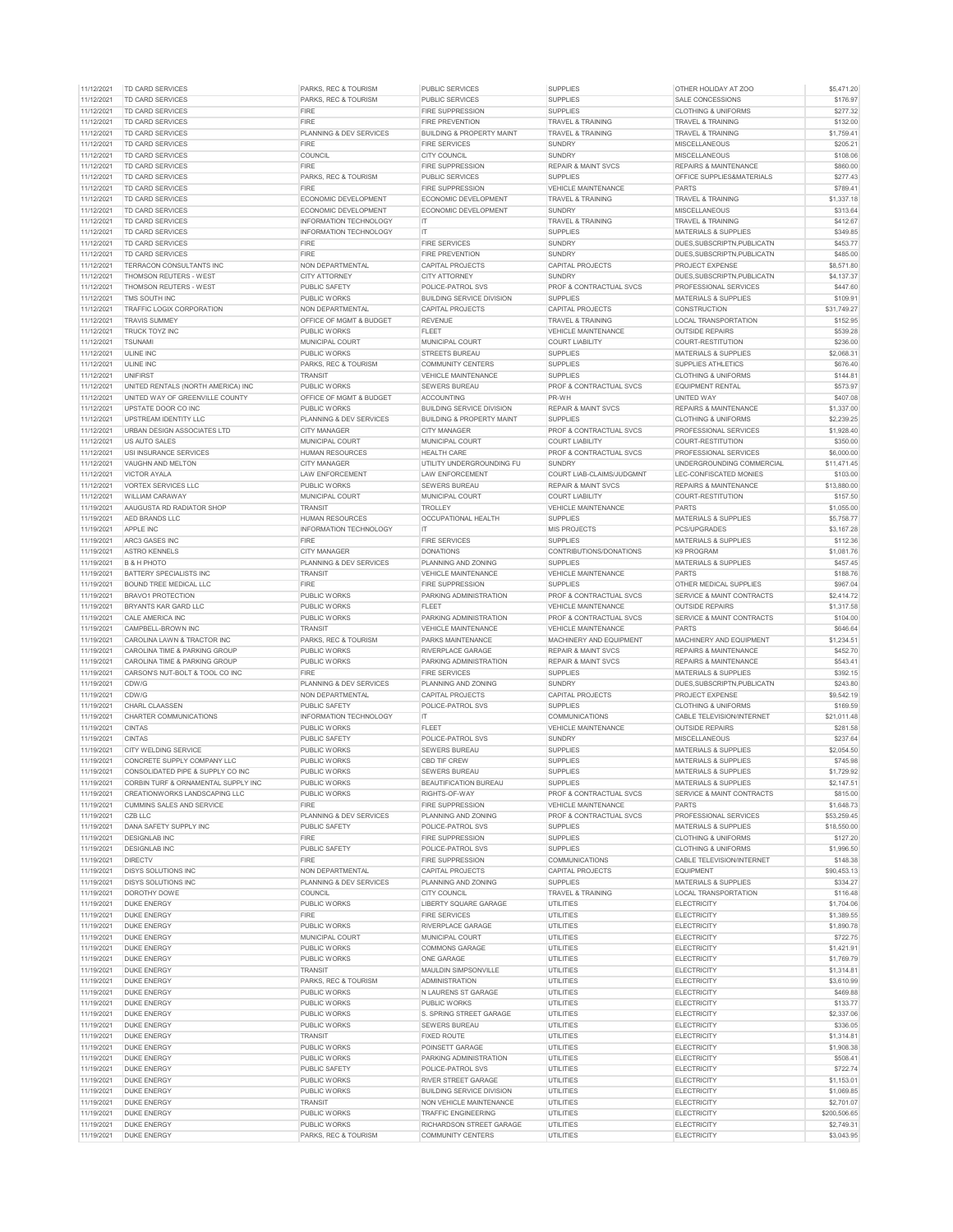| | | | | | | |
|---|---|---|---|---|---|---|
| 11/12/2021 | TD CARD SERVICES | PARKS, REC & TOURISM | PUBLIC SERVICES | SUPPLIES | OTHER HOLIDAY AT ZOO | $5,471.20 |
| 11/12/2021 | TD CARD SERVICES | PARKS, REC & TOURISM | PUBLIC SERVICES | SUPPLIES | SALE CONCESSIONS | $176.97 |
| 11/12/2021 | TD CARD SERVICES | FIRE | FIRE SUPPRESSION | SUPPLIES | CLOTHING & UNIFORMS | $277.32 |
| 11/12/2021 | TD CARD SERVICES | FIRE | FIRE PREVENTION | TRAVEL & TRAINING | TRAVEL & TRAINING | $132.00 |
| 11/12/2021 | TD CARD SERVICES | PLANNING & DEV SERVICES | BUILDING & PROPERTY MAINT | TRAVEL & TRAINING | TRAVEL & TRAINING | $1,759.41 |
| 11/12/2021 | TD CARD SERVICES | FIRE | FIRE SERVICES | SUNDRY | MISCELLANEOUS | $205.21 |
| 11/12/2021 | TD CARD SERVICES | COUNCIL | CITY COUNCIL | SUNDRY | MISCELLANEOUS | $108.06 |
| 11/12/2021 | TD CARD SERVICES | FIRE | FIRE SUPPRESSION | REPAIR & MAINT SVCS | REPAIRS & MAINTENANCE | $860.00 |
| 11/12/2021 | TD CARD SERVICES | PARKS, REC & TOURISM | PUBLIC SERVICES | SUPPLIES | OFFICE SUPPLIES&MATERIALS | $277.43 |
| 11/12/2021 | TD CARD SERVICES | FIRE | FIRE SUPPRESSION | VEHICLE MAINTENANCE | PARTS | $789.41 |
| 11/12/2021 | TD CARD SERVICES | ECONOMIC DEVELOPMENT | ECONOMIC DEVELOPMENT | TRAVEL & TRAINING | TRAVEL & TRAINING | $1,337.18 |
| 11/12/2021 | TD CARD SERVICES | ECONOMIC DEVELOPMENT | ECONOMIC DEVELOPMENT | SUNDRY | MISCELLANEOUS | $313.64 |
| 11/12/2021 | TD CARD SERVICES | INFORMATION TECHNOLOGY | IT | TRAVEL & TRAINING | TRAVEL & TRAINING | $412.67 |
| 11/12/2021 | TD CARD SERVICES | INFORMATION TECHNOLOGY | IT | SUPPLIES | MATERIALS & SUPPLIES | $349.85 |
| 11/12/2021 | TD CARD SERVICES | FIRE | FIRE SERVICES | SUNDRY | DUES,SUBSCRIPTN,PUBLICATN | $453.77 |
| 11/12/2021 | TD CARD SERVICES | FIRE | FIRE PREVENTION | SUNDRY | DUES,SUBSCRIPTN,PUBLICATN | $485.00 |
| 11/12/2021 | TERRACON CONSULTANTS INC | NON DEPARTMENTAL | CAPITAL PROJECTS | CAPITAL PROJECTS | PROJECT EXPENSE | $8,571.80 |
| 11/12/2021 | THOMSON REUTERS - WEST | CITY ATTORNEY | CITY ATTORNEY | SUNDRY | DUES,SUBSCRIPTN,PUBLICATN | $4,137.37 |
| 11/12/2021 | THOMSON REUTERS - WEST | PUBLIC SAFETY | POLICE-PATROL SVS | PROF & CONTRACTUAL SVCS | PROFESSIONAL SERVICES | $447.60 |
| 11/12/2021 | TMS SOUTH INC | PUBLIC WORKS | BUILDING SERVICE DIVISION | SUPPLIES | MATERIALS & SUPPLIES | $109.91 |
| 11/12/2021 | TRAFFIC LOGIX CORPORATION | NON DEPARTMENTAL | CAPITAL PROJECTS | CAPITAL PROJECTS | CONSTRUCTION | $31,749.27 |
| 11/12/2021 | TRAVIS SUMMEY | OFFICE OF MGMT & BUDGET | REVENUE | TRAVEL & TRAINING | LOCAL TRANSPORTATION | $152.95 |
| 11/12/2021 | TRUCK TOYZ INC | PUBLIC WORKS | FLEET | VEHICLE MAINTENANCE | OUTSIDE REPAIRS | $539.28 |
| 11/12/2021 | TSUNAMI | MUNICIPAL COURT | MUNICIPAL COURT | COURT LIABILITY | COURT-RESTITUTION | $236.00 |
| 11/12/2021 | ULINE INC | PUBLIC WORKS | STREETS BUREAU | SUPPLIES | MATERIALS & SUPPLIES | $2,068.31 |
| 11/12/2021 | ULINE INC | PARKS, REC & TOURISM | COMMUNITY CENTERS | SUPPLIES | SUPPLIES ATHLETICS | $676.40 |
| 11/12/2021 | UNIFIRST | TRANSIT | VEHICLE MAINTENANCE | SUPPLIES | CLOTHING & UNIFORMS | $144.81 |
| 11/12/2021 | UNITED RENTALS (NORTH AMERICA) INC | PUBLIC WORKS | SEWERS BUREAU | PROF & CONTRACTUAL SVCS | EQUIPMENT RENTAL | $573.97 |
| 11/12/2021 | UNITED WAY OF GREENVILLE COUNTY | OFFICE OF MGMT & BUDGET | ACCOUNTING | PR-WH | UNITED WAY | $407.08 |
| 11/12/2021 | UPSTATE DOOR CO INC | PUBLIC WORKS | BUILDING SERVICE DIVISION | REPAIR & MAINT SVCS | REPAIRS & MAINTENANCE | $1,337.00 |
| 11/12/2021 | UPSTREAM IDENTITY LLC | PLANNING & DEV SERVICES | BUILDING & PROPERTY MAINT | SUPPLIES | CLOTHING & UNIFORMS | $2,239.25 |
| 11/12/2021 | URBAN DESIGN ASSOCIATES LTD | CITY MANAGER | CITY MANAGER | PROF & CONTRACTUAL SVCS | PROFESSIONAL SERVICES | $1,928.40 |
| 11/12/2021 | US AUTO SALES | MUNICIPAL COURT | MUNICIPAL COURT | COURT LIABILITY | COURT-RESTITUTION | $350.00 |
| 11/12/2021 | USI INSURANCE SERVICES | HUMAN RESOURCES | HEALTH CARE | PROF & CONTRACTUAL SVCS | PROFESSIONAL SERVICES | $6,000.00 |
| 11/12/2021 | VAUGHN AND MELTON | CITY MANAGER | UTILITY UNDERGROUNDING FU | SUNDRY | UNDERGROUNDING COMMERCIAL | $11,471.45 |
| 11/12/2021 | VICTOR AYALA | LAW ENFORCEMENT | LAW ENFORCEMENT | COURT LIAB-CLAIMS/JUDGMNT | LEC-CONFISCATED MONIES | $103.00 |
| 11/12/2021 | VORTEX SERVICES LLC | PUBLIC WORKS | SEWERS BUREAU | REPAIR & MAINT SVCS | REPAIRS & MAINTENANCE | $13,880.00 |
| 11/12/2021 | WILLIAM CARAWAY | MUNICIPAL COURT | MUNICIPAL COURT | COURT LIABILITY | COURT-RESTITUTION | $157.50 |
| 11/19/2021 | AAUGUSTA RD RADIATOR SHOP | TRANSIT | TROLLEY | VEHICLE MAINTENANCE | PARTS | $1,055.00 |
| 11/19/2021 | AED BRANDS LLC | HUMAN RESOURCES | OCCUPATIONAL HEALTH | SUPPLIES | MATERIALS & SUPPLIES | $5,758.77 |
| 11/19/2021 | APPLE INC | INFORMATION TECHNOLOGY | IT | MIS PROJECTS | PCS/UPGRADES | $3,167.28 |
| 11/19/2021 | ARC3 GASES INC | FIRE | FIRE SERVICES | SUPPLIES | MATERIALS & SUPPLIES | $112.36 |
| 11/19/2021 | ASTRO KENNELS | CITY MANAGER | DONATIONS | CONTRIBUTIONS/DONATIONS | K9 PROGRAM | $1,081.76 |
| 11/19/2021 | B & H PHOTO | PLANNING & DEV SERVICES | PLANNING AND ZONING | SUPPLIES | MATERIALS & SUPPLIES | $457.45 |
| 11/19/2021 | BATTERY SPECIALISTS INC | TRANSIT | VEHICLE MAINTENANCE | VEHICLE MAINTENANCE | PARTS | $188.76 |
| 11/19/2021 | BOUND TREE MEDICAL LLC | FIRE | FIRE SUPPRESSION | SUPPLIES | OTHER MEDICAL SUPPLIES | $967.04 |
| 11/19/2021 | BRAVO1 PROTECTION | PUBLIC WORKS | PARKING ADMINISTRATION | PROF & CONTRACTUAL SVCS | SERVICE & MAINT CONTRACTS | $2,414.72 |
| 11/19/2021 | BRYANTS KAR GARD LLC | PUBLIC WORKS | FLEET | VEHICLE MAINTENANCE | OUTSIDE REPAIRS | $1,317.58 |
| 11/19/2021 | CALE AMERICA INC | PUBLIC WORKS | PARKING ADMINISTRATION | PROF & CONTRACTUAL SVCS | SERVICE & MAINT CONTRACTS | $104.00 |
| 11/19/2021 | CAMPBELL-BROWN INC | TRANSIT | VEHICLE MAINTENANCE | VEHICLE MAINTENANCE | PARTS | $646.64 |
| 11/19/2021 | CAROLINA LAWN & TRACTOR INC | PARKS, REC & TOURISM | PARKS MAINTENANCE | MACHINERY AND EQUIPMENT | MACHINERY AND EQUIPMENT | $1,234.51 |
| 11/19/2021 | CAROLINA TIME & PARKING GROUP | PUBLIC WORKS | RIVERPLACE GARAGE | REPAIR & MAINT SVCS | REPAIRS & MAINTENANCE | $452.70 |
| 11/19/2021 | CAROLINA TIME & PARKING GROUP | PUBLIC WORKS | PARKING ADMINISTRATION | REPAIR & MAINT SVCS | REPAIRS & MAINTENANCE | $543.41 |
| 11/19/2021 | CARSON'S NUT-BOLT & TOOL CO INC | FIRE | FIRE SERVICES | SUPPLIES | MATERIALS & SUPPLIES | $392.15 |
| 11/19/2021 | CDW/G | PLANNING & DEV SERVICES | PLANNING AND ZONING | SUNDRY | DUES,SUBSCRIPTN,PUBLICATN | $243.80 |
| 11/19/2021 | CDW/G | NON DEPARTMENTAL | CAPITAL PROJECTS | CAPITAL PROJECTS | PROJECT EXPENSE | $9,542.19 |
| 11/19/2021 | CHARL CLAASSEN | PUBLIC SAFETY | POLICE-PATROL SVS | SUPPLIES | CLOTHING & UNIFORMS | $169.59 |
| 11/19/2021 | CHARTER COMMUNICATIONS | INFORMATION TECHNOLOGY | IT | COMMUNICATIONS | CABLE TELEVISION/INTERNET | $21,011.48 |
| 11/19/2021 | CINTAS | PUBLIC WORKS | FLEET | VEHICLE MAINTENANCE | OUTSIDE REPAIRS | $281.58 |
| 11/19/2021 | CINTAS | PUBLIC SAFETY | POLICE-PATROL SVS | SUNDRY | MISCELLANEOUS | $237.64 |
| 11/19/2021 | CITY WELDING SERVICE | PUBLIC WORKS | SEWERS BUREAU | SUPPLIES | MATERIALS & SUPPLIES | $2,054.50 |
| 11/19/2021 | CONCRETE SUPPLY COMPANY LLC | PUBLIC WORKS | CBD TIF CREW | SUPPLIES | MATERIALS & SUPPLIES | $745.98 |
| 11/19/2021 | CONSOLIDATED PIPE & SUPPLY CO INC | PUBLIC WORKS | SEWERS BUREAU | SUPPLIES | MATERIALS & SUPPLIES | $1,729.92 |
| 11/19/2021 | CORBIN TURF & ORNAMENTAL SUPPLY INC | PUBLIC WORKS | BEAUTIFICATION BUREAU | SUPPLIES | MATERIALS & SUPPLIES | $2,147.51 |
| 11/19/2021 | CREATIONWORKS LANDSCAPING LLC | PUBLIC WORKS | RIGHTS-OF-WAY | PROF & CONTRACTUAL SVCS | SERVICE & MAINT CONTRACTS | $815.00 |
| 11/19/2021 | CUMMINS SALES AND SERVICE | FIRE | FIRE SUPPRESSION | VEHICLE MAINTENANCE | PARTS | $1,648.73 |
| 11/19/2021 | CZB LLC | PLANNING & DEV SERVICES | PLANNING AND ZONING | PROF & CONTRACTUAL SVCS | PROFESSIONAL SERVICES | $53,259.45 |
| 11/19/2021 | DANA SAFETY SUPPLY INC | PUBLIC SAFETY | POLICE-PATROL SVS | SUPPLIES | MATERIALS & SUPPLIES | $18,550.00 |
| 11/19/2021 | DESIGNLAB INC | FIRE | FIRE SUPPRESSION | SUPPLIES | CLOTHING & UNIFORMS | $127.20 |
| 11/19/2021 | DESIGNLAB INC | PUBLIC SAFETY | POLICE-PATROL SVS | SUPPLIES | CLOTHING & UNIFORMS | $1,996.50 |
| 11/19/2021 | DIRECTV | FIRE | FIRE SUPPRESSION | COMMUNICATIONS | CABLE TELEVISION/INTERNET | $148.38 |
| 11/19/2021 | DISYS SOLUTIONS INC | NON DEPARTMENTAL | CAPITAL PROJECTS | CAPITAL PROJECTS | EQUIPMENT | $90,453.13 |
| 11/19/2021 | DISYS SOLUTIONS INC | PLANNING & DEV SERVICES | PLANNING AND ZONING | SUPPLIES | MATERIALS & SUPPLIES | $334.27 |
| 11/19/2021 | DOROTHY DOWE | COUNCIL | CITY COUNCIL | TRAVEL & TRAINING | LOCAL TRANSPORTATION | $116.48 |
| 11/19/2021 | DUKE ENERGY | PUBLIC WORKS | LIBERTY SQUARE GARAGE | UTILITIES | ELECTRICITY | $1,704.06 |
| 11/19/2021 | DUKE ENERGY | FIRE | FIRE SERVICES | UTILITIES | ELECTRICITY | $1,389.55 |
| 11/19/2021 | DUKE ENERGY | PUBLIC WORKS | RIVERPLACE GARAGE | UTILITIES | ELECTRICITY | $1,890.78 |
| 11/19/2021 | DUKE ENERGY | MUNICIPAL COURT | MUNICIPAL COURT | UTILITIES | ELECTRICITY | $722.75 |
| 11/19/2021 | DUKE ENERGY | PUBLIC WORKS | COMMONS GARAGE | UTILITIES | ELECTRICITY | $1,421.91 |
| 11/19/2021 | DUKE ENERGY | PUBLIC WORKS | ONE GARAGE | UTILITIES | ELECTRICITY | $1,769.79 |
| 11/19/2021 | DUKE ENERGY | TRANSIT | MAULDIN SIMPSONVILLE | UTILITIES | ELECTRICITY | $1,314.81 |
| 11/19/2021 | DUKE ENERGY | PARKS, REC & TOURISM | ADMINISTRATION | UTILITIES | ELECTRICITY | $3,610.99 |
| 11/19/2021 | DUKE ENERGY | PUBLIC WORKS | N LAURENS ST GARAGE | UTILITIES | ELECTRICITY | $469.88 |
| 11/19/2021 | DUKE ENERGY | PUBLIC WORKS | PUBLIC WORKS | UTILITIES | ELECTRICITY | $133.77 |
| 11/19/2021 | DUKE ENERGY | PUBLIC WORKS | S. SPRING STREET GARAGE | UTILITIES | ELECTRICITY | $2,337.06 |
| 11/19/2021 | DUKE ENERGY | PUBLIC WORKS | SEWERS BUREAU | UTILITIES | ELECTRICITY | $336.05 |
| 11/19/2021 | DUKE ENERGY | TRANSIT | FIXED ROUTE | UTILITIES | ELECTRICITY | $1,314.81 |
| 11/19/2021 | DUKE ENERGY | PUBLIC WORKS | POINSETT GARAGE | UTILITIES | ELECTRICITY | $1,908.38 |
| 11/19/2021 | DUKE ENERGY | PUBLIC WORKS | PARKING ADMINISTRATION | UTILITIES | ELECTRICITY | $508.41 |
| 11/19/2021 | DUKE ENERGY | PUBLIC SAFETY | POLICE-PATROL SVS | UTILITIES | ELECTRICITY | $722.74 |
| 11/19/2021 | DUKE ENERGY | PUBLIC WORKS | RIVER STREET GARAGE | UTILITIES | ELECTRICITY | $1,153.01 |
| 11/19/2021 | DUKE ENERGY | PUBLIC WORKS | BUILDING SERVICE DIVISION | UTILITIES | ELECTRICITY | $1,069.85 |
| 11/19/2021 | DUKE ENERGY | TRANSIT | NON VEHICLE MAINTENANCE | UTILITIES | ELECTRICITY | $2,701.07 |
| 11/19/2021 | DUKE ENERGY | PUBLIC WORKS | TRAFFIC ENGINEERING | UTILITIES | ELECTRICITY | $200,506.65 |
| 11/19/2021 | DUKE ENERGY | PUBLIC WORKS | RICHARDSON STREET GARAGE | UTILITIES | ELECTRICITY | $2,749.31 |
| 11/19/2021 | DUKE ENERGY | PARKS, REC & TOURISM | COMMUNITY CENTERS | UTILITIES | ELECTRICITY | $3,043.95 |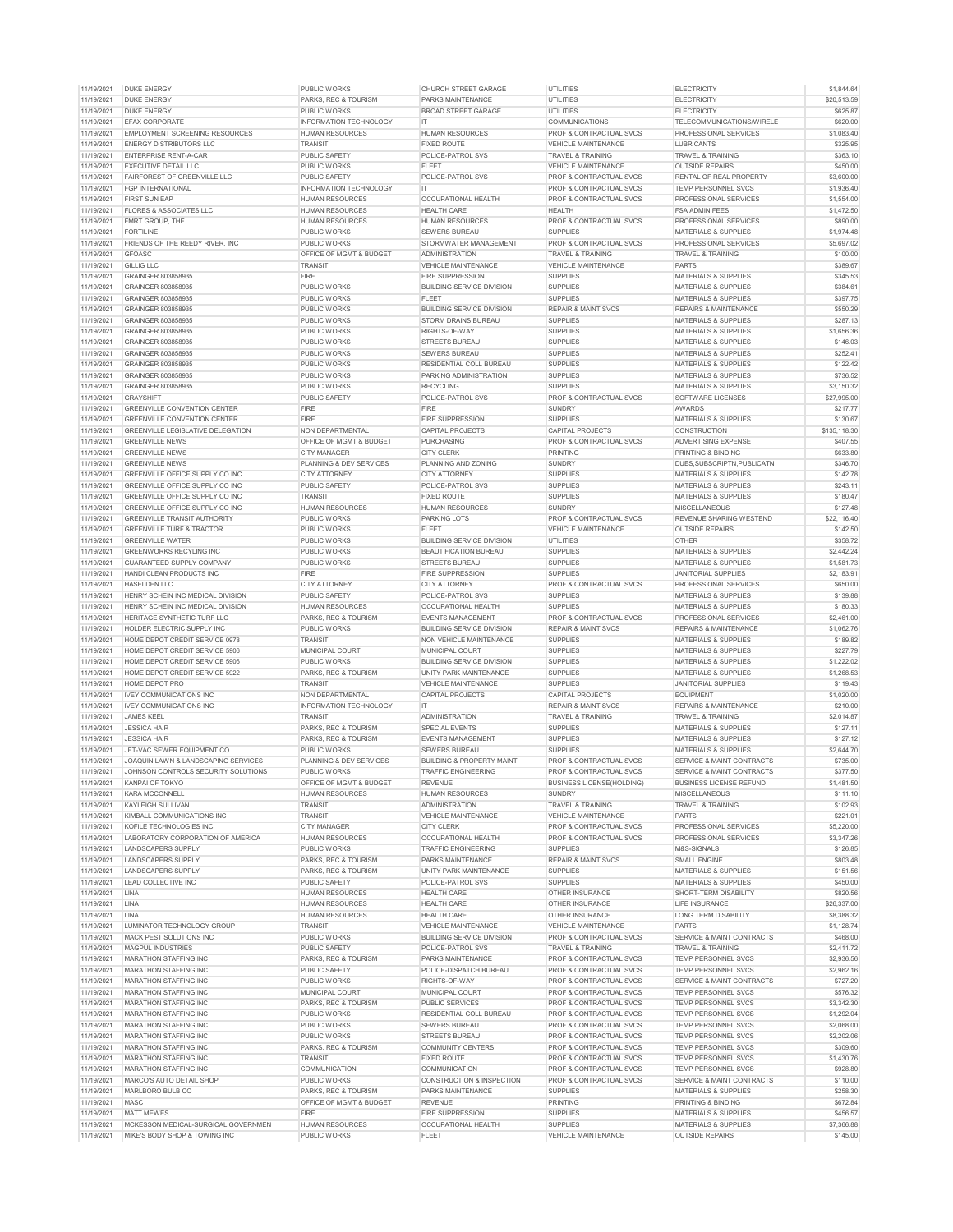| 11/19/2021 | DUKE ENERGY | PUBLIC WORKS | CHURCH STREET GARAGE | UTILITIES | ELECTRICITY | $1,844.64 |
|---|---|---|---|---|---|---|
| 11/19/2021 | DUKE ENERGY | PARKS, REC & TOURISM | PARKS MAINTENANCE | UTILITIES | ELECTRICITY | $20,513.59 |
| 11/19/2021 | DUKE ENERGY | PUBLIC WORKS | BROAD STREET GARAGE | UTILITIES | ELECTRICITY | $625.87 |
| 11/19/2021 | EFAX CORPORATE | INFORMATION TECHNOLOGY | IT | COMMUNICATIONS | TELECOMMUNICATIONS/WIRELE | $620.00 |
| 11/19/2021 | EMPLOYMENT SCREENING RESOURCES | HUMAN RESOURCES | HUMAN RESOURCES | PROF & CONTRACTUAL SVCS | PROFESSIONAL SERVICES | $1,083.40 |
| 11/19/2021 | ENERGY DISTRIBUTORS LLC | TRANSIT | FIXED ROUTE | VEHICLE MAINTENANCE | LUBRICANTS | $325.95 |
| 11/19/2021 | ENTERPRISE RENT-A-CAR | PUBLIC SAFETY | POLICE-PATROL SVS | TRAVEL & TRAINING | TRAVEL & TRAINING | $363.10 |
| 11/19/2021 | EXECUTIVE DETAIL LLC | PUBLIC WORKS | FLEET | VEHICLE MAINTENANCE | OUTSIDE REPAIRS | $450.00 |
| 11/19/2021 | FAIRFOREST OF GREENVILLE LLC | PUBLIC SAFETY | POLICE-PATROL SVS | PROF & CONTRACTUAL SVCS | RENTAL OF REAL PROPERTY | $3,600.00 |
| 11/19/2021 | FGP INTERNATIONAL | INFORMATION TECHNOLOGY | IT | PROF & CONTRACTUAL SVCS | TEMP PERSONNEL SVCS | $1,936.40 |
| 11/19/2021 | FIRST SUN EAP | HUMAN RESOURCES | OCCUPATIONAL HEALTH | PROF & CONTRACTUAL SVCS | PROFESSIONAL SERVICES | $1,554.00 |
| 11/19/2021 | FLORES & ASSOCIATES LLC | HUMAN RESOURCES | HEALTH CARE | HEALTH | FSA ADMIN FEES | $1,472.50 |
| 11/19/2021 | FMRT GROUP, THE | HUMAN RESOURCES | HUMAN RESOURCES | PROF & CONTRACTUAL SVCS | PROFESSIONAL SERVICES | $890.00 |
| 11/19/2021 | FORTILINE | PUBLIC WORKS | SEWERS BUREAU | SUPPLIES | MATERIALS & SUPPLIES | $1,974.48 |
| 11/19/2021 | FRIENDS OF THE REEDY RIVER, INC | PUBLIC WORKS | STORMWATER MANAGEMENT | PROF & CONTRACTUAL SVCS | PROFESSIONAL SERVICES | $5,697.02 |
| 11/19/2021 | GFOASC | OFFICE OF MGMT & BUDGET | ADMINISTRATION | TRAVEL & TRAINING | TRAVEL & TRAINING | $100.00 |
| 11/19/2021 | GILLIG LLC | TRANSIT | VEHICLE MAINTENANCE | VEHICLE MAINTENANCE | PARTS | $389.67 |
| 11/19/2021 | GRAINGER 803858935 | FIRE | FIRE SUPPRESSION | SUPPLIES | MATERIALS & SUPPLIES | $345.53 |
| 11/19/2021 | GRAINGER 803858935 | PUBLIC WORKS | BUILDING SERVICE DIVISION | SUPPLIES | MATERIALS & SUPPLIES | $384.61 |
| 11/19/2021 | GRAINGER 803858935 | PUBLIC WORKS | FLEET | SUPPLIES | MATERIALS & SUPPLIES | $397.75 |
| 11/19/2021 | GRAINGER 803858935 | PUBLIC WORKS | BUILDING SERVICE DIVISION | REPAIR & MAINT SVCS | REPAIRS & MAINTENANCE | $550.29 |
| 11/19/2021 | GRAINGER 803858935 | PUBLIC WORKS | STORM DRAINS BUREAU | SUPPLIES | MATERIALS & SUPPLIES | $287.13 |
| 11/19/2021 | GRAINGER 803858935 | PUBLIC WORKS | RIGHTS-OF-WAY | SUPPLIES | MATERIALS & SUPPLIES | $1,656.36 |
| 11/19/2021 | GRAINGER 803858935 | PUBLIC WORKS | STREETS BUREAU | SUPPLIES | MATERIALS & SUPPLIES | $146.03 |
| 11/19/2021 | GRAINGER 803858935 | PUBLIC WORKS | SEWERS BUREAU | SUPPLIES | MATERIALS & SUPPLIES | $252.41 |
| 11/19/2021 | GRAINGER 803858935 | PUBLIC WORKS | RESIDENTIAL COLL BUREAU | SUPPLIES | MATERIALS & SUPPLIES | $122.42 |
| 11/19/2021 | GRAINGER 803858935 | PUBLIC WORKS | PARKING ADMINISTRATION | SUPPLIES | MATERIALS & SUPPLIES | $736.52 |
| 11/19/2021 | GRAINGER 803858935 | PUBLIC WORKS | RECYCLING | SUPPLIES | MATERIALS & SUPPLIES | $3,150.32 |
| 11/19/2021 | GRAYSHIFT | PUBLIC SAFETY | POLICE-PATROL SVS | PROF & CONTRACTUAL SVCS | SOFTWARE LICENSES | $27,995.00 |
| 11/19/2021 | GREENVILLE CONVENTION CENTER | FIRE | FIRE | SUNDRY | AWARDS | $217.77 |
| 11/19/2021 | GREENVILLE CONVENTION CENTER | FIRE | FIRE SUPPRESSION | SUPPLIES | MATERIALS & SUPPLIES | $130.67 |
| 11/19/2021 | GREENVILLE LEGISLATIVE DELEGATION | NON DEPARTMENTAL | CAPITAL PROJECTS | CAPITAL PROJECTS | CONSTRUCTION | $135,118.30 |
| 11/19/2021 | GREENVILLE NEWS | OFFICE OF MGMT & BUDGET | PURCHASING | PROF & CONTRACTUAL SVCS | ADVERTISING EXPENSE | $407.55 |
| 11/19/2021 | GREENVILLE NEWS | CITY MANAGER | CITY CLERK | PRINTING | PRINTING & BINDING | $633.80 |
| 11/19/2021 | GREENVILLE NEWS | PLANNING & DEV SERVICES | PLANNING AND ZONING | SUNDRY | DUES,SUBSCRIPTN,PUBLICATN | $346.70 |
| 11/19/2021 | GREENVILLE OFFICE SUPPLY CO INC | CITY ATTORNEY | CITY ATTORNEY | SUPPLIES | MATERIALS & SUPPLIES | $142.78 |
| 11/19/2021 | GREENVILLE OFFICE SUPPLY CO INC | PUBLIC SAFETY | POLICE-PATROL SVS | SUPPLIES | MATERIALS & SUPPLIES | $243.11 |
| 11/19/2021 | GREENVILLE OFFICE SUPPLY CO INC | TRANSIT | FIXED ROUTE | SUPPLIES | MATERIALS & SUPPLIES | $180.47 |
| 11/19/2021 | GREENVILLE OFFICE SUPPLY CO INC | HUMAN RESOURCES | HUMAN RESOURCES | SUNDRY | MISCELLANEOUS | $127.48 |
| 11/19/2021 | GREENVILLE TRANSIT AUTHORITY | PUBLIC WORKS | PARKING LOTS | PROF & CONTRACTUAL SVCS | REVENUE SHARING WESTEND | $22,116.40 |
| 11/19/2021 | GREENVILLE TURF & TRACTOR | PUBLIC WORKS | FLEET | VEHICLE MAINTENANCE | OUTSIDE REPAIRS | $142.50 |
| 11/19/2021 | GREENVILLE WATER | PUBLIC WORKS | BUILDING SERVICE DIVISION | UTILITIES | OTHER | $358.72 |
| 11/19/2021 | GREENWORKS RECYLING INC | PUBLIC WORKS | BEAUTIFICATION BUREAU | SUPPLIES | MATERIALS & SUPPLIES | $2,442.24 |
| 11/19/2021 | GUARANTEED SUPPLY COMPANY | PUBLIC WORKS | STREETS BUREAU | SUPPLIES | MATERIALS & SUPPLIES | $1,581.73 |
| 11/19/2021 | HANDI CLEAN PRODUCTS INC | FIRE | FIRE SUPPRESSION | SUPPLIES | JANITORIAL SUPPLIES | $2,183.91 |
| 11/19/2021 | HASELDEN LLC | CITY ATTORNEY | CITY ATTORNEY | PROF & CONTRACTUAL SVCS | PROFESSIONAL SERVICES | $650.00 |
| 11/19/2021 | HENRY SCHEIN INC MEDICAL DIVISION | PUBLIC SAFETY | POLICE-PATROL SVS | SUPPLIES | MATERIALS & SUPPLIES | $139.88 |
| 11/19/2021 | HENRY SCHEIN INC MEDICAL DIVISION | HUMAN RESOURCES | OCCUPATIONAL HEALTH | SUPPLIES | MATERIALS & SUPPLIES | $180.33 |
| 11/19/2021 | HERITAGE SYNTHETIC TURF LLC | PARKS, REC & TOURISM | EVENTS MANAGEMENT | PROF & CONTRACTUAL SVCS | PROFESSIONAL SERVICES | $2,461.00 |
| 11/19/2021 | HOLDER ELECTRIC SUPPLY INC | PUBLIC WORKS | BUILDING SERVICE DIVISION | REPAIR & MAINT SVCS | REPAIRS & MAINTENANCE | $1,062.76 |
| 11/19/2021 | HOME DEPOT CREDIT SERVICE 0978 | TRANSIT | NON VEHICLE MAINTENANCE | SUPPLIES | MATERIALS & SUPPLIES | $189.82 |
| 11/19/2021 | HOME DEPOT CREDIT SERVICE 5906 | MUNICIPAL COURT | MUNICIPAL COURT | SUPPLIES | MATERIALS & SUPPLIES | $227.79 |
| 11/19/2021 | HOME DEPOT CREDIT SERVICE 5906 | PUBLIC WORKS | BUILDING SERVICE DIVISION | SUPPLIES | MATERIALS & SUPPLIES | $1,222.02 |
| 11/19/2021 | HOME DEPOT CREDIT SERVICE 5922 | PARKS, REC & TOURISM | UNITY PARK MAINTENANCE | SUPPLIES | MATERIALS & SUPPLIES | $1,268.53 |
| 11/19/2021 | HOME DEPOT PRO | TRANSIT | VEHICLE MAINTENANCE | SUPPLIES | JANITORIAL SUPPLIES | $119.43 |
| 11/19/2021 | IVEY COMMUNICATIONS INC | NON DEPARTMENTAL | CAPITAL PROJECTS | CAPITAL PROJECTS | EQUIPMENT | $1,020.00 |
| 11/19/2021 | IVEY COMMUNICATIONS INC | INFORMATION TECHNOLOGY | IT | REPAIR & MAINT SVCS | REPAIRS & MAINTENANCE | $210.00 |
| 11/19/2021 | JAMES KEEL | TRANSIT | ADMINISTRATION | TRAVEL & TRAINING | TRAVEL & TRAINING | $2,014.87 |
| 11/19/2021 | JESSICA HAIR | PARKS, REC & TOURISM | SPECIAL EVENTS | SUPPLIES | MATERIALS & SUPPLIES | $127.11 |
| 11/19/2021 | JESSICA HAIR | PARKS, REC & TOURISM | EVENTS MANAGEMENT | SUPPLIES | MATERIALS & SUPPLIES | $127.12 |
| 11/19/2021 | JET-VAC SEWER EQUIPMENT CO | PUBLIC WORKS | SEWERS BUREAU | SUPPLIES | MATERIALS & SUPPLIES | $2,644.70 |
| 11/19/2021 | JOAQUIN LAWN & LANDSCAPING SERVICES | PLANNING & DEV SERVICES | BUILDING & PROPERTY MAINT | PROF & CONTRACTUAL SVCS | SERVICE & MAINT CONTRACTS | $735.00 |
| 11/19/2021 | JOHNSON CONTROLS SECURITY SOLUTIONS | PUBLIC WORKS | TRAFFIC ENGINEERING | PROF & CONTRACTUAL SVCS | SERVICE & MAINT CONTRACTS | $377.50 |
| 11/19/2021 | KANPAI OF TOKYO | OFFICE OF MGMT & BUDGET | REVENUE | BUSINESS LICENSE(HOLDING) | BUSINESS LICENSE REFUND | $1,481.50 |
| 11/19/2021 | KARA MCCONNELL | HUMAN RESOURCES | HUMAN RESOURCES | SUNDRY | MISCELLANEOUS | $111.10 |
| 11/19/2021 | KAYLEIGH SULLIVAN | TRANSIT | ADMINISTRATION | TRAVEL & TRAINING | TRAVEL & TRAINING | $102.93 |
| 11/19/2021 | KIMBALL COMMUNICATIONS INC | TRANSIT | VEHICLE MAINTENANCE | VEHICLE MAINTENANCE | PARTS | $221.01 |
| 11/19/2021 | KOFILE TECHNOLOGIES INC | CITY MANAGER | CITY CLERK | PROF & CONTRACTUAL SVCS | PROFESSIONAL SERVICES | $5,220.00 |
| 11/19/2021 | LABORATORY CORPORATION OF AMERICA | HUMAN RESOURCES | OCCUPATIONAL HEALTH | PROF & CONTRACTUAL SVCS | PROFESSIONAL SERVICES | $3,347.26 |
| 11/19/2021 | LANDSCAPERS SUPPLY | PUBLIC WORKS | TRAFFIC ENGINEERING | SUPPLIES | M&S-SIGNALS | $126.85 |
| 11/19/2021 | LANDSCAPERS SUPPLY | PARKS, REC & TOURISM | PARKS MAINTENANCE | REPAIR & MAINT SVCS | SMALL ENGINE | $803.48 |
| 11/19/2021 | LANDSCAPERS SUPPLY | PARKS, REC & TOURISM | UNITY PARK MAINTENANCE | SUPPLIES | MATERIALS & SUPPLIES | $151.56 |
| 11/19/2021 | LEAD COLLECTIVE INC | PUBLIC SAFETY | POLICE-PATROL SVS | SUPPLIES | MATERIALS & SUPPLIES | $450.00 |
| 11/19/2021 | LINA | HUMAN RESOURCES | HEALTH CARE | OTHER INSURANCE | SHORT-TERM DISABILITY | $820.56 |
| 11/19/2021 | LINA | HUMAN RESOURCES | HEALTH CARE | OTHER INSURANCE | LIFE INSURANCE | $26,337.00 |
| 11/19/2021 | LINA | HUMAN RESOURCES | HEALTH CARE | OTHER INSURANCE | LONG TERM DISABILITY | $8,388.32 |
| 11/19/2021 | LUMINATOR TECHNOLOGY GROUP | TRANSIT | VEHICLE MAINTENANCE | VEHICLE MAINTENANCE | PARTS | $1,128.74 |
| 11/19/2021 | MACK PEST SOLUTIONS INC | PUBLIC WORKS | BUILDING SERVICE DIVISION | PROF & CONTRACTUAL SVCS | SERVICE & MAINT CONTRACTS | $468.00 |
| 11/19/2021 | MAGPUL INDUSTRIES | PUBLIC SAFETY | POLICE-PATROL SVS | TRAVEL & TRAINING | TRAVEL & TRAINING | $2,411.72 |
| 11/19/2021 | MARATHON STAFFING INC | PARKS, REC & TOURISM | PARKS MAINTENANCE | PROF & CONTRACTUAL SVCS | TEMP PERSONNEL SVCS | $2,936.56 |
| 11/19/2021 | MARATHON STAFFING INC | PUBLIC SAFETY | POLICE-DISPATCH BUREAU | PROF & CONTRACTUAL SVCS | TEMP PERSONNEL SVCS | $2,962.16 |
| 11/19/2021 | MARATHON STAFFING INC | PUBLIC WORKS | RIGHTS-OF-WAY | PROF & CONTRACTUAL SVCS | SERVICE & MAINT CONTRACTS | $727.20 |
| 11/19/2021 | MARATHON STAFFING INC | MUNICIPAL COURT | MUNICIPAL COURT | PROF & CONTRACTUAL SVCS | TEMP PERSONNEL SVCS | $576.32 |
| 11/19/2021 | MARATHON STAFFING INC | PARKS, REC & TOURISM | PUBLIC SERVICES | PROF & CONTRACTUAL SVCS | TEMP PERSONNEL SVCS | $3,342.30 |
| 11/19/2021 | MARATHON STAFFING INC | PUBLIC WORKS | RESIDENTIAL COLL BUREAU | PROF & CONTRACTUAL SVCS | TEMP PERSONNEL SVCS | $1,292.04 |
| 11/19/2021 | MARATHON STAFFING INC | PUBLIC WORKS | SEWERS BUREAU | PROF & CONTRACTUAL SVCS | TEMP PERSONNEL SVCS | $2,068.00 |
| 11/19/2021 | MARATHON STAFFING INC | PUBLIC WORKS | STREETS BUREAU | PROF & CONTRACTUAL SVCS | TEMP PERSONNEL SVCS | $2,202.06 |
| 11/19/2021 | MARATHON STAFFING INC | PARKS, REC & TOURISM | COMMUNITY CENTERS | PROF & CONTRACTUAL SVCS | TEMP PERSONNEL SVCS | $309.60 |
| 11/19/2021 | MARATHON STAFFING INC | TRANSIT | FIXED ROUTE | PROF & CONTRACTUAL SVCS | TEMP PERSONNEL SVCS | $1,430.76 |
| 11/19/2021 | MARATHON STAFFING INC | COMMUNICATION | COMMUNICATION | PROF & CONTRACTUAL SVCS | TEMP PERSONNEL SVCS | $928.80 |
| 11/19/2021 | MARCO'S AUTO DETAIL SHOP | PUBLIC WORKS | CONSTRUCTION & INSPECTION | PROF & CONTRACTUAL SVCS | SERVICE & MAINT CONTRACTS | $110.00 |
| 11/19/2021 | MARLBORO BULB CO | PARKS, REC & TOURISM | PARKS MAINTENANCE | SUPPLIES | MATERIALS & SUPPLIES | $258.30 |
| 11/19/2021 | MASC | OFFICE OF MGMT & BUDGET | REVENUE | PRINTING | PRINTING & BINDING | $672.84 |
| 11/19/2021 | MATT MEWES | FIRE | FIRE SUPPRESSION | SUPPLIES | MATERIALS & SUPPLIES | $456.57 |
| 11/19/2021 | MCKESSON MEDICAL-SURGICAL GOVERNMEN | HUMAN RESOURCES | OCCUPATIONAL HEALTH | SUPPLIES | MATERIALS & SUPPLIES | $7,366.88 |
| 11/19/2021 | MIKE'S BODY SHOP & TOWING INC | PUBLIC WORKS | FLEET | VEHICLE MAINTENANCE | OUTSIDE REPAIRS | $145.00 |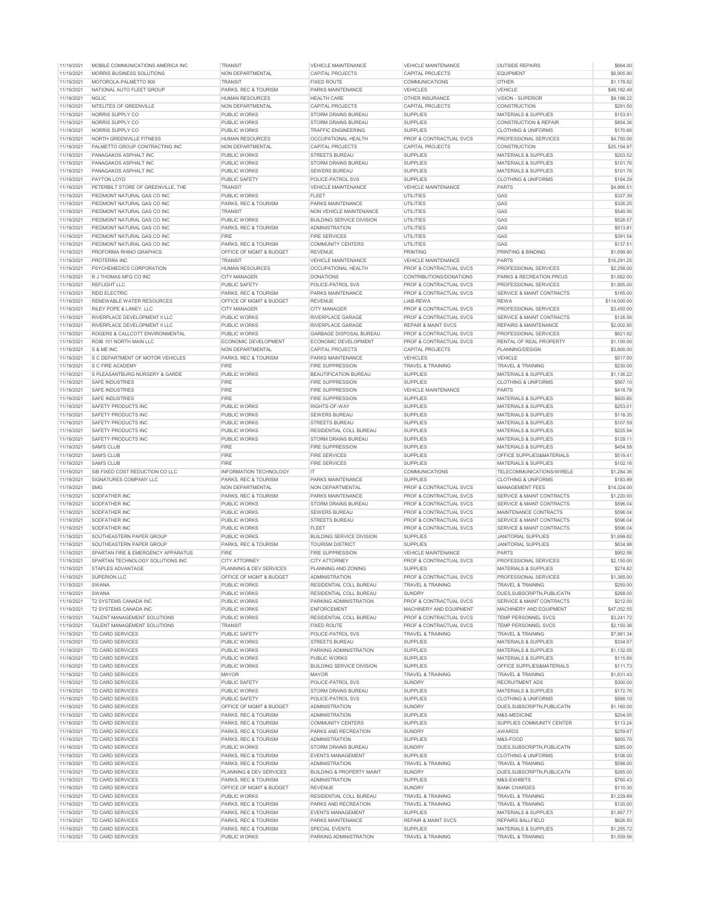| | | | | | | |
|---|---|---|---|---|---|---|
| 11/19/2021 | MOBILE COMMUNICATIONS AMERICA INC | TRANSIT | VEHICLE MAINTENANCE | VEHICLE MAINTENANCE | OUTSIDE REPAIRS | $664.00 |
| 11/19/2021 | MORRIS BUSINESS SOLUTIONS | NON DEPARTMENTAL | CAPITAL PROJECTS | CAPITAL PROJECTS | EQUIPMENT | $6,905.90 |
| 11/19/2021 | MOTOROLA-PALMETTO 800 | TRANSIT | FIXED ROUTE | COMMUNICATIONS | OTHER | $1,178.92 |
| 11/19/2021 | NATIONAL AUTO FLEET GROUP | PARKS, REC & TOURISM | PARKS MAINTENANCE | VEHICLES | VEHICLE | $48,182.49 |
| 11/19/2021 | NGLIC | HUMAN RESOURCES | HEALTH CARE | OTHER INSURANCE | VISION - SUPERIOR | $9,188.22 |
| 11/19/2021 | NITELITES OF GREENVILLE | NON DEPARTMENTAL | CAPITAL PROJECTS | CAPITAL PROJECTS | CONSTRUCTION | $291.50 |
| 11/19/2021 | NORRIS SUPPLY CO | PUBLIC WORKS | STORM DRAINS BUREAU | SUPPLIES | MATERIALS & SUPPLIES | $153.91 |
| 11/19/2021 | NORRIS SUPPLY CO | PUBLIC WORKS | STORM DRAINS BUREAU | SUPPLIES | CONSTRUCTION & REPAIR | $854.36 |
| 11/19/2021 | NORRIS SUPPLY CO | PUBLIC WORKS | TRAFFIC ENGINEERING | SUPPLIES | CLOTHING & UNIFORMS | $170.66 |
| 11/19/2021 | NORTH GREENVILLE FITNESS | HUMAN RESOURCES | OCCUPATIONAL HEALTH | PROF & CONTRACTUAL SVCS | PROFESSIONAL SERVICES | $4,750.00 |
| 11/19/2021 | PALMETTO GROUP CONTRACTING INC | NON DEPARTMENTAL | CAPITAL PROJECTS | CAPITAL PROJECTS | CONSTRUCTION | $25,154.97 |
| 11/19/2021 | PANAGAKOS ASPHALT INC | PUBLIC WORKS | STREETS BUREAU | SUPPLIES | MATERIALS & SUPPLIES | $203.52 |
| 11/19/2021 | PANAGAKOS ASPHALT INC | PUBLIC WORKS | STORM DRAINS BUREAU | SUPPLIES | MATERIALS & SUPPLIES | $101.76 |
| 11/19/2021 | PANAGAKOS ASPHALT INC | PUBLIC WORKS | SEWERS BUREAU | SUPPLIES | MATERIALS & SUPPLIES | $101.76 |
| 11/19/2021 | PAYTON LOYD | PUBLIC SAFETY | POLICE-PATROL SVS | SUPPLIES | CLOTHING & UNIFORMS | $164.29 |
| 11/19/2021 | PETERBILT STORE OF GREENVILLE, THE | TRANSIT | VEHICLE MAINTENANCE | VEHICLE MAINTENANCE | PARTS | $4,966.51 |
| 11/19/2021 | PIEDMONT NATURAL GAS CO INC | PUBLIC WORKS | FLEET | UTILITIES | GAS | $327.39 |
| 11/19/2021 | PIEDMONT NATURAL GAS CO INC | PARKS, REC & TOURISM | PARKS MAINTENANCE | UTILITIES | GAS | $326.25 |
| 11/19/2021 | PIEDMONT NATURAL GAS CO INC | TRANSIT | NON VEHICLE MAINTENANCE | UTILITIES | GAS | $540.56 |
| 11/19/2021 | PIEDMONT NATURAL GAS CO INC | PUBLIC WORKS | BUILDING SERVICE DIVISION | UTILITIES | GAS | $526.57 |
| 11/19/2021 | PIEDMONT NATURAL GAS CO INC | PARKS, REC & TOURISM | ADMINISTRATION | UTILITIES | GAS | $513.81 |
| 11/19/2021 | PIEDMONT NATURAL GAS CO INC | FIRE | FIRE SERVICES | UTILITIES | GAS | $391.54 |
| 11/19/2021 | PIEDMONT NATURAL GAS CO INC | PARKS, REC & TOURISM | COMMUNITY CENTERS | UTILITIES | GAS | $137.51 |
| 11/19/2021 | PROFORMA RHINO GRAPHICS | OFFICE OF MGMT & BUDGET | REVENUE | PRINTING | PRINTING & BINDING | $1,699.90 |
| 11/19/2021 | PROTERRA INC | TRANSIT | VEHICLE MAINTENANCE | VEHICLE MAINTENANCE | PARTS | $16,291.25 |
| 11/19/2021 | PSYCHEMEDICS CORPORATION | HUMAN RESOURCES | OCCUPATIONAL HEALTH | PROF & CONTRACTUAL SVCS | PROFESSIONAL SERVICES | $2,258.00 |
| 11/19/2021 | R J THOMAS MFG CO INC | CITY MANAGER | DONATIONS | CONTRIBUTIONS/DONATIONS | PARKS & RECREATION PROJS | $1,682.00 |
| 11/19/2021 | REFLIGHT LLC | PUBLIC SAFETY | POLICE-PATROL SVS | PROF & CONTRACTUAL SVCS | PROFESSIONAL SERVICES | $1,905.00 |
| 11/19/2021 | REID ELECTRIC | PARKS, REC & TOURISM | PARKS MAINTENANCE | PROF & CONTRACTUAL SVCS | SERVICE & MAINT CONTRACTS | $165.00 |
| 11/19/2021 | RENEWABLE WATER RESOURCES | OFFICE OF MGMT & BUDGET | REVENUE | LIAB-REWA | REWA | $114,000.00 |
| 11/19/2021 | RILEY POPE & LANEY, LLC | CITY MANAGER | CITY MANAGER | PROF & CONTRACTUAL SVCS | PROFESSIONAL SERVICES | $3,450.00 |
| 11/19/2021 | RIVERPLACE DEVELOPMENT II LLC | PUBLIC WORKS | RIVERPLACE GARAGE | PROF & CONTRACTUAL SVCS | SERVICE & MAINT CONTRACTS | $126.56 |
| 11/19/2021 | RIVERPLACE DEVELOPMENT II LLC | PUBLIC WORKS | RIVERPLACE GARAGE | REPAIR & MAINT SVCS | REPAIRS & MAINTENANCE | $2,002.95 |
| 11/19/2021 | ROGERS & CALLCOTT ENVIRONMENTAL | PUBLIC WORKS | GARBAGE DISPOSAL BUREAU | PROF & CONTRACTUAL SVCS | PROFESSIONAL SERVICES | $621.92 |
| 11/19/2021 | ROIB 101 NORTH MAIN LLC | ECONOMIC DEVELOPMENT | ECONOMIC DEVELOPMENT | PROF & CONTRACTUAL SVCS | RENTAL OF REAL PROPERTY | $1,100.00 |
| 11/19/2021 | S & ME INC | NON DEPARTMENTAL | CAPITAL PROJECTS | CAPITAL PROJECTS | PLANNING/DESIGN | $3,800.00 |
| 11/19/2021 | S C DEPARTMENT OF MOTOR VEHICLES | PARKS, REC & TOURISM | PARKS MAINTENANCE | VEHICLES | VEHICLE | $517.00 |
| 11/19/2021 | S C FIRE ACADEMY | FIRE | FIRE SUPPRESSION | TRAVEL & TRAINING | TRAVEL & TRAINING | $230.00 |
| 11/19/2021 | S PLEASANTBURG NURSERY & GARDE | PUBLIC WORKS | BEAUTIFICATION BUREAU | SUPPLIES | MATERIALS & SUPPLIES | $1,136.22 |
| 11/19/2021 | SAFE INDUSTRIES | FIRE | FIRE SUPPRESSION | SUPPLIES | CLOTHING & UNIFORMS | $567.10 |
| 11/19/2021 | SAFE INDUSTRIES | FIRE | FIRE SUPPRESSION | VEHICLE MAINTENANCE | PARTS | $418.78 |
| 11/19/2021 | SAFE INDUSTRIES | FIRE | FIRE SUPPRESSION | SUPPLIES | MATERIALS & SUPPLIES | $920.85 |
| 11/19/2021 | SAFETY PRODUCTS INC | PUBLIC WORKS | RIGHTS-OF-WAY | SUPPLIES | MATERIALS & SUPPLIES | $253.01 |
| 11/19/2021 | SAFETY PRODUCTS INC | PUBLIC WORKS | SEWERS BUREAU | SUPPLIES | MATERIALS & SUPPLIES | $118.35 |
| 11/19/2021 | SAFETY PRODUCTS INC | PUBLIC WORKS | STREETS BUREAU | SUPPLIES | MATERIALS & SUPPLIES | $107.59 |
| 11/19/2021 | SAFETY PRODUCTS INC | PUBLIC WORKS | RESIDENTIAL COLL BUREAU | SUPPLIES | MATERIALS & SUPPLIES | $225.94 |
| 11/19/2021 | SAFETY PRODUCTS INC | PUBLIC WORKS | STORM DRAINS BUREAU | SUPPLIES | MATERIALS & SUPPLIES | $129.11 |
| 11/19/2021 | SAM'S CLUB | FIRE | FIRE SUPPRESSION | SUPPLIES | MATERIALS & SUPPLIES | $454.58 |
| 11/19/2021 | SAM'S CLUB | FIRE | FIRE SERVICES | SUPPLIES | OFFICE SUPPLIES&MATERIALS | $519.41 |
| 11/19/2021 | SAM'S CLUB | FIRE | FIRE SERVICES | SUPPLIES | MATERIALS & SUPPLIES | $102.16 |
| 11/19/2021 | SIB FIXED COST REDUCTION CO LLC | INFORMATION TECHNOLOGY | IT | COMMUNICATIONS | TELECOMMUNICATIONS/WIRELE | $1,284.36 |
| 11/19/2021 | SIGNATURES COMPANY LLC | PARKS, REC & TOURISM | PARKS MAINTENANCE | SUPPLIES | CLOTHING & UNIFORMS | $183.99 |
| 11/19/2021 | SMG | NON DEPARTMENTAL | NON DEPARTMENTAL | PROF & CONTRACTUAL SVCS | MANAGEMENT FEES | $14,324.00 |
| 11/19/2021 | SODFATHER INC | PARKS, REC & TOURISM | PARKS MAINTENANCE | PROF & CONTRACTUAL SVCS | SERVICE & MAINT CONTRACTS | $1,220.00 |
| 11/19/2021 | SODFATHER INC | PUBLIC WORKS | STORM DRAINS BUREAU | PROF & CONTRACTUAL SVCS | SERVICE & MAINT CONTRACTS | $596.04 |
| 11/19/2021 | SODFATHER INC | PUBLIC WORKS | SEWERS BUREAU | PROF & CONTRACTUAL SVCS | MAINTENANCE CONTRACTS | $596.04 |
| 11/19/2021 | SODFATHER INC | PUBLIC WORKS | STREETS BUREAU | PROF & CONTRACTUAL SVCS | SERVICE & MAINT CONTRACTS | $596.04 |
| 11/19/2021 | SODFATHER INC | PUBLIC WORKS | FLEET | PROF & CONTRACTUAL SVCS | SERVICE & MAINT CONTRACTS | $596.04 |
| 11/19/2021 | SOUTHEASTERN PAPER GROUP | PUBLIC WORKS | BUILDING SERVICE DIVISION | SUPPLIES | JANITORIAL SUPPLIES | $1,699.82 |
| 11/19/2021 | SOUTHEASTERN PAPER GROUP | PARKS, REC & TOURISM | TOURISM DISTRICT | SUPPLIES | JANITORIAL SUPPLIES | $634.98 |
| 11/19/2021 | SPARTAN FIRE & EMERGENCY APPARATUS | FIRE | FIRE SUPPRESSION | VEHICLE MAINTENANCE | PARTS | $952.56 |
| 11/19/2021 | SPARTAN TECHNOLOGY SOLUTIONS INC | CITY ATTORNEY | CITY ATTORNEY | PROF & CONTRACTUAL SVCS | PROFESSIONAL SERVICES | $2,150.00 |
| 11/19/2021 | STAPLES ADVANTAGE | PLANNING & DEV SERVICES | PLANNING AND ZONING | SUPPLIES | MATERIALS & SUPPLIES | $274.82 |
| 11/19/2021 | SUPERION LLC | OFFICE OF MGMT & BUDGET | ADMINISTRATION | PROF & CONTRACTUAL SVCS | PROFESSIONAL SERVICES | $1,365.00 |
| 11/19/2021 | SWANA | PUBLIC WORKS | RESIDENTIAL COLL BUREAU | TRAVEL & TRAINING | TRAVEL & TRAINING | $250.00 |
| 11/19/2021 | SWANA | PUBLIC WORKS | RESIDENTIAL COLL BUREAU | SUNDRY | DUES,SUBSCRIPTN,PUBLICATN | $268.00 |
| 11/19/2021 | T2 SYSTEMS CANADA INC | PUBLIC WORKS | PARKING ADMINISTRATION | PROF & CONTRACTUAL SVCS | SERVICE & MAINT CONTRACTS | $212.00 |
| 11/19/2021 | T2 SYSTEMS CANADA INC | PUBLIC WORKS | ENFORCEMENT | MACHINERY AND EQUIPMENT | MACHINERY AND EQUIPMENT | $47,052.55 |
| 11/19/2021 | TALENT MANAGEMENT SOLUTIONS | PUBLIC WORKS | RESIDENTIAL COLL BUREAU | PROF & CONTRACTUAL SVCS | TEMP PERSONNEL SVCS | $3,241.72 |
| 11/19/2021 | TALENT MANAGEMENT SOLUTIONS | TRANSIT | FIXED ROUTE | PROF & CONTRACTUAL SVCS | TEMP PERSONNEL SVCS | $2,150.36 |
| 11/19/2021 | TD CARD SERVICES | PUBLIC SAFETY | POLICE-PATROL SVS | TRAVEL & TRAINING | TRAVEL & TRAINING | $7,881.34 |
| 11/19/2021 | TD CARD SERVICES | PUBLIC WORKS | STREETS BUREAU | SUPPLIES | MATERIALS & SUPPLIES | $334.67 |
| 11/19/2021 | TD CARD SERVICES | PUBLIC WORKS | PARKING ADMINISTRATION | SUPPLIES | MATERIALS & SUPPLIES | $1,132.05 |
| 11/19/2021 | TD CARD SERVICES | PUBLIC WORKS | PUBLIC WORKS | SUPPLIES | MATERIALS & SUPPLIES | $115.66 |
| 11/19/2021 | TD CARD SERVICES | PUBLIC WORKS | BUILDING SERVICE DIVISION | SUPPLIES | OFFICE SUPPLIES&MATERIALS | $111.73 |
| 11/19/2021 | TD CARD SERVICES | MAYOR | MAYOR | TRAVEL & TRAINING | TRAVEL & TRAINING | $1,631.43 |
| 11/19/2021 | TD CARD SERVICES | PUBLIC SAFETY | POLICE-PATROL SVS | SUNDRY | RECRUITMENT ADS | $300.00 |
| 11/19/2021 | TD CARD SERVICES | PUBLIC WORKS | STORM DRAINS BUREAU | SUPPLIES | MATERIALS & SUPPLIES | $172.76 |
| 11/19/2021 | TD CARD SERVICES | PUBLIC SAFETY | POLICE-PATROL SVS | SUPPLIES | CLOTHING & UNIFORMS | $566.10 |
| 11/19/2021 | TD CARD SERVICES | OFFICE OF MGMT & BUDGET | ADMINISTRATION | SUNDRY | DUES,SUBSCRIPTN,PUBLICATN | $1,160.00 |
| 11/19/2021 | TD CARD SERVICES | PARKS, REC & TOURISM | ADMINISTRATION | SUPPLIES | M&S-MEDICINE | $204.05 |
| 11/19/2021 | TD CARD SERVICES | PARKS, REC & TOURISM | COMMUNITY CENTERS | SUPPLIES | SUPPLIES COMMUNITY CENTER | $113.24 |
| 11/19/2021 | TD CARD SERVICES | PARKS, REC & TOURISM | PARKS AND RECREATION | SUNDRY | AWARDS | $259.67 |
| 11/19/2021 | TD CARD SERVICES | PARKS, REC & TOURISM | ADMINISTRATION | SUPPLIES | M&S-FOOD | $800.70 |
| 11/19/2021 | TD CARD SERVICES | PUBLIC WORKS | STORM DRAINS BUREAU | SUNDRY | DUES,SUBSCRIPTN,PUBLICATN | $285.00 |
| 11/19/2021 | TD CARD SERVICES | PARKS, REC & TOURISM | EVENTS MANAGEMENT | SUPPLIES | CLOTHING & UNIFORMS | $106.00 |
| 11/19/2021 | TD CARD SERVICES | PARKS, REC & TOURISM | ADMINISTRATION | TRAVEL & TRAINING | TRAVEL & TRAINING | $598.00 |
| 11/19/2021 | TD CARD SERVICES | PLANNING & DEV SERVICES | BUILDING & PROPERTY MAINT | SUNDRY | DUES,SUBSCRIPTN,PUBLICATN | $265.00 |
| 11/19/2021 | TD CARD SERVICES | PARKS, REC & TOURISM | ADMINISTRATION | SUPPLIES | M&S-EXHIBITS | $760.43 |
| 11/19/2021 | TD CARD SERVICES | OFFICE OF MGMT & BUDGET | REVENUE | SUNDRY | BANK CHARGES | $110.30 |
| 11/19/2021 | TD CARD SERVICES | PUBLIC WORKS | RESIDENTIAL COLL BUREAU | TRAVEL & TRAINING | TRAVEL & TRAINING | $1,229.89 |
| 11/19/2021 | TD CARD SERVICES | PARKS, REC & TOURISM | PARKS AND RECREATION | TRAVEL & TRAINING | TRAVEL & TRAINING | $120.00 |
| 11/19/2021 | TD CARD SERVICES | PARKS, REC & TOURISM | EVENTS MANAGEMENT | SUPPLIES | MATERIALS & SUPPLIES | $1,867.77 |
| 11/19/2021 | TD CARD SERVICES | PARKS, REC & TOURISM | PARKS MAINTENANCE | REPAIR & MAINT SVCS | REPAIRS BALLFIELD | $626.50 |
| 11/19/2021 | TD CARD SERVICES | PARKS, REC & TOURISM | SPECIAL EVENTS | SUPPLIES | MATERIALS & SUPPLIES | $1,255.72 |
| 11/19/2021 | TD CARD SERVICES | PUBLIC WORKS | PARKING ADMINISTRATION | TRAVEL & TRAINING | TRAVEL & TRAINING | $1,559.56 |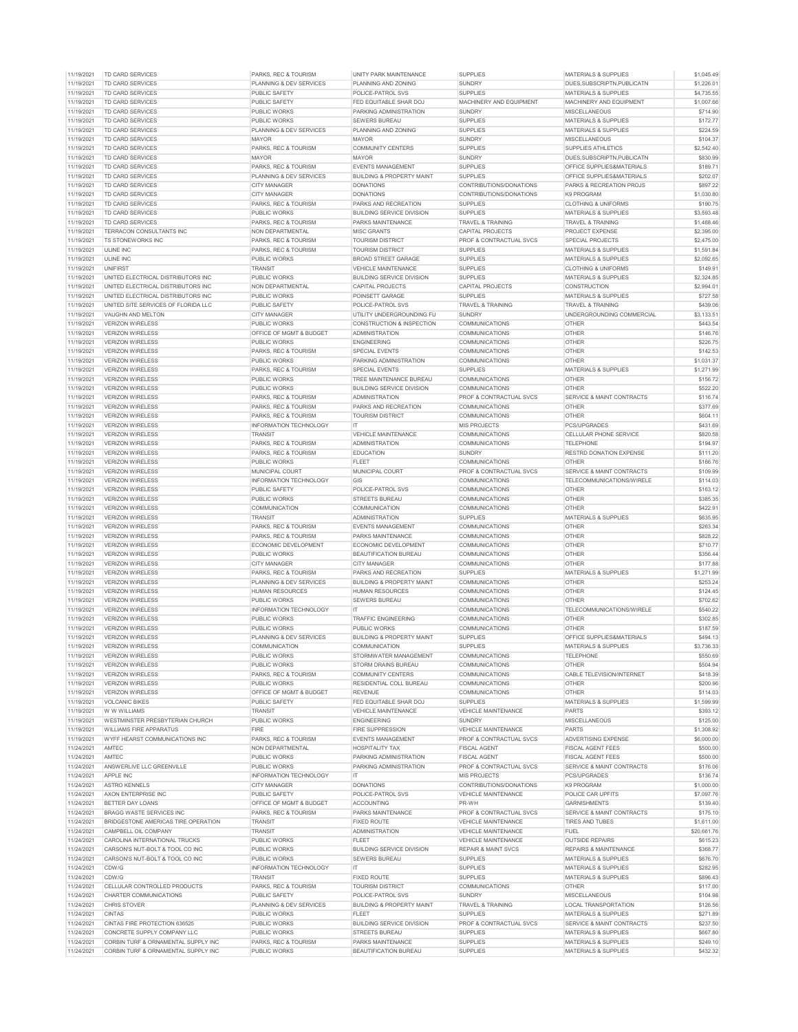| 11/19/2021 | TD CARD SERVICES | PARKS, REC & TOURISM | UNITY PARK MAINTENANCE | SUPPLIES | MATERIALS & SUPPLIES | $1,045.49 |
|---|---|---|---|---|---|---|
| 11/19/2021 | TD CARD SERVICES | PLANNING & DEV SERVICES | PLANNING AND ZONING | SUNDRY | DUES,SUBSCRIPTN,PUBLICATN | $1,226.01 |
| 11/19/2021 | TD CARD SERVICES | PUBLIC SAFETY | POLICE-PATROL SVS | SUPPLIES | MATERIALS & SUPPLIES | $4,735.55 |
| 11/19/2021 | TD CARD SERVICES | PUBLIC SAFETY | FED EQUITABLE SHAR DOJ | MACHINERY AND EQUIPMENT | MACHINERY AND EQUIPMENT | $1,007.66 |
| 11/19/2021 | TD CARD SERVICES | PUBLIC WORKS | PARKING ADMINISTRATION | SUNDRY | MISCELLANEOUS | $714.90 |
| 11/19/2021 | TD CARD SERVICES | PUBLIC WORKS | SEWERS BUREAU | SUPPLIES | MATERIALS & SUPPLIES | $172.77 |
| 11/19/2021 | TD CARD SERVICES | PLANNING & DEV SERVICES | PLANNING AND ZONING | SUPPLIES | MATERIALS & SUPPLIES | $224.59 |
| 11/19/2021 | TD CARD SERVICES | MAYOR | MAYOR | SUNDRY | MISCELLANEOUS | $104.37 |
| 11/19/2021 | TD CARD SERVICES | PARKS, REC & TOURISM | COMMUNITY CENTERS | SUPPLIES | SUPPLIES ATHLETICS | $2,542.40 |
| 11/19/2021 | TD CARD SERVICES | MAYOR | MAYOR | SUNDRY | DUES,SUBSCRIPTN,PUBLICATN | $830.99 |
| 11/19/2021 | TD CARD SERVICES | PARKS, REC & TOURISM | EVENTS MANAGEMENT | SUPPLIES | OFFICE SUPPLIES&MATERIALS | $189.71 |
| 11/19/2021 | TD CARD SERVICES | PLANNING & DEV SERVICES | BUILDING & PROPERTY MAINT | SUPPLIES | OFFICE SUPPLIES&MATERIALS | $202.07 |
| 11/19/2021 | TD CARD SERVICES | CITY MANAGER | DONATIONS | CONTRIBUTIONS/DONATIONS | PARKS & RECREATION PROJS | $897.22 |
| 11/19/2021 | TD CARD SERVICES | CITY MANAGER | DONATIONS | CONTRIBUTIONS/DONATIONS | K9 PROGRAM | $1,030.80 |
| 11/19/2021 | TD CARD SERVICES | PARKS, REC & TOURISM | PARKS AND RECREATION | SUPPLIES | CLOTHING & UNIFORMS | $190.75 |
| 11/19/2021 | TD CARD SERVICES | PUBLIC WORKS | BUILDING SERVICE DIVISION | SUPPLIES | MATERIALS & SUPPLIES | $3,593.48 |
| 11/19/2021 | TD CARD SERVICES | PARKS, REC & TOURISM | PARKS MAINTENANCE | TRAVEL & TRAINING | TRAVEL & TRAINING | $1,468.46 |
| 11/19/2021 | TERRACON CONSULTANTS INC | NON DEPARTMENTAL | MISC GRANTS | CAPITAL PROJECTS | PROJECT EXPENSE | $2,395.00 |
| 11/19/2021 | TS STONEWORKS INC | PARKS, REC & TOURISM | TOURISM DISTRICT | PROF & CONTRACTUAL SVCS | SPECIAL PROJECTS | $2,475.00 |
| 11/19/2021 | ULINE INC | PARKS, REC & TOURISM | TOURISM DISTRICT | SUPPLIES | MATERIALS & SUPPLIES | $1,591.84 |
| 11/19/2021 | ULINE INC | PUBLIC WORKS | BROAD STREET GARAGE | SUPPLIES | MATERIALS & SUPPLIES | $2,092.65 |
| 11/19/2021 | UNIFIRST | TRANSIT | VEHICLE MAINTENANCE | SUPPLIES | CLOTHING & UNIFORMS | $149.91 |
| 11/19/2021 | UNITED ELECTRICAL DISTRIBUTORS INC | PUBLIC WORKS | BUILDING SERVICE DIVISION | SUPPLIES | MATERIALS & SUPPLIES | $2,324.85 |
| 11/19/2021 | UNITED ELECTRICAL DISTRIBUTORS INC | NON DEPARTMENTAL | CAPITAL PROJECTS | CAPITAL PROJECTS | CONSTRUCTION | $2,994.01 |
| 11/19/2021 | UNITED ELECTRICAL DISTRIBUTORS INC | PUBLIC WORKS | POINSETT GARAGE | SUPPLIES | MATERIALS & SUPPLIES | $727.58 |
| 11/19/2021 | UNITED SITE SERVICES OF FLORIDA LLC | PUBLIC SAFETY | POLICE-PATROL SVS | TRAVEL & TRAINING | TRAVEL & TRAINING | $439.06 |
| 11/19/2021 | VAUGHN AND MELTON | CITY MANAGER | UTILITY UNDERGROUNDING FU | SUNDRY | UNDERGROUNDING COMMERCIAL | $3,133.51 |
| 11/19/2021 | VERIZON WIRELESS | PUBLIC WORKS | CONSTRUCTION & INSPECTION | COMMUNICATIONS | OTHER | $443.54 |
| 11/19/2021 | VERIZON WIRELESS | OFFICE OF MGMT & BUDGET | ADMINISTRATION | COMMUNICATIONS | OTHER | $146.76 |
| 11/19/2021 | VERIZON WIRELESS | PUBLIC WORKS | ENGINEERING | COMMUNICATIONS | OTHER | $226.75 |
| 11/19/2021 | VERIZON WIRELESS | PARKS, REC & TOURISM | SPECIAL EVENTS | COMMUNICATIONS | OTHER | $142.53 |
| 11/19/2021 | VERIZON WIRELESS | PUBLIC WORKS | PARKING ADMINISTRATION | COMMUNICATIONS | OTHER | $1,031.37 |
| 11/19/2021 | VERIZON WIRELESS | PARKS, REC & TOURISM | SPECIAL EVENTS | SUPPLIES | MATERIALS & SUPPLIES | $1,271.99 |
| 11/19/2021 | VERIZON WIRELESS | PUBLIC WORKS | TREE MAINTENANCE BUREAU | COMMUNICATIONS | OTHER | $156.72 |
| 11/19/2021 | VERIZON WIRELESS | PUBLIC WORKS | BUILDING SERVICE DIVISION | COMMUNICATIONS | OTHER | $522.20 |
| 11/19/2021 | VERIZON WIRELESS | PARKS, REC & TOURISM | ADMINISTRATION | PROF & CONTRACTUAL SVCS | SERVICE & MAINT CONTRACTS | $116.74 |
| 11/19/2021 | VERIZON WIRELESS | PARKS, REC & TOURISM | PARKS AND RECREATION | COMMUNICATIONS | OTHER | $377.69 |
| 11/19/2021 | VERIZON WIRELESS | PARKS, REC & TOURISM | TOURISM DISTRICT | COMMUNICATIONS | OTHER | $604.11 |
| 11/19/2021 | VERIZON WIRELESS | INFORMATION TECHNOLOGY | IT | MIS PROJECTS | PCS/UPGRADES | $431.69 |
| 11/19/2021 | VERIZON WIRELESS | TRANSIT | VEHICLE MAINTENANCE | COMMUNICATIONS | CELLULAR PHONE SERVICE | $820.58 |
| 11/19/2021 | VERIZON WIRELESS | PARKS, REC & TOURISM | ADMINISTRATION | COMMUNICATIONS | TELEPHONE | $194.97 |
| 11/19/2021 | VERIZON WIRELESS | PARKS, REC & TOURISM | EDUCATION | SUNDRY | RESTRD DONATION EXPENSE | $111.20 |
| 11/19/2021 | VERIZON WIRELESS | PUBLIC WORKS | FLEET | COMMUNICATIONS | OTHER | $166.76 |
| 11/19/2021 | VERIZON WIRELESS | MUNICIPAL COURT | MUNICIPAL COURT | PROF & CONTRACTUAL SVCS | SERVICE & MAINT CONTRACTS | $109.99 |
| 11/19/2021 | VERIZON WIRELESS | INFORMATION TECHNOLOGY | GIS | COMMUNICATIONS | TELECOMMUNICATIONS/WIRELE | $114.03 |
| 11/19/2021 | VERIZON WIRELESS | PUBLIC SAFETY | POLICE-PATROL SVS | COMMUNICATIONS | OTHER | $163.12 |
| 11/19/2021 | VERIZON WIRELESS | PUBLIC WORKS | STREETS BUREAU | COMMUNICATIONS | OTHER | $385.35 |
| 11/19/2021 | VERIZON WIRELESS | COMMUNICATION | COMMUNICATION | COMMUNICATIONS | OTHER | $422.91 |
| 11/19/2021 | VERIZON WIRELESS | TRANSIT | ADMINISTRATION | SUPPLIES | MATERIALS & SUPPLIES | $635.95 |
| 11/19/2021 | VERIZON WIRELESS | PARKS, REC & TOURISM | EVENTS MANAGEMENT | COMMUNICATIONS | OTHER | $263.34 |
| 11/19/2021 | VERIZON WIRELESS | PARKS, REC & TOURISM | PARKS MAINTENANCE | COMMUNICATIONS | OTHER | $828.22 |
| 11/19/2021 | VERIZON WIRELESS | ECONOMIC DEVELOPMENT | ECONOMIC DEVELOPMENT | COMMUNICATIONS | OTHER | $710.77 |
| 11/19/2021 | VERIZON WIRELESS | PUBLIC WORKS | BEAUTIFICATION BUREAU | COMMUNICATIONS | OTHER | $356.44 |
| 11/19/2021 | VERIZON WIRELESS | CITY MANAGER | CITY MANAGER | COMMUNICATIONS | OTHER | $177.88 |
| 11/19/2021 | VERIZON WIRELESS | PARKS, REC & TOURISM | PARKS AND RECREATION | SUPPLIES | MATERIALS & SUPPLIES | $1,271.99 |
| 11/19/2021 | VERIZON WIRELESS | PLANNING & DEV SERVICES | BUILDING & PROPERTY MAINT | COMMUNICATIONS | OTHER | $253.24 |
| 11/19/2021 | VERIZON WIRELESS | HUMAN RESOURCES | HUMAN RESOURCES | COMMUNICATIONS | OTHER | $124.45 |
| 11/19/2021 | VERIZON WIRELESS | PUBLIC WORKS | SEWERS BUREAU | COMMUNICATIONS | OTHER | $702.62 |
| 11/19/2021 | VERIZON WIRELESS | INFORMATION TECHNOLOGY | IT | COMMUNICATIONS | TELECOMMUNICATIONS/WIRELE | $540.22 |
| 11/19/2021 | VERIZON WIRELESS | PUBLIC WORKS | TRAFFIC ENGINEERING | COMMUNICATIONS | OTHER | $302.85 |
| 11/19/2021 | VERIZON WIRELESS | PUBLIC WORKS | PUBLIC WORKS | COMMUNICATIONS | OTHER | $187.59 |
| 11/19/2021 | VERIZON WIRELESS | PLANNING & DEV SERVICES | BUILDING & PROPERTY MAINT | SUPPLIES | OFFICE SUPPLIES&MATERIALS | $494.13 |
| 11/19/2021 | VERIZON WIRELESS | COMMUNICATION | COMMUNICATION | SUPPLIES | MATERIALS & SUPPLIES | $3,736.33 |
| 11/19/2021 | VERIZON WIRELESS | PUBLIC WORKS | STORMWATER MANAGEMENT | COMMUNICATIONS | TELEPHONE | $550.69 |
| 11/19/2021 | VERIZON WIRELESS | PUBLIC WORKS | STORM DRAINS BUREAU | COMMUNICATIONS | OTHER | $504.94 |
| 11/19/2021 | VERIZON WIRELESS | PARKS, REC & TOURISM | COMMUNITY CENTERS | COMMUNICATIONS | CABLE TELEVISION/INTERNET | $418.39 |
| 11/19/2021 | VERIZON WIRELESS | PUBLIC WORKS | RESIDENTIAL COLL BUREAU | COMMUNICATIONS | OTHER | $200.96 |
| 11/19/2021 | VERIZON WIRELESS | OFFICE OF MGMT & BUDGET | REVENUE | COMMUNICATIONS | OTHER | $114.03 |
| 11/19/2021 | VOLCANIC BIKES | PUBLIC SAFETY | FED EQUITABLE SHAR DOJ | SUPPLIES | MATERIALS & SUPPLIES | $1,599.99 |
| 11/19/2021 | W W WILLIAMS | TRANSIT | VEHICLE MAINTENANCE | VEHICLE MAINTENANCE | PARTS | $393.12 |
| 11/19/2021 | WESTMINSTER PRESBYTERIAN CHURCH | PUBLIC WORKS | ENGINEERING | SUNDRY | MISCELLANEOUS | $125.00 |
| 11/19/2021 | WILLIAMS FIRE APPARATUS | FIRE | FIRE SUPPRESSION | VEHICLE MAINTENANCE | PARTS | $1,308.92 |
| 11/19/2021 | WYFF HEARST COMMUNICATIONS INC | PARKS, REC & TOURISM | EVENTS MANAGEMENT | PROF & CONTRACTUAL SVCS | ADVERTISING EXPENSE | $6,000.00 |
| 11/24/2021 | AMTEC | NON DEPARTMENTAL | HOSPITALITY TAX | FISCAL AGENT | FISCAL AGENT FEES | $500.00 |
| 11/24/2021 | AMTEC | PUBLIC WORKS | PARKING ADMINISTRATION | FISCAL AGENT | FISCAL AGENT FEES | $500.00 |
| 11/24/2021 | ANSWERLIVE LLC GREENVILLE | PUBLIC WORKS | PARKING ADMINISTRATION | PROF & CONTRACTUAL SVCS | SERVICE & MAINT CONTRACTS | $176.06 |
| 11/24/2021 | APPLE INC | INFORMATION TECHNOLOGY | IT | MIS PROJECTS | PCS/UPGRADES | $136.74 |
| 11/24/2021 | ASTRO KENNELS | CITY MANAGER | DONATIONS | CONTRIBUTIONS/DONATIONS | K9 PROGRAM | $1,000.00 |
| 11/24/2021 | AXON ENTERPRISE INC | PUBLIC SAFETY | POLICE-PATROL SVS | VEHICLE MAINTENANCE | POLICE CAR UPFITS | $7,097.76 |
| 11/24/2021 | BETTER DAY LOANS | OFFICE OF MGMT & BUDGET | ACCOUNTING | PR-WH | GARNISHMENTS | $139.40 |
| 11/24/2021 | BRAGG WASTE SERVICES INC | PARKS, REC & TOURISM | PARKS MAINTENANCE | PROF & CONTRACTUAL SVCS | SERVICE & MAINT CONTRACTS | $175.10 |
| 11/24/2021 | BRIDGESTONE AMERICAS TIRE OPERATION | TRANSIT | FIXED ROUTE | VEHICLE MAINTENANCE | TIRES AND TUBES | $1,611.00 |
| 11/24/2021 | CAMPBELL OIL COMPANY | TRANSIT | ADMINISTRATION | VEHICLE MAINTENANCE | FUEL | $20,661.76 |
| 11/24/2021 | CAROLINA INTERNATIONAL TRUCKS | PUBLIC WORKS | FLEET | VEHICLE MAINTENANCE | OUTSIDE REPAIRS | $615.23 |
| 11/24/2021 | CARSON'S NUT-BOLT & TOOL CO INC | PUBLIC WORKS | BUILDING SERVICE DIVISION | REPAIR & MAINT SVCS | REPAIRS & MAINTENANCE | $368.77 |
| 11/24/2021 | CARSON'S NUT-BOLT & TOOL CO INC | PUBLIC WORKS | SEWERS BUREAU | SUPPLIES | MATERIALS & SUPPLIES | $676.70 |
| 11/24/2021 | CDW/G | INFORMATION TECHNOLOGY | IT | SUPPLIES | MATERIALS & SUPPLIES | $282.95 |
| 11/24/2021 | CDW/G | TRANSIT | FIXED ROUTE | SUPPLIES | MATERIALS & SUPPLIES | $896.43 |
| 11/24/2021 | CELLULAR CONTROLLED PRODUCTS | PARKS, REC & TOURISM | TOURISM DISTRICT | COMMUNICATIONS | OTHER | $117.00 |
| 11/24/2021 | CHARTER COMMUNICATIONS | PUBLIC SAFETY | POLICE-PATROL SVS | SUNDRY | MISCELLANEOUS | $104.98 |
| 11/24/2021 | CHRIS STOVER | PLANNING & DEV SERVICES | BUILDING & PROPERTY MAINT | TRAVEL & TRAINING | LOCAL TRANSPORTATION | $126.56 |
| 11/24/2021 | CINTAS | PUBLIC WORKS | FLEET | SUPPLIES | MATERIALS & SUPPLIES | $271.89 |
| 11/24/2021 | CINTAS FIRE PROTECTION 636525 | PUBLIC WORKS | BUILDING SERVICE DIVISION | PROF & CONTRACTUAL SVCS | SERVICE & MAINT CONTRACTS | $237.50 |
| 11/24/2021 | CONCRETE SUPPLY COMPANY LLC | PUBLIC WORKS | STREETS BUREAU | SUPPLIES | MATERIALS & SUPPLIES | $667.80 |
| 11/24/2021 | CORBIN TURF & ORNAMENTAL SUPPLY INC | PARKS, REC & TOURISM | PARKS MAINTENANCE | SUPPLIES | MATERIALS & SUPPLIES | $249.10 |
| 11/24/2021 | CORBIN TURF & ORNAMENTAL SUPPLY INC | PUBLIC WORKS | BEAUTIFICATION BUREAU | SUPPLIES | MATERIALS & SUPPLIES | $432.32 |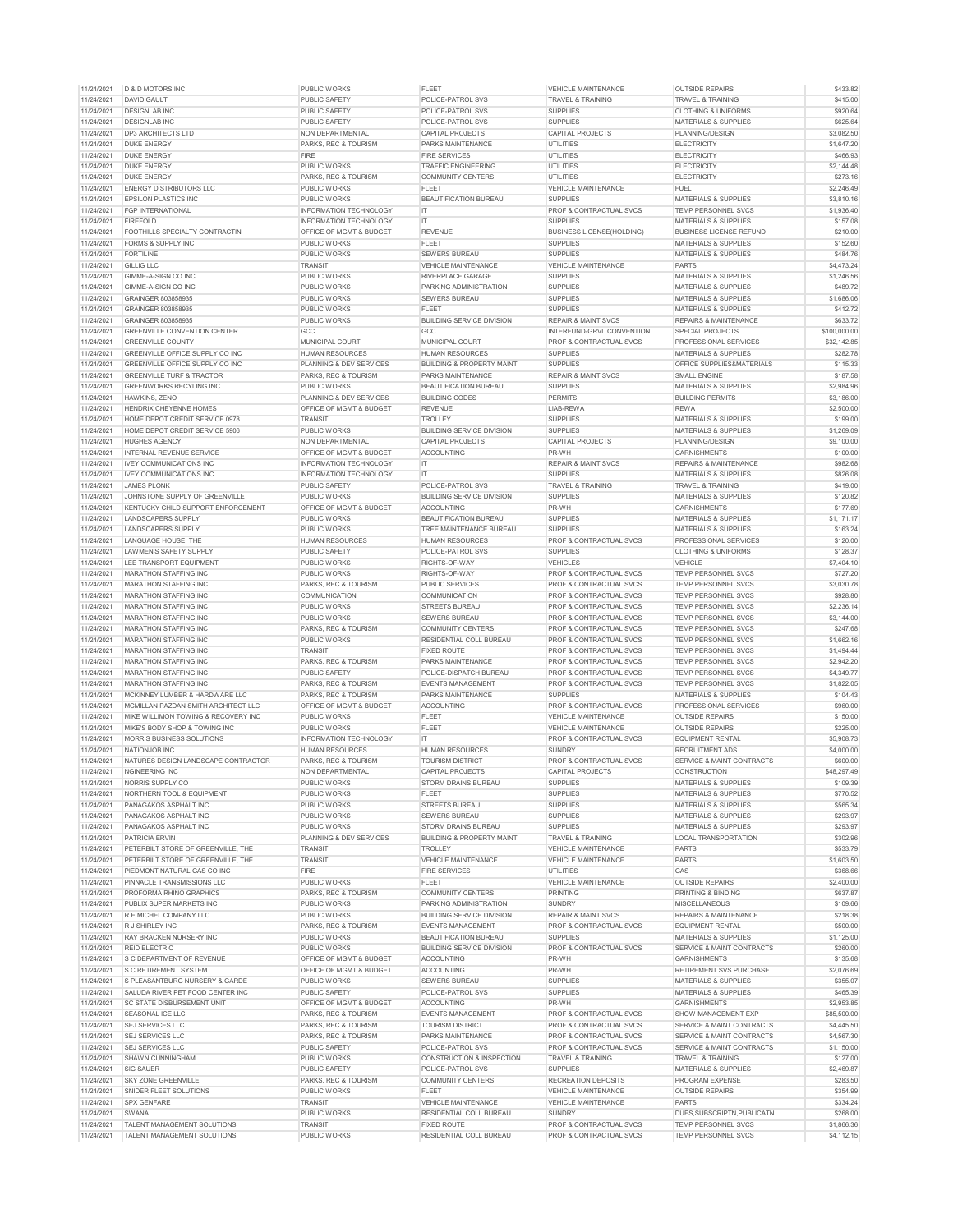| 11/24/2021 | D & D MOTORS INC | PUBLIC WORKS | FLEET | VEHICLE MAINTENANCE | OUTSIDE REPAIRS | $433.82 |
|---|---|---|---|---|---|---|
| 11/24/2021 | DAVID GAULT | PUBLIC SAFETY | POLICE-PATROL SVS | TRAVEL & TRAINING | TRAVEL & TRAINING | $415.00 |
| 11/24/2021 | DESIGNLAB INC | PUBLIC SAFETY | POLICE-PATROL SVS | SUPPLIES | CLOTHING & UNIFORMS | $920.64 |
| 11/24/2021 | DESIGNLAB INC | PUBLIC SAFETY | POLICE-PATROL SVS | SUPPLIES | MATERIALS & SUPPLIES | $625.64 |
| 11/24/2021 | DP3 ARCHITECTS LTD | NON DEPARTMENTAL | CAPITAL PROJECTS | CAPITAL PROJECTS | PLANNING/DESIGN | $3,082.50 |
| 11/24/2021 | DUKE ENERGY | PARKS, REC & TOURISM | PARKS MAINTENANCE | UTILITIES | ELECTRICITY | $1,647.20 |
| 11/24/2021 | DUKE ENERGY | FIRE | FIRE SERVICES | UTILITIES | ELECTRICITY | $466.93 |
| 11/24/2021 | DUKE ENERGY | PUBLIC WORKS | TRAFFIC ENGINEERING | UTILITIES | ELECTRICITY | $2,144.48 |
| 11/24/2021 | DUKE ENERGY | PARKS, REC & TOURISM | COMMUNITY CENTERS | UTILITIES | ELECTRICITY | $273.16 |
| 11/24/2021 | ENERGY DISTRIBUTORS LLC | PUBLIC WORKS | FLEET | VEHICLE MAINTENANCE | FUEL | $2,246.49 |
| 11/24/2021 | EPSILON PLASTICS INC | PUBLIC WORKS | BEAUTIFICATION BUREAU | SUPPLIES | MATERIALS & SUPPLIES | $3,810.16 |
| 11/24/2021 | FGP INTERNATIONAL | INFORMATION TECHNOLOGY | IT | PROF & CONTRACTUAL SVCS | TEMP PERSONNEL SVCS | $1,936.40 |
| 11/24/2021 | FIREFOLD | INFORMATION TECHNOLOGY | IT | SUPPLIES | MATERIALS & SUPPLIES | $157.08 |
| 11/24/2021 | FOOTHILLS SPECIALTY CONTRACTIN | OFFICE OF MGMT & BUDGET | REVENUE | BUSINESS LICENSE(HOLDING) | BUSINESS LICENSE REFUND | $210.00 |
| 11/24/2021 | FORMS & SUPPLY INC | PUBLIC WORKS | FLEET | SUPPLIES | MATERIALS & SUPPLIES | $152.60 |
| 11/24/2021 | FORTILINE | PUBLIC WORKS | SEWERS BUREAU | SUPPLIES | MATERIALS & SUPPLIES | $484.76 |
| 11/24/2021 | GILLIG LLC | TRANSIT | VEHICLE MAINTENANCE | VEHICLE MAINTENANCE | PARTS | $4,473.24 |
| 11/24/2021 | GIMME-A-SIGN CO INC | PUBLIC WORKS | RIVERPLACE GARAGE | SUPPLIES | MATERIALS & SUPPLIES | $1,246.56 |
| 11/24/2021 | GIMME-A-SIGN CO INC | PUBLIC WORKS | PARKING ADMINISTRATION | SUPPLIES | MATERIALS & SUPPLIES | $489.72 |
| 11/24/2021 | GRAINGER 803858935 | PUBLIC WORKS | SEWERS BUREAU | SUPPLIES | MATERIALS & SUPPLIES | $1,686.06 |
| 11/24/2021 | GRAINGER 803858935 | PUBLIC WORKS | FLEET | SUPPLIES | MATERIALS & SUPPLIES | $412.72 |
| 11/24/2021 | GRAINGER 803858935 | PUBLIC WORKS | BUILDING SERVICE DIVISION | REPAIR & MAINT SVCS | REPAIRS & MAINTENANCE | $633.72 |
| 11/24/2021 | GREENVILLE CONVENTION CENTER | GCC | GCC | INTERFUND-GRVL CONVENTION | SPECIAL PROJECTS | $100,000.00 |
| 11/24/2021 | GREENVILLE COUNTY | MUNICIPAL COURT | MUNICIPAL COURT | PROF & CONTRACTUAL SVCS | PROFESSIONAL SERVICES | $32,142.85 |
| 11/24/2021 | GREENVILLE OFFICE SUPPLY CO INC | HUMAN RESOURCES | HUMAN RESOURCES | SUPPLIES | MATERIALS & SUPPLIES | $282.78 |
| 11/24/2021 | GREENVILLE OFFICE SUPPLY CO INC | PLANNING & DEV SERVICES | BUILDING & PROPERTY MAINT | SUPPLIES | OFFICE SUPPLIES&MATERIALS | $115.33 |
| 11/24/2021 | GREENVILLE TURF & TRACTOR | PARKS, REC & TOURISM | PARKS MAINTENANCE | REPAIR & MAINT SVCS | SMALL ENGINE | $187.58 |
| 11/24/2021 | GREENWORKS RECYLING INC | PUBLIC WORKS | BEAUTIFICATION BUREAU | SUPPLIES | MATERIALS & SUPPLIES | $2,984.96 |
| 11/24/2021 | HAWKINS, ZENO | PLANNING & DEV SERVICES | BUILDING CODES | PERMITS | BUILDING PERMITS | $3,186.00 |
| 11/24/2021 | HENDRIX CHEYENNE HOMES | OFFICE OF MGMT & BUDGET | REVENUE | LIAB-REWA | REWA | $2,500.00 |
| 11/24/2021 | HOME DEPOT CREDIT SERVICE 0978 | TRANSIT | TROLLEY | SUPPLIES | MATERIALS & SUPPLIES | $199.00 |
| 11/24/2021 | HOME DEPOT CREDIT SERVICE 5906 | PUBLIC WORKS | BUILDING SERVICE DIVISION | SUPPLIES | MATERIALS & SUPPLIES | $1,269.09 |
| 11/24/2021 | HUGHES AGENCY | NON DEPARTMENTAL | CAPITAL PROJECTS | CAPITAL PROJECTS | PLANNING/DESIGN | $9,100.00 |
| 11/24/2021 | INTERNAL REVENUE SERVICE | OFFICE OF MGMT & BUDGET | ACCOUNTING | PR-WH | GARNISHMENTS | $100.00 |
| 11/24/2021 | IVEY COMMUNICATIONS INC | INFORMATION TECHNOLOGY | IT | REPAIR & MAINT SVCS | REPAIRS & MAINTENANCE | $982.68 |
| 11/24/2021 | IVEY COMMUNICATIONS INC | INFORMATION TECHNOLOGY | IT | SUPPLIES | MATERIALS & SUPPLIES | $826.08 |
| 11/24/2021 | JAMES PLONK | PUBLIC SAFETY | POLICE-PATROL SVS | TRAVEL & TRAINING | TRAVEL & TRAINING | $419.00 |
| 11/24/2021 | JOHNSTONE SUPPLY OF GREENVILLE | PUBLIC WORKS | BUILDING SERVICE DIVISION | SUPPLIES | MATERIALS & SUPPLIES | $120.82 |
| 11/24/2021 | KENTUCKY CHILD SUPPORT ENFORCEMENT | OFFICE OF MGMT & BUDGET | ACCOUNTING | PR-WH | GARNISHMENTS | $177.69 |
| 11/24/2021 | LANDSCAPERS SUPPLY | PUBLIC WORKS | BEAUTIFICATION BUREAU | SUPPLIES | MATERIALS & SUPPLIES | $1,171.17 |
| 11/24/2021 | LANDSCAPERS SUPPLY | PUBLIC WORKS | TREE MAINTENANCE BUREAU | SUPPLIES | MATERIALS & SUPPLIES | $163.24 |
| 11/24/2021 | LANGUAGE HOUSE, THE | HUMAN RESOURCES | HUMAN RESOURCES | PROF & CONTRACTUAL SVCS | PROFESSIONAL SERVICES | $120.00 |
| 11/24/2021 | LAWMEN'S SAFETY SUPPLY | PUBLIC SAFETY | POLICE-PATROL SVS | SUPPLIES | CLOTHING & UNIFORMS | $128.37 |
| 11/24/2021 | LEE TRANSPORT EQUIPMENT | PUBLIC WORKS | RIGHTS-OF-WAY | VEHICLES | VEHICLE | $7,404.10 |
| 11/24/2021 | MARATHON STAFFING INC | PUBLIC WORKS | RIGHTS-OF-WAY | PROF & CONTRACTUAL SVCS | TEMP PERSONNEL SVCS | $727.20 |
| 11/24/2021 | MARATHON STAFFING INC | PARKS, REC & TOURISM | PUBLIC SERVICES | PROF & CONTRACTUAL SVCS | TEMP PERSONNEL SVCS | $3,030.78 |
| 11/24/2021 | MARATHON STAFFING INC | COMMUNICATION | COMMUNICATION | PROF & CONTRACTUAL SVCS | TEMP PERSONNEL SVCS | $928.80 |
| 11/24/2021 | MARATHON STAFFING INC | PUBLIC WORKS | STREETS BUREAU | PROF & CONTRACTUAL SVCS | TEMP PERSONNEL SVCS | $2,236.14 |
| 11/24/2021 | MARATHON STAFFING INC | PUBLIC WORKS | SEWERS BUREAU | PROF & CONTRACTUAL SVCS | TEMP PERSONNEL SVCS | $3,144.00 |
| 11/24/2021 | MARATHON STAFFING INC | PARKS, REC & TOURISM | COMMUNITY CENTERS | PROF & CONTRACTUAL SVCS | TEMP PERSONNEL SVCS | $247.68 |
| 11/24/2021 | MARATHON STAFFING INC | PUBLIC WORKS | RESIDENTIAL COLL BUREAU | PROF & CONTRACTUAL SVCS | TEMP PERSONNEL SVCS | $1,662.16 |
| 11/24/2021 | MARATHON STAFFING INC | TRANSIT | FIXED ROUTE | PROF & CONTRACTUAL SVCS | TEMP PERSONNEL SVCS | $1,494.44 |
| 11/24/2021 | MARATHON STAFFING INC | PARKS, REC & TOURISM | PARKS MAINTENANCE | PROF & CONTRACTUAL SVCS | TEMP PERSONNEL SVCS | $2,942.20 |
| 11/24/2021 | MARATHON STAFFING INC | PUBLIC SAFETY | POLICE-DISPATCH BUREAU | PROF & CONTRACTUAL SVCS | TEMP PERSONNEL SVCS | $4,349.77 |
| 11/24/2021 | MARATHON STAFFING INC | PARKS, REC & TOURISM | EVENTS MANAGEMENT | PROF & CONTRACTUAL SVCS | TEMP PERSONNEL SVCS | $1,822.05 |
| 11/24/2021 | MCKINNEY LUMBER & HARDWARE LLC | PARKS, REC & TOURISM | PARKS MAINTENANCE | SUPPLIES | MATERIALS & SUPPLIES | $104.43 |
| 11/24/2021 | MCMILLAN PAZDAN SMITH ARCHITECT LLC | OFFICE OF MGMT & BUDGET | ACCOUNTING | PROF & CONTRACTUAL SVCS | PROFESSIONAL SERVICES | $960.00 |
| 11/24/2021 | MIKE WILLIMON TOWING & RECOVERY INC | PUBLIC WORKS | FLEET | VEHICLE MAINTENANCE | OUTSIDE REPAIRS | $150.00 |
| 11/24/2021 | MIKE'S BODY SHOP & TOWING INC | PUBLIC WORKS | FLEET | VEHICLE MAINTENANCE | OUTSIDE REPAIRS | $225.00 |
| 11/24/2021 | MORRIS BUSINESS SOLUTIONS | INFORMATION TECHNOLOGY | IT | PROF & CONTRACTUAL SVCS | EQUIPMENT RENTAL | $5,908.73 |
| 11/24/2021 | NATIONJOB INC | HUMAN RESOURCES | HUMAN RESOURCES | SUNDRY | RECRUITMENT ADS | $4,000.00 |
| 11/24/2021 | NATURES DESIGN LANDSCAPE CONTRACTOR | PARKS, REC & TOURISM | TOURISM DISTRICT | PROF & CONTRACTUAL SVCS | SERVICE & MAINT CONTRACTS | $600.00 |
| 11/24/2021 | NGINEERING INC | NON DEPARTMENTAL | CAPITAL PROJECTS | CAPITAL PROJECTS | CONSTRUCTION | $48,297.49 |
| 11/24/2021 | NORRIS SUPPLY CO | PUBLIC WORKS | STORM DRAINS BUREAU | SUPPLIES | MATERIALS & SUPPLIES | $109.39 |
| 11/24/2021 | NORTHERN TOOL & EQUIPMENT | PUBLIC WORKS | FLEET | SUPPLIES | MATERIALS & SUPPLIES | $770.52 |
| 11/24/2021 | PANAGAKOS ASPHALT INC | PUBLIC WORKS | STREETS BUREAU | SUPPLIES | MATERIALS & SUPPLIES | $565.34 |
| 11/24/2021 | PANAGAKOS ASPHALT INC | PUBLIC WORKS | SEWERS BUREAU | SUPPLIES | MATERIALS & SUPPLIES | $293.97 |
| 11/24/2021 | PANAGAKOS ASPHALT INC | PUBLIC WORKS | STORM DRAINS BUREAU | SUPPLIES | MATERIALS & SUPPLIES | $293.97 |
| 11/24/2021 | PATRICIA ERVIN | PLANNING & DEV SERVICES | BUILDING & PROPERTY MAINT | TRAVEL & TRAINING | LOCAL TRANSPORTATION | $302.96 |
| 11/24/2021 | PETERBILT STORE OF GREENVILLE, THE | TRANSIT | TROLLEY | VEHICLE MAINTENANCE | PARTS | $533.79 |
| 11/24/2021 | PETERBILT STORE OF GREENVILLE, THE | TRANSIT | VEHICLE MAINTENANCE | VEHICLE MAINTENANCE | PARTS | $1,603.50 |
| 11/24/2021 | PIEDMONT NATURAL GAS CO INC | FIRE | FIRE SERVICES | UTILITIES | GAS | $368.66 |
| 11/24/2021 | PINNACLE TRANSMISSIONS LLC | PUBLIC WORKS | FLEET | VEHICLE MAINTENANCE | OUTSIDE REPAIRS | $2,400.00 |
| 11/24/2021 | PROFORMA RHINO GRAPHICS | PARKS, REC & TOURISM | COMMUNITY CENTERS | PRINTING | PRINTING & BINDING | $637.87 |
| 11/24/2021 | PUBLIX SUPER MARKETS INC | PUBLIC WORKS | PARKING ADMINISTRATION | SUNDRY | MISCELLANEOUS | $109.66 |
| 11/24/2021 | R E MICHEL COMPANY LLC | PUBLIC WORKS | BUILDING SERVICE DIVISION | REPAIR & MAINT SVCS | REPAIRS & MAINTENANCE | $218.38 |
| 11/24/2021 | R J SHIRLEY INC | PARKS, REC & TOURISM | EVENTS MANAGEMENT | PROF & CONTRACTUAL SVCS | EQUIPMENT RENTAL | $500.00 |
| 11/24/2021 | RAY BRACKEN NURSERY INC | PUBLIC WORKS | BEAUTIFICATION BUREAU | SUPPLIES | MATERIALS & SUPPLIES | $1,125.00 |
| 11/24/2021 | REID ELECTRIC | PUBLIC WORKS | BUILDING SERVICE DIVISION | PROF & CONTRACTUAL SVCS | SERVICE & MAINT CONTRACTS | $260.00 |
| 11/24/2021 | S C DEPARTMENT OF REVENUE | OFFICE OF MGMT & BUDGET | ACCOUNTING | PR-WH | GARNISHMENTS | $135.68 |
| 11/24/2021 | S C RETIREMENT SYSTEM | OFFICE OF MGMT & BUDGET | ACCOUNTING | PR-WH | RETIREMENT SVS PURCHASE | $2,076.69 |
| 11/24/2021 | S PLEASANTBURG NURSERY & GARDE | PUBLIC WORKS | SEWERS BUREAU | SUPPLIES | MATERIALS & SUPPLIES | $355.07 |
| 11/24/2021 | SALUDA RIVER PET FOOD CENTER INC | PUBLIC SAFETY | POLICE-PATROL SVS | SUPPLIES | MATERIALS & SUPPLIES | $465.39 |
| 11/24/2021 | SC STATE DISBURSEMENT UNIT | OFFICE OF MGMT & BUDGET | ACCOUNTING | PR-WH | GARNISHMENTS | $2,953.85 |
| 11/24/2021 | SEASONAL ICE LLC | PARKS, REC & TOURISM | EVENTS MANAGEMENT | PROF & CONTRACTUAL SVCS | SHOW MANAGEMENT EXP | $85,500.00 |
| 11/24/2021 | SEJ SERVICES LLC | PARKS, REC & TOURISM | TOURISM DISTRICT | PROF & CONTRACTUAL SVCS | SERVICE & MAINT CONTRACTS | $4,445.50 |
| 11/24/2021 | SEJ SERVICES LLC | PARKS, REC & TOURISM | PARKS MAINTENANCE | PROF & CONTRACTUAL SVCS | SERVICE & MAINT CONTRACTS | $4,567.30 |
| 11/24/2021 | SEJ SERVICES LLC | PUBLIC SAFETY | POLICE-PATROL SVS | PROF & CONTRACTUAL SVCS | SERVICE & MAINT CONTRACTS | $1,150.00 |
| 11/24/2021 | SHAWN CUNNINGHAM | PUBLIC WORKS | CONSTRUCTION & INSPECTION | TRAVEL & TRAINING | TRAVEL & TRAINING | $127.00 |
| 11/24/2021 | SIG SAUER | PUBLIC SAFETY | POLICE-PATROL SVS | SUPPLIES | MATERIALS & SUPPLIES | $2,469.87 |
| 11/24/2021 | SKY ZONE GREENVILLE | PARKS, REC & TOURISM | COMMUNITY CENTERS | RECREATION DEPOSITS | PROGRAM EXPENSE | $283.50 |
| 11/24/2021 | SNIDER FLEET SOLUTIONS | PUBLIC WORKS | FLEET | VEHICLE MAINTENANCE | OUTSIDE REPAIRS | $354.99 |
| 11/24/2021 | SPX GENFARE | TRANSIT | VEHICLE MAINTENANCE | VEHICLE MAINTENANCE | PARTS | $334.24 |
| 11/24/2021 | SWANA | PUBLIC WORKS | RESIDENTIAL COLL BUREAU | SUNDRY | DUES,SUBSCRIPTN,PUBLICATN | $268.00 |
| 11/24/2021 | TALENT MANAGEMENT SOLUTIONS | TRANSIT | FIXED ROUTE | PROF & CONTRACTUAL SVCS | TEMP PERSONNEL SVCS | $1,866.36 |
| 11/24/2021 | TALENT MANAGEMENT SOLUTIONS | PUBLIC WORKS | RESIDENTIAL COLL BUREAU | PROF & CONTRACTUAL SVCS | TEMP PERSONNEL SVCS | $4,112.15 |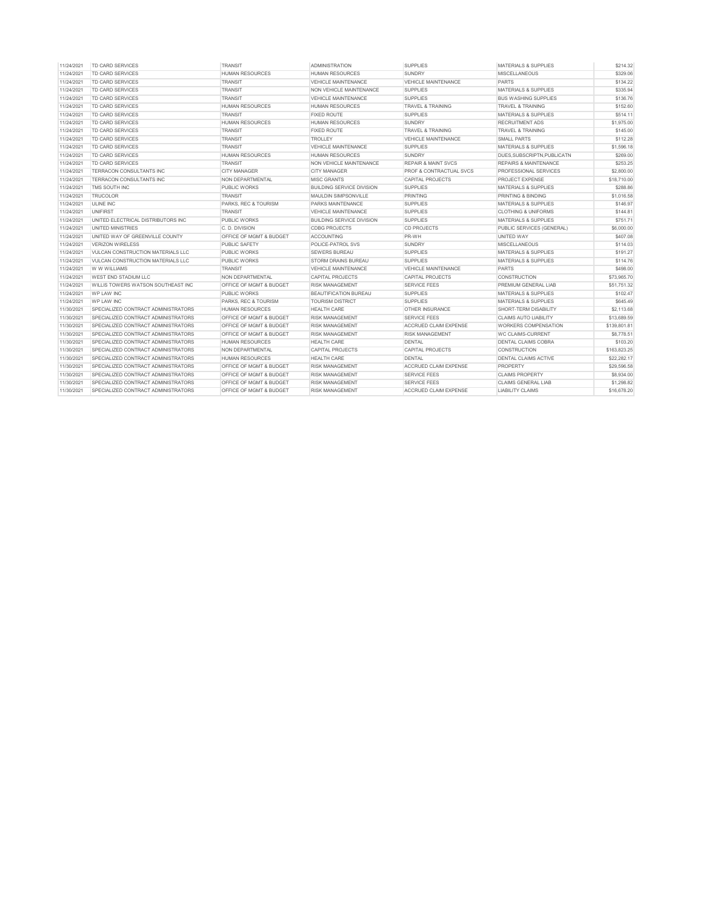| | | | | | | |
|---|---|---|---|---|---|---|
| 11/24/2021 | TD CARD SERVICES | TRANSIT | ADMINISTRATION | SUPPLIES | MATERIALS & SUPPLIES | $214.32 |
| 11/24/2021 | TD CARD SERVICES | HUMAN RESOURCES | HUMAN RESOURCES | SUNDRY | MISCELLANEOUS | $329.06 |
| 11/24/2021 | TD CARD SERVICES | TRANSIT | VEHICLE MAINTENANCE | VEHICLE MAINTENANCE | PARTS | $134.22 |
| 11/24/2021 | TD CARD SERVICES | TRANSIT | NON VEHICLE MAINTENANCE | SUPPLIES | MATERIALS & SUPPLIES | $335.94 |
| 11/24/2021 | TD CARD SERVICES | TRANSIT | VEHICLE MAINTENANCE | SUPPLIES | BUS WASHING SUPPLIES | $136.76 |
| 11/24/2021 | TD CARD SERVICES | HUMAN RESOURCES | HUMAN RESOURCES | TRAVEL & TRAINING | TRAVEL & TRAINING | $152.60 |
| 11/24/2021 | TD CARD SERVICES | TRANSIT | FIXED ROUTE | SUPPLIES | MATERIALS & SUPPLIES | $514.11 |
| 11/24/2021 | TD CARD SERVICES | HUMAN RESOURCES | HUMAN RESOURCES | SUNDRY | RECRUITMENT ADS | $1,975.00 |
| 11/24/2021 | TD CARD SERVICES | TRANSIT | FIXED ROUTE | TRAVEL & TRAINING | TRAVEL & TRAINING | $145.00 |
| 11/24/2021 | TD CARD SERVICES | TRANSIT | TROLLEY | VEHICLE MAINTENANCE | SMALL PARTS | $112.28 |
| 11/24/2021 | TD CARD SERVICES | TRANSIT | VEHICLE MAINTENANCE | SUPPLIES | MATERIALS & SUPPLIES | $1,596.18 |
| 11/24/2021 | TD CARD SERVICES | HUMAN RESOURCES | HUMAN RESOURCES | SUNDRY | DUES,SUBSCRIPTN,PUBLICATN | $269.00 |
| 11/24/2021 | TD CARD SERVICES | TRANSIT | NON VEHICLE MAINTENANCE | REPAIR & MAINT SVCS | REPAIRS & MAINTENANCE | $253.25 |
| 11/24/2021 | TERRACON CONSULTANTS INC | CITY MANAGER | CITY MANAGER | PROF & CONTRACTUAL SVCS | PROFESSIONAL SERVICES | $2,800.00 |
| 11/24/2021 | TERRACON CONSULTANTS INC | NON DEPARTMENTAL | MISC GRANTS | CAPITAL PROJECTS | PROJECT EXPENSE | $18,710.00 |
| 11/24/2021 | TMS SOUTH INC | PUBLIC WORKS | BUILDING SERVICE DIVISION | SUPPLIES | MATERIALS & SUPPLIES | $288.86 |
| 11/24/2021 | TRUCOLOR | TRANSIT | MAULDIN SIMPSONVILLE | PRINTING | PRINTING & BINDING | $1,016.58 |
| 11/24/2021 | ULINE INC | PARKS, REC & TOURISM | PARKS MAINTENANCE | SUPPLIES | MATERIALS & SUPPLIES | $146.97 |
| 11/24/2021 | UNIFIRST | TRANSIT | VEHICLE MAINTENANCE | SUPPLIES | CLOTHING & UNIFORMS | $144.81 |
| 11/24/2021 | UNITED ELECTRICAL DISTRIBUTORS INC | PUBLIC WORKS | BUILDING SERVICE DIVISION | SUPPLIES | MATERIALS & SUPPLIES | $751.71 |
| 11/24/2021 | UNITED MINISTRIES | C. D. DIVISION | CDBG PROJECTS | CD PROJECTS | PUBLIC SERVICES (GENERAL) | $6,000.00 |
| 11/24/2021 | UNITED WAY OF GREENVILLE COUNTY | OFFICE OF MGMT & BUDGET | ACCOUNTING | PR-WH | UNITED WAY | $407.08 |
| 11/24/2021 | VERIZON WIRELESS | PUBLIC SAFETY | POLICE-PATROL SVS | SUNDRY | MISCELLANEOUS | $114.03 |
| 11/24/2021 | VULCAN CONSTRUCTION MATERIALS LLC | PUBLIC WORKS | SEWERS BUREAU | SUPPLIES | MATERIALS & SUPPLIES | $191.27 |
| 11/24/2021 | VULCAN CONSTRUCTION MATERIALS LLC | PUBLIC WORKS | STORM DRAINS BUREAU | SUPPLIES | MATERIALS & SUPPLIES | $114.76 |
| 11/24/2021 | W W WILLIAMS | TRANSIT | VEHICLE MAINTENANCE | VEHICLE MAINTENANCE | PARTS | $498.00 |
| 11/24/2021 | WEST END STADIUM LLC | NON DEPARTMENTAL | CAPITAL PROJECTS | CAPITAL PROJECTS | CONSTRUCTION | $73,965.70 |
| 11/24/2021 | WILLIS TOWERS WATSON SOUTHEAST INC | OFFICE OF MGMT & BUDGET | RISK MANAGEMENT | SERVICE FEES | PREMIUM GENERAL LIAB | $51,751.32 |
| 11/24/2021 | WP LAW INC | PUBLIC WORKS | BEAUTIFICATION BUREAU | SUPPLIES | MATERIALS & SUPPLIES | $102.47 |
| 11/24/2021 | WP LAW INC | PARKS, REC & TOURISM | TOURISM DISTRICT | SUPPLIES | MATERIALS & SUPPLIES | $645.49 |
| 11/30/2021 | SPECIALIZED CONTRACT ADMINISTRATORS | HUMAN RESOURCES | HEALTH CARE | OTHER INSURANCE | SHORT-TERM DISABILITY | $2,113.68 |
| 11/30/2021 | SPECIALIZED CONTRACT ADMINISTRATORS | OFFICE OF MGMT & BUDGET | RISK MANAGEMENT | SERVICE FEES | CLAIMS AUTO LIABILITY | $13,689.59 |
| 11/30/2021 | SPECIALIZED CONTRACT ADMINISTRATORS | OFFICE OF MGMT & BUDGET | RISK MANAGEMENT | ACCRUED CLAIM EXPENSE | WORKERS COMPENSATION | $139,801.81 |
| 11/30/2021 | SPECIALIZED CONTRACT ADMINISTRATORS | OFFICE OF MGMT & BUDGET | RISK MANAGEMENT | RISK MANAGEMENT | WC CLAIMS-CURRENT | $8,778.51 |
| 11/30/2021 | SPECIALIZED CONTRACT ADMINISTRATORS | HUMAN RESOURCES | HEALTH CARE | DENTAL | DENTAL CLAIMS COBRA | $103.20 |
| 11/30/2021 | SPECIALIZED CONTRACT ADMINISTRATORS | NON DEPARTMENTAL | CAPITAL PROJECTS | CAPITAL PROJECTS | CONSTRUCTION | $163,823.25 |
| 11/30/2021 | SPECIALIZED CONTRACT ADMINISTRATORS | HUMAN RESOURCES | HEALTH CARE | DENTAL | DENTAL CLAIMS ACTIVE | $22,282.17 |
| 11/30/2021 | SPECIALIZED CONTRACT ADMINISTRATORS | OFFICE OF MGMT & BUDGET | RISK MANAGEMENT | ACCRUED CLAIM EXPENSE | PROPERTY | $29,596.58 |
| 11/30/2021 | SPECIALIZED CONTRACT ADMINISTRATORS | OFFICE OF MGMT & BUDGET | RISK MANAGEMENT | SERVICE FEES | CLAIMS PROPERTY | $8,934.00 |
| 11/30/2021 | SPECIALIZED CONTRACT ADMINISTRATORS | OFFICE OF MGMT & BUDGET | RISK MANAGEMENT | SERVICE FEES | CLAIMS GENERAL LIAB | $1,298.82 |
| 11/30/2021 | SPECIALIZED CONTRACT ADMINISTRATORS | OFFICE OF MGMT & BUDGET | RISK MANAGEMENT | ACCRUED CLAIM EXPENSE | LIABILITY CLAIMS | $16,678.20 |